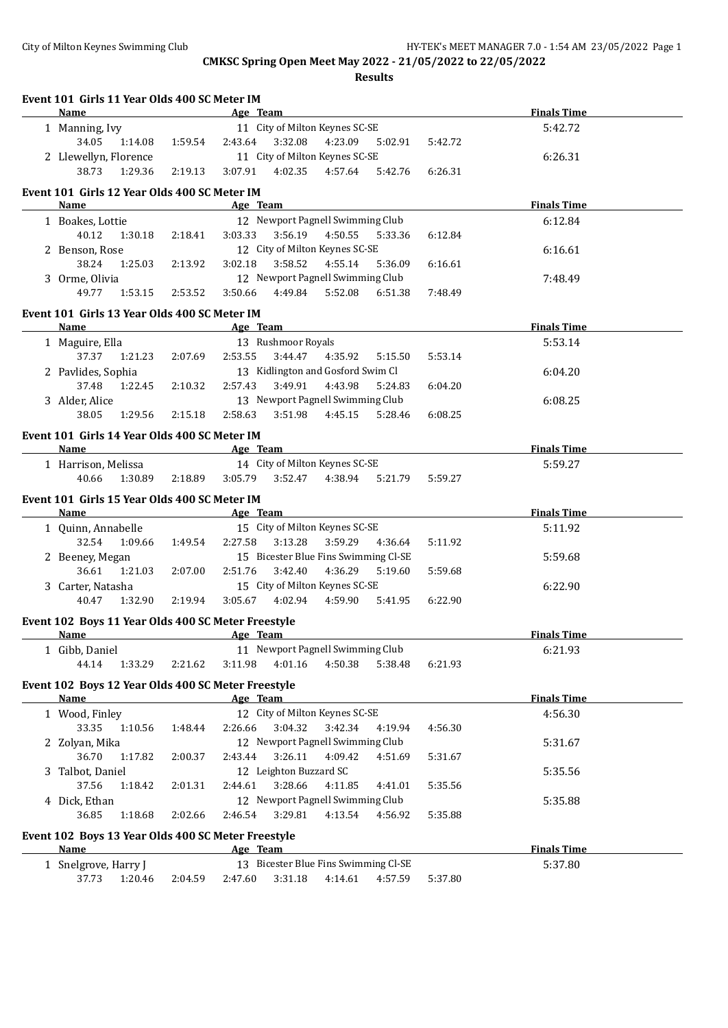# CMKSC Spring Open Meet May 2022 - 21/05/2022 to 22/05/2022

**Results**

### Event 101 Girls 11 Year Olds 400 SC Meter IM

| Name | Age | Team | Finals Time |
|---|---|---|---|
| 1 Manning, Ivy | 11 | City of Milton Keynes SC-SE | 5:42.72 |
| 34.05 1:14.08 1:59.54 2:43.64 3:32.08 4:23.09 5:02.91 5:42.72 | | | |
| 2 Llewellyn, Florence | 11 | City of Milton Keynes SC-SE | 6:26.31 |
| 38.73 1:29.36 2:19.13 3:07.91 4:02.35 4:57.64 5:42.76 6:26.31 | | | |

### Event 101 Girls 12 Year Olds 400 SC Meter IM

| Name | Age | Team | Finals Time |
|---|---|---|---|
| 1 Boakes, Lottie | 12 | Newport Pagnell Swimming Club | 6:12.84 |
| 40.12 1:30.18 2:18.41 3:03.33 3:56.19 4:50.55 5:33.36 6:12.84 | | | |
| 2 Benson, Rose | 12 | City of Milton Keynes SC-SE | 6:16.61 |
| 38.24 1:25.03 2:13.92 3:02.18 3:58.52 4:55.14 5:36.09 6:16.61 | | | |
| 3 Orme, Olivia | 12 | Newport Pagnell Swimming Club | 7:48.49 |
| 49.77 1:53.15 2:53.52 3:50.66 4:49.84 5:52.08 6:51.38 7:48.49 | | | |

### Event 101 Girls 13 Year Olds 400 SC Meter IM

| Name | Age | Team | Finals Time |
|---|---|---|---|
| 1 Maguire, Ella | 13 | Rushmoor Royals | 5:53.14 |
| 37.37 1:21.23 2:07.69 2:53.55 3:44.47 4:35.92 5:15.50 5:53.14 | | | |
| 2 Pavlides, Sophia | 13 | Kidlington and Gosford Swim Cl | 6:04.20 |
| 37.48 1:22.45 2:10.32 2:57.43 3:49.91 4:43.98 5:24.83 6:04.20 | | | |
| 3 Alder, Alice | 13 | Newport Pagnell Swimming Club | 6:08.25 |
| 38.05 1:29.56 2:15.18 2:58.63 3:51.98 4:45.15 5:28.46 6:08.25 | | | |

### Event 101 Girls 14 Year Olds 400 SC Meter IM

| Name | Age | Team | Finals Time |
|---|---|---|---|
| 1 Harrison, Melissa | 14 | City of Milton Keynes SC-SE | 5:59.27 |
| 40.66 1:30.89 2:18.89 3:05.79 3:52.47 4:38.94 5:21.79 5:59.27 | | | |

### Event 101 Girls 15 Year Olds 400 SC Meter IM

| Name | Age | Team | Finals Time |
|---|---|---|---|
| 1 Quinn, Annabelle | 15 | City of Milton Keynes SC-SE | 5:11.92 |
| 32.54 1:09.66 1:49.54 2:27.58 3:13.28 3:59.29 4:36.64 5:11.92 | | | |
| 2 Beeney, Megan | 15 | Bicester Blue Fins Swimming Cl-SE | 5:59.68 |
| 36.61 1:21.03 2:07.00 2:51.76 3:42.40 4:36.29 5:19.60 5:59.68 | | | |
| 3 Carter, Natasha | 15 | City of Milton Keynes SC-SE | 6:22.90 |
| 40.47 1:32.90 2:19.94 3:05.67 4:02.94 4:59.90 5:41.95 6:22.90 | | | |

### Event 102 Boys 11 Year Olds 400 SC Meter Freestyle

| Name | Age | Team | Finals Time |
|---|---|---|---|
| 1 Gibb, Daniel | 11 | Newport Pagnell Swimming Club | 6:21.93 |
| 44.14 1:33.29 2:21.62 3:11.98 4:01.16 4:50.38 5:38.48 6:21.93 | | | |

### Event 102 Boys 12 Year Olds 400 SC Meter Freestyle

| Name | Age | Team | Finals Time |
|---|---|---|---|
| 1 Wood, Finley | 12 | City of Milton Keynes SC-SE | 4:56.30 |
| 33.35 1:10.56 1:48.44 2:26.66 3:04.32 3:42.34 4:19.94 4:56.30 | | | |
| 2 Zolyan, Mika | 12 | Newport Pagnell Swimming Club | 5:31.67 |
| 36.70 1:17.82 2:00.37 2:43.44 3:26.11 4:09.42 4:51.69 5:31.67 | | | |
| 3 Talbot, Daniel | 12 | Leighton Buzzard SC | 5:35.56 |
| 37.56 1:18.42 2:01.31 2:44.61 3:28.66 4:11.85 4:41.01 5:35.56 | | | |
| 4 Dick, Ethan | 12 | Newport Pagnell Swimming Club | 5:35.88 |
| 36.85 1:18.68 2:02.66 2:46.54 3:29.81 4:13.54 4:56.92 5:35.88 | | | |

### Event 102 Boys 13 Year Olds 400 SC Meter Freestyle

| Name | Age | Team | Finals Time |
|---|---|---|---|
| 1 Snelgrove, Harry J | 13 | Bicester Blue Fins Swimming Cl-SE | 5:37.80 |
| 37.73 1:20.46 2:04.59 2:47.60 3:31.18 4:14.61 4:57.59 5:37.80 | | | |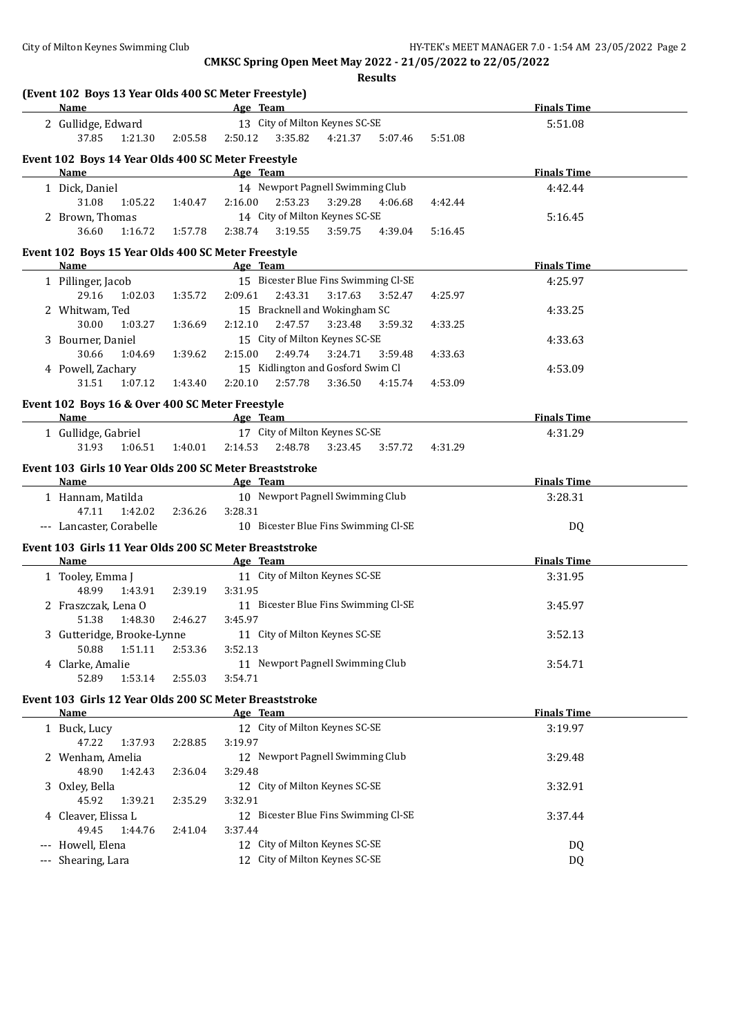**CMKSC Spring Open Meet May 2022 - 21/05/2022 to 22/05/2022**

**Results**

### (Event 102 Boys 13 Year Olds 400 SC Meter Freestyle)

| | Name | Age | Team | Finals Time |
|---|---|---|---|---|
| 2 | Gullidge, Edward | 13 | City of Milton Keynes SC-SE | 5:51.08 |
| | 37.85 1:21.30 2:05.58 2:50.12 3:35.82 4:21.37 5:07.46 5:51.08 | | | |

### Event 102 Boys 14 Year Olds 400 SC Meter Freestyle

| | Name | Age | Team | Finals Time |
|---|---|---|---|---|
| 1 | Dick, Daniel | 14 | Newport Pagnell Swimming Club | 4:42.44 |
| | 31.08 1:05.22 1:40.47 2:16.00 2:53.23 3:29.28 4:06.68 4:42.44 | | | |
| 2 | Brown, Thomas | 14 | City of Milton Keynes SC-SE | 5:16.45 |
| | 36.60 1:16.72 1:57.78 2:38.74 3:19.55 3:59.75 4:39.04 5:16.45 | | | |

### Event 102 Boys 15 Year Olds 400 SC Meter Freestyle

| | Name | Age | Team | Finals Time |
|---|---|---|---|---|
| 1 | Pillinger, Jacob | 15 | Bicester Blue Fins Swimming Cl-SE | 4:25.97 |
| | 29.16 1:02.03 1:35.72 2:09.61 2:43.31 3:17.63 3:52.47 4:25.97 | | | |
| 2 | Whitwam, Ted | 15 | Bracknell and Wokingham SC | 4:33.25 |
| | 30.00 1:03.27 1:36.69 2:12.10 2:47.57 3:23.48 3:59.32 4:33.25 | | | |
| 3 | Bourner, Daniel | 15 | City of Milton Keynes SC-SE | 4:33.63 |
| | 30.66 1:04.69 1:39.62 2:15.00 2:49.74 3:24.71 3:59.48 4:33.63 | | | |
| 4 | Powell, Zachary | 15 | Kidlington and Gosford Swim Cl | 4:53.09 |
| | 31.51 1:07.12 1:43.40 2:20.10 2:57.78 3:36.50 4:15.74 4:53.09 | | | |

### Event 102 Boys 16 & Over 400 SC Meter Freestyle

| | Name | Age | Team | Finals Time |
|---|---|---|---|---|
| 1 | Gullidge, Gabriel | 17 | City of Milton Keynes SC-SE | 4:31.29 |
| | 31.93 1:06.51 1:40.01 2:14.53 2:48.78 3:23.45 3:57.72 4:31.29 | | | |

### Event 103 Girls 10 Year Olds 200 SC Meter Breaststroke

| | Name | Age | Team | Finals Time |
|---|---|---|---|---|
| 1 | Hannam, Matilda | 10 | Newport Pagnell Swimming Club | 3:28.31 |
| | 47.11 1:42.02 2:36.26 3:28.31 | | | |
| --- | Lancaster, Corabelle | 10 | Bicester Blue Fins Swimming Cl-SE | DQ |

### Event 103 Girls 11 Year Olds 200 SC Meter Breaststroke

| | Name | Age | Team | Finals Time |
|---|---|---|---|---|
| 1 | Tooley, Emma J | 11 | City of Milton Keynes SC-SE | 3:31.95 |
| | 48.99 1:43.91 2:39.19 3:31.95 | | | |
| 2 | Fraszczak, Lena O | 11 | Bicester Blue Fins Swimming Cl-SE | 3:45.97 |
| | 51.38 1:48.30 2:46.27 3:45.97 | | | |
| 3 | Gutteridge, Brooke-Lynne | 11 | City of Milton Keynes SC-SE | 3:52.13 |
| | 50.88 1:51.11 2:53.36 3:52.13 | | | |
| 4 | Clarke, Amalie | 11 | Newport Pagnell Swimming Club | 3:54.71 |
| | 52.89 1:53.14 2:55.03 3:54.71 | | | |

### Event 103 Girls 12 Year Olds 200 SC Meter Breaststroke

| | Name | Age | Team | Finals Time |
|---|---|---|---|---|
| 1 | Buck, Lucy | 12 | City of Milton Keynes SC-SE | 3:19.97 |
| | 47.22 1:37.93 2:28.85 3:19.97 | | | |
| 2 | Wenham, Amelia | 12 | Newport Pagnell Swimming Club | 3:29.48 |
| | 48.90 1:42.43 2:36.04 3:29.48 | | | |
| 3 | Oxley, Bella | 12 | City of Milton Keynes SC-SE | 3:32.91 |
| | 45.92 1:39.21 2:35.29 3:32.91 | | | |
| 4 | Cleaver, Elissa L | 12 | Bicester Blue Fins Swimming Cl-SE | 3:37.44 |
| | 49.45 1:44.76 2:41.04 3:37.44 | | | |
| --- | Howell, Elena | 12 | City of Milton Keynes SC-SE | DQ |
| --- | Shearing, Lara | 12 | City of Milton Keynes SC-SE | DQ |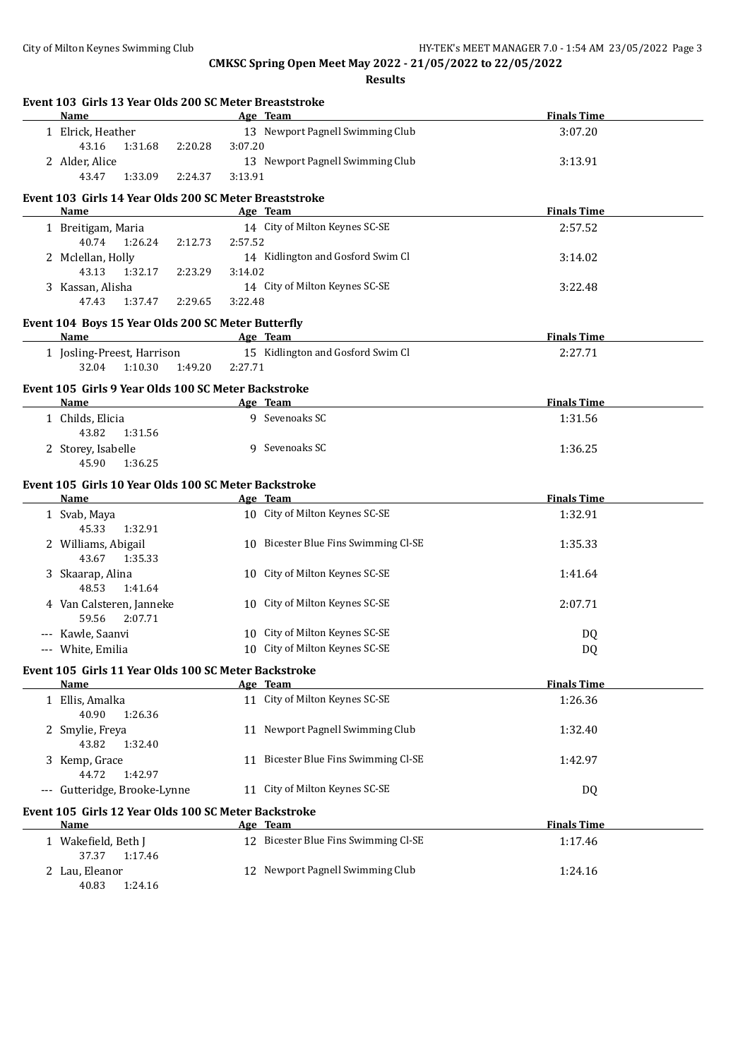**CMKSC Spring Open Meet May 2022 - 21/05/2022 to 22/05/2022**

**Results**

### Event 103 Girls 13 Year Olds 200 SC Meter Breaststroke

| | Name | Age | Team | Finals Time |
|---|---|---|---|---|
| 1 | Elrick, Heather | 13 | Newport Pagnell Swimming Club | 3:07.20 |
| | 43.16 1:31.68 2:20.28 3:07.20 | | | |
| 2 | Alder, Alice | 13 | Newport Pagnell Swimming Club | 3:13.91 |
| | 43.47 1:33.09 2:24.37 3:13.91 | | | |

### Event 103 Girls 14 Year Olds 200 SC Meter Breaststroke

| | Name | Age | Team | Finals Time |
|---|---|---|---|---|
| 1 | Breitigam, Maria | 14 | City of Milton Keynes SC-SE | 2:57.52 |
| | 40.74 1:26.24 2:12.73 2:57.52 | | | |
| 2 | Mclellan, Holly | 14 | Kidlington and Gosford Swim Cl | 3:14.02 |
| | 43.13 1:32.17 2:23.29 3:14.02 | | | |
| 3 | Kassan, Alisha | 14 | City of Milton Keynes SC-SE | 3:22.48 |
| | 47.43 1:37.47 2:29.65 3:22.48 | | | |

### Event 104 Boys 15 Year Olds 200 SC Meter Butterfly

| | Name | Age | Team | Finals Time |
|---|---|---|---|---|
| 1 | Josling-Preest, Harrison | 15 | Kidlington and Gosford Swim Cl | 2:27.71 |
| | 32.04 1:10.30 1:49.20 2:27.71 | | | |

### Event 105 Girls 9 Year Olds 100 SC Meter Backstroke

| | Name | Age | Team | Finals Time |
|---|---|---|---|---|
| 1 | Childs, Elicia | 9 | Sevenoaks SC | 1:31.56 |
| | 43.82 1:31.56 | | | |
| 2 | Storey, Isabelle | 9 | Sevenoaks SC | 1:36.25 |
| | 45.90 1:36.25 | | | |

### Event 105 Girls 10 Year Olds 100 SC Meter Backstroke

| | Name | Age | Team | Finals Time |
|---|---|---|---|---|
| 1 | Svab, Maya | 10 | City of Milton Keynes SC-SE | 1:32.91 |
| | 45.33 1:32.91 | | | |
| 2 | Williams, Abigail | 10 | Bicester Blue Fins Swimming Cl-SE | 1:35.33 |
| | 43.67 1:35.33 | | | |
| 3 | Skaarap, Alina | 10 | City of Milton Keynes SC-SE | 1:41.64 |
| | 48.53 1:41.64 | | | |
| 4 | Van Calsteren, Janneke | 10 | City of Milton Keynes SC-SE | 2:07.71 |
| | 59.56 2:07.71 | | | |
| --- | Kawle, Saanvi | 10 | City of Milton Keynes SC-SE | DQ |
| --- | White, Emilia | 10 | City of Milton Keynes SC-SE | DQ |

### Event 105 Girls 11 Year Olds 100 SC Meter Backstroke

| | Name | Age | Team | Finals Time |
|---|---|---|---|---|
| 1 | Ellis, Amalka | 11 | City of Milton Keynes SC-SE | 1:26.36 |
| | 40.90 1:26.36 | | | |
| 2 | Smylie, Freya | 11 | Newport Pagnell Swimming Club | 1:32.40 |
| | 43.82 1:32.40 | | | |
| 3 | Kemp, Grace | 11 | Bicester Blue Fins Swimming Cl-SE | 1:42.97 |
| | 44.72 1:42.97 | | | |
| --- | Gutteridge, Brooke-Lynne | 11 | City of Milton Keynes SC-SE | DQ |

### Event 105 Girls 12 Year Olds 100 SC Meter Backstroke

| | Name | Age | Team | Finals Time |
|---|---|---|---|---|
| 1 | Wakefield, Beth J | 12 | Bicester Blue Fins Swimming Cl-SE | 1:17.46 |
| | 37.37 1:17.46 | | | |
| 2 | Lau, Eleanor | 12 | Newport Pagnell Swimming Club | 1:24.16 |
| | 40.83 1:24.16 | | | |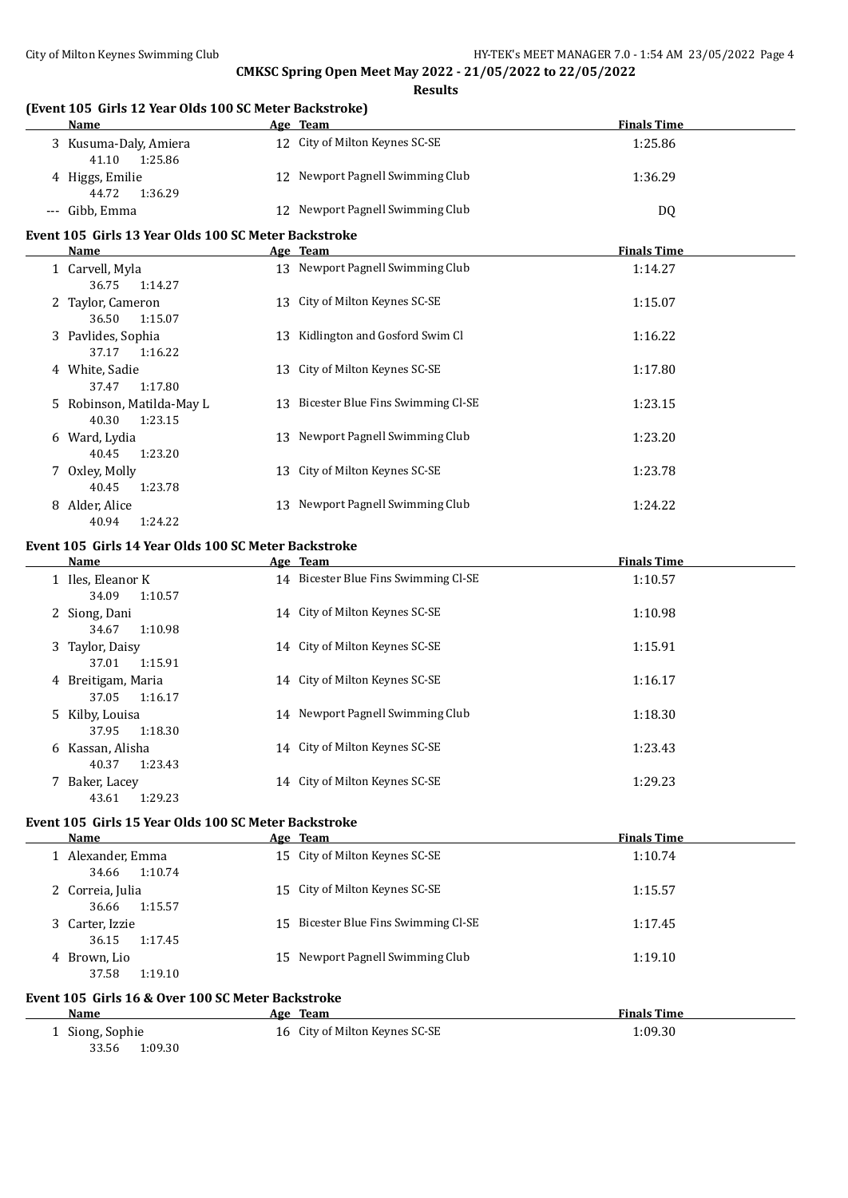**CMKSC Spring Open Meet May 2022 - 21/05/2022 to 22/05/2022**

**Results**

### (Event 105 Girls 12 Year Olds 100 SC Meter Backstroke)

| | Name | Age | Team | Finals Time |
|---|---|---|---|---|
| 3 | Kusuma-Daly, Amiera | 12 | City of Milton Keynes SC-SE | 1:25.86 |
| | 41.10 1:25.86 | | | |
| 4 | Higgs, Emilie | 12 | Newport Pagnell Swimming Club | 1:36.29 |
| | 44.72 1:36.29 | | | |
| --- | Gibb, Emma | 12 | Newport Pagnell Swimming Club | DQ |

### Event 105 Girls 13 Year Olds 100 SC Meter Backstroke

| | Name | Age | Team | Finals Time |
|---|---|---|---|---|
| 1 | Carvell, Myla | 13 | Newport Pagnell Swimming Club | 1:14.27 |
| | 36.75 1:14.27 | | | |
| 2 | Taylor, Cameron | 13 | City of Milton Keynes SC-SE | 1:15.07 |
| | 36.50 1:15.07 | | | |
| 3 | Pavlides, Sophia | 13 | Kidlington and Gosford Swim Cl | 1:16.22 |
| | 37.17 1:16.22 | | | |
| 4 | White, Sadie | 13 | City of Milton Keynes SC-SE | 1:17.80 |
| | 37.47 1:17.80 | | | |
| 5 | Robinson, Matilda-May L | 13 | Bicester Blue Fins Swimming Cl-SE | 1:23.15 |
| | 40.30 1:23.15 | | | |
| 6 | Ward, Lydia | 13 | Newport Pagnell Swimming Club | 1:23.20 |
| | 40.45 1:23.20 | | | |
| 7 | Oxley, Molly | 13 | City of Milton Keynes SC-SE | 1:23.78 |
| | 40.45 1:23.78 | | | |
| 8 | Alder, Alice | 13 | Newport Pagnell Swimming Club | 1:24.22 |
| | 40.94 1:24.22 | | | |

### Event 105 Girls 14 Year Olds 100 SC Meter Backstroke

| | Name | Age | Team | Finals Time |
|---|---|---|---|---|
| 1 | Iles, Eleanor K | 14 | Bicester Blue Fins Swimming Cl-SE | 1:10.57 |
| | 34.09 1:10.57 | | | |
| 2 | Siong, Dani | 14 | City of Milton Keynes SC-SE | 1:10.98 |
| | 34.67 1:10.98 | | | |
| 3 | Taylor, Daisy | 14 | City of Milton Keynes SC-SE | 1:15.91 |
| | 37.01 1:15.91 | | | |
| 4 | Breitigam, Maria | 14 | City of Milton Keynes SC-SE | 1:16.17 |
| | 37.05 1:16.17 | | | |
| 5 | Kilby, Louisa | 14 | Newport Pagnell Swimming Club | 1:18.30 |
| | 37.95 1:18.30 | | | |
| 6 | Kassan, Alisha | 14 | City of Milton Keynes SC-SE | 1:23.43 |
| | 40.37 1:23.43 | | | |
| 7 | Baker, Lacey | 14 | City of Milton Keynes SC-SE | 1:29.23 |
| | 43.61 1:29.23 | | | |

### Event 105 Girls 15 Year Olds 100 SC Meter Backstroke

| | Name | Age | Team | Finals Time |
|---|---|---|---|---|
| 1 | Alexander, Emma | 15 | City of Milton Keynes SC-SE | 1:10.74 |
| | 34.66 1:10.74 | | | |
| 2 | Correia, Julia | 15 | City of Milton Keynes SC-SE | 1:15.57 |
| | 36.66 1:15.57 | | | |
| 3 | Carter, Izzie | 15 | Bicester Blue Fins Swimming Cl-SE | 1:17.45 |
| | 36.15 1:17.45 | | | |
| 4 | Brown, Lio | 15 | Newport Pagnell Swimming Club | 1:19.10 |
| | 37.58 1:19.10 | | | |

### Event 105 Girls 16 & Over 100 SC Meter Backstroke

| | Name | Age | Team | Finals Time |
|---|---|---|---|---|
| 1 | Siong, Sophie | 16 | City of Milton Keynes SC-SE | 1:09.30 |
| | 33.56 1:09.30 | | | |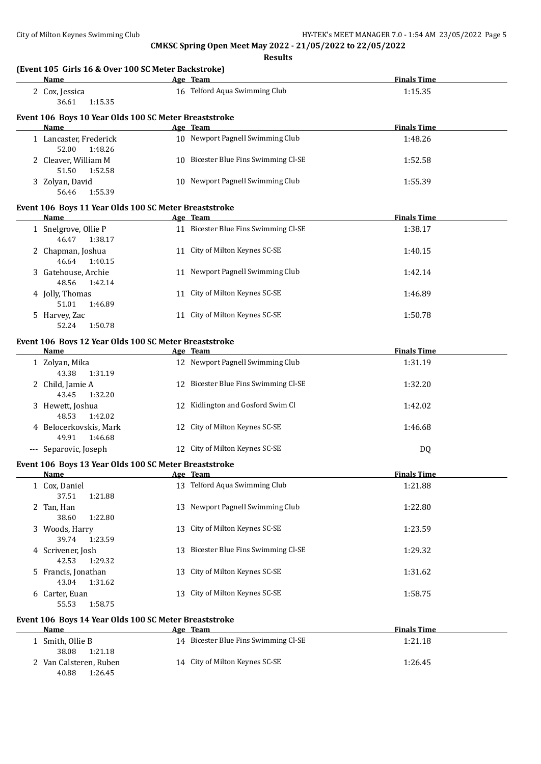**CMKSC Spring Open Meet May 2022 - 21/05/2022 to 22/05/2022**

**Results**

### (Event 105 Girls 16 & Over 100 SC Meter Backstroke)

| | Name | Age | Team | Finals Time |
|---|---|---|---|---|
| 2 | Cox, Jessica | 16 | Telford Aqua Swimming Club | 1:15.35 |
| | 36.61 1:15.35 | | | |

### Event 106 Boys 10 Year Olds 100 SC Meter Breaststroke

| | Name | Age | Team | Finals Time |
|---|---|---|---|---|
| 1 | Lancaster, Frederick | 10 | Newport Pagnell Swimming Club | 1:48.26 |
| | 52.00 1:48.26 | | | |
| 2 | Cleaver, William M | 10 | Bicester Blue Fins Swimming Cl-SE | 1:52.58 |
| | 51.50 1:52.58 | | | |
| 3 | Zolyan, David | 10 | Newport Pagnell Swimming Club | 1:55.39 |
| | 56.46 1:55.39 | | | |

### Event 106 Boys 11 Year Olds 100 SC Meter Breaststroke

| | Name | Age | Team | Finals Time |
|---|---|---|---|---|
| 1 | Snelgrove, Ollie P | 11 | Bicester Blue Fins Swimming Cl-SE | 1:38.17 |
| | 46.47 1:38.17 | | | |
| 2 | Chapman, Joshua | 11 | City of Milton Keynes SC-SE | 1:40.15 |
| | 46.64 1:40.15 | | | |
| 3 | Gatehouse, Archie | 11 | Newport Pagnell Swimming Club | 1:42.14 |
| | 48.56 1:42.14 | | | |
| 4 | Jolly, Thomas | 11 | City of Milton Keynes SC-SE | 1:46.89 |
| | 51.01 1:46.89 | | | |
| 5 | Harvey, Zac | 11 | City of Milton Keynes SC-SE | 1:50.78 |
| | 52.24 1:50.78 | | | |

### Event 106 Boys 12 Year Olds 100 SC Meter Breaststroke

| | Name | Age | Team | Finals Time |
|---|---|---|---|---|
| 1 | Zolyan, Mika | 12 | Newport Pagnell Swimming Club | 1:31.19 |
| | 43.38 1:31.19 | | | |
| 2 | Child, Jamie A | 12 | Bicester Blue Fins Swimming Cl-SE | 1:32.20 |
| | 43.45 1:32.20 | | | |
| 3 | Hewett, Joshua | 12 | Kidlington and Gosford Swim Cl | 1:42.02 |
| | 48.53 1:42.02 | | | |
| 4 | Belocerkovskis, Mark | 12 | City of Milton Keynes SC-SE | 1:46.68 |
| | 49.91 1:46.68 | | | |
| --- | Separovic, Joseph | 12 | City of Milton Keynes SC-SE | DQ |

### Event 106 Boys 13 Year Olds 100 SC Meter Breaststroke

| | Name | Age | Team | Finals Time |
|---|---|---|---|---|
| 1 | Cox, Daniel | 13 | Telford Aqua Swimming Club | 1:21.88 |
| | 37.51 1:21.88 | | | |
| 2 | Tan, Han | 13 | Newport Pagnell Swimming Club | 1:22.80 |
| | 38.60 1:22.80 | | | |
| 3 | Woods, Harry | 13 | City of Milton Keynes SC-SE | 1:23.59 |
| | 39.74 1:23.59 | | | |
| 4 | Scrivener, Josh | 13 | Bicester Blue Fins Swimming Cl-SE | 1:29.32 |
| | 42.53 1:29.32 | | | |
| 5 | Francis, Jonathan | 13 | City of Milton Keynes SC-SE | 1:31.62 |
| | 43.04 1:31.62 | | | |
| 6 | Carter, Euan | 13 | City of Milton Keynes SC-SE | 1:58.75 |
| | 55.53 1:58.75 | | | |

### Event 106 Boys 14 Year Olds 100 SC Meter Breaststroke

| | Name | Age | Team | Finals Time |
|---|---|---|---|---|
| 1 | Smith, Ollie B | 14 | Bicester Blue Fins Swimming Cl-SE | 1:21.18 |
| | 38.08 1:21.18 | | | |
| 2 | Van Calsteren, Ruben | 14 | City of Milton Keynes SC-SE | 1:26.45 |
| | 40.88 1:26.45 | | | |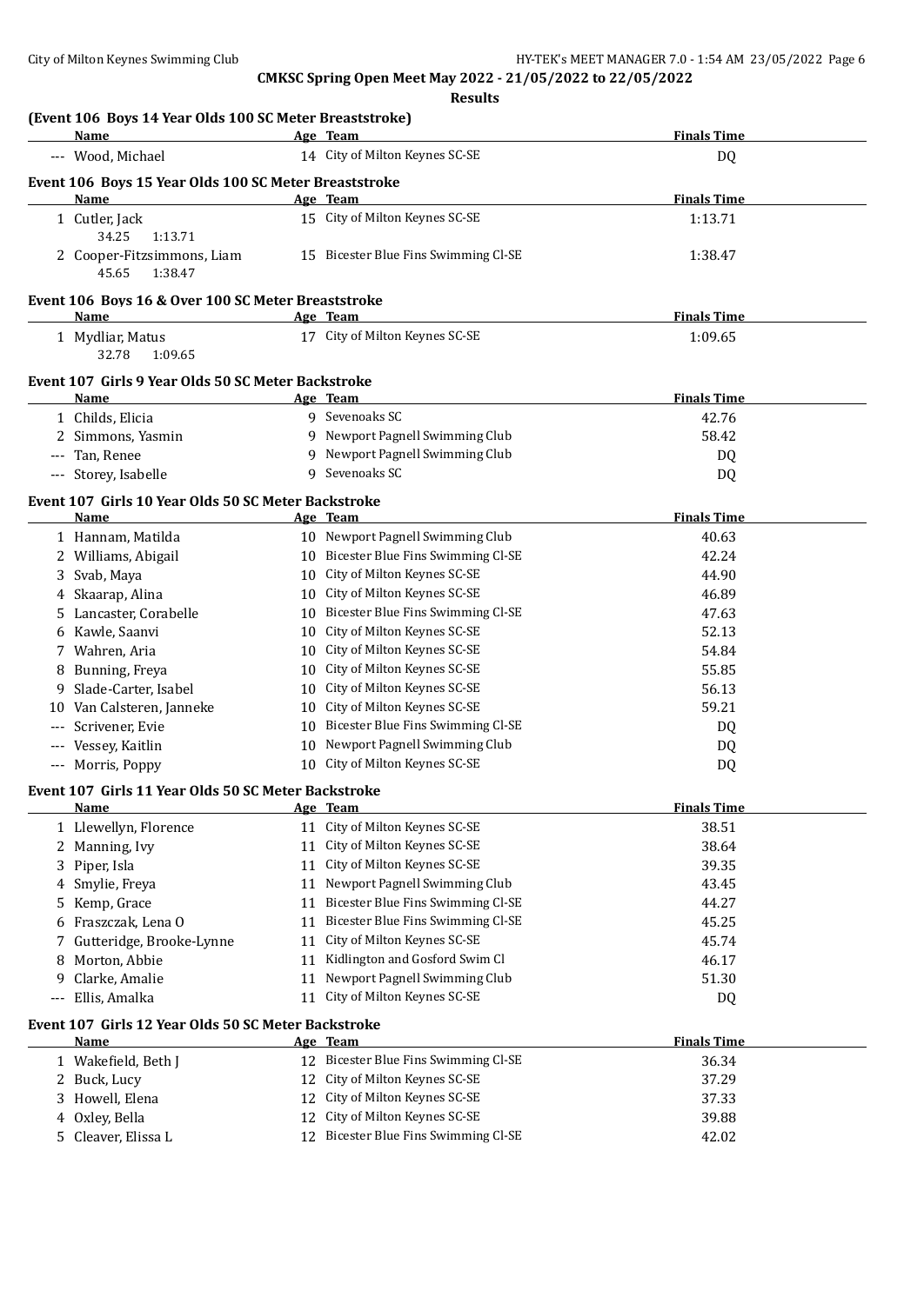CMKSC Spring Open Meet May 2022 - 21/05/2022 to 22/05/2022

**Results**

### (Event 106 Boys 14 Year Olds 100 SC Meter Breaststroke)

| | Name | Age | Team | Finals Time |
|---|---|---|---|---|
| --- | Wood, Michael | 14 | City of Milton Keynes SC-SE | DQ |

### Event 106 Boys 15 Year Olds 100 SC Meter Breaststroke

| | Name | Age | Team | Finals Time |
|---|---|---|---|---|
| 1 | Cutler, Jack | 15 | City of Milton Keynes SC-SE | 1:13.71 |
| | 34.25 1:13.71 | | | |
| 2 | Cooper-Fitzsimmons, Liam | 15 | Bicester Blue Fins Swimming Cl-SE | 1:38.47 |
| | 45.65 1:38.47 | | | |

### Event 106 Boys 16 & Over 100 SC Meter Breaststroke

| | Name | Age | Team | Finals Time |
|---|---|---|---|---|
| 1 | Mydliar, Matus | 17 | City of Milton Keynes SC-SE | 1:09.65 |
| | 32.78 1:09.65 | | | |

### Event 107 Girls 9 Year Olds 50 SC Meter Backstroke

| | Name | Age | Team | Finals Time |
|---|---|---|---|---|
| 1 | Childs, Elicia | 9 | Sevenoaks SC | 42.76 |
| 2 | Simmons, Yasmin | 9 | Newport Pagnell Swimming Club | 58.42 |
| --- | Tan, Renee | 9 | Newport Pagnell Swimming Club | DQ |
| --- | Storey, Isabelle | 9 | Sevenoaks SC | DQ |

### Event 107 Girls 10 Year Olds 50 SC Meter Backstroke

| | Name | Age | Team | Finals Time |
|---|---|---|---|---|
| 1 | Hannam, Matilda | 10 | Newport Pagnell Swimming Club | 40.63 |
| 2 | Williams, Abigail | 10 | Bicester Blue Fins Swimming Cl-SE | 42.24 |
| 3 | Svab, Maya | 10 | City of Milton Keynes SC-SE | 44.90 |
| 4 | Skaarap, Alina | 10 | City of Milton Keynes SC-SE | 46.89 |
| 5 | Lancaster, Corabelle | 10 | Bicester Blue Fins Swimming Cl-SE | 47.63 |
| 6 | Kawle, Saanvi | 10 | City of Milton Keynes SC-SE | 52.13 |
| 7 | Wahren, Aria | 10 | City of Milton Keynes SC-SE | 54.84 |
| 8 | Bunning, Freya | 10 | City of Milton Keynes SC-SE | 55.85 |
| 9 | Slade-Carter, Isabel | 10 | City of Milton Keynes SC-SE | 56.13 |
| 10 | Van Calsteren, Janneke | 10 | City of Milton Keynes SC-SE | 59.21 |
| --- | Scrivener, Evie | 10 | Bicester Blue Fins Swimming Cl-SE | DQ |
| --- | Vessey, Kaitlin | 10 | Newport Pagnell Swimming Club | DQ |
| --- | Morris, Poppy | 10 | City of Milton Keynes SC-SE | DQ |

### Event 107 Girls 11 Year Olds 50 SC Meter Backstroke

| | Name | Age | Team | Finals Time |
|---|---|---|---|---|
| 1 | Llewellyn, Florence | 11 | City of Milton Keynes SC-SE | 38.51 |
| 2 | Manning, Ivy | 11 | City of Milton Keynes SC-SE | 38.64 |
| 3 | Piper, Isla | 11 | City of Milton Keynes SC-SE | 39.35 |
| 4 | Smylie, Freya | 11 | Newport Pagnell Swimming Club | 43.45 |
| 5 | Kemp, Grace | 11 | Bicester Blue Fins Swimming Cl-SE | 44.27 |
| 6 | Fraszczak, Lena O | 11 | Bicester Blue Fins Swimming Cl-SE | 45.25 |
| 7 | Gutteridge, Brooke-Lynne | 11 | City of Milton Keynes SC-SE | 45.74 |
| 8 | Morton, Abbie | 11 | Kidlington and Gosford Swim Cl | 46.17 |
| 9 | Clarke, Amalie | 11 | Newport Pagnell Swimming Club | 51.30 |
| --- | Ellis, Amalka | 11 | City of Milton Keynes SC-SE | DQ |

### Event 107 Girls 12 Year Olds 50 SC Meter Backstroke

| | Name | Age | Team | Finals Time |
|---|---|---|---|---|
| 1 | Wakefield, Beth J | 12 | Bicester Blue Fins Swimming Cl-SE | 36.34 |
| 2 | Buck, Lucy | 12 | City of Milton Keynes SC-SE | 37.29 |
| 3 | Howell, Elena | 12 | City of Milton Keynes SC-SE | 37.33 |
| 4 | Oxley, Bella | 12 | City of Milton Keynes SC-SE | 39.88 |
| 5 | Cleaver, Elissa L | 12 | Bicester Blue Fins Swimming Cl-SE | 42.02 |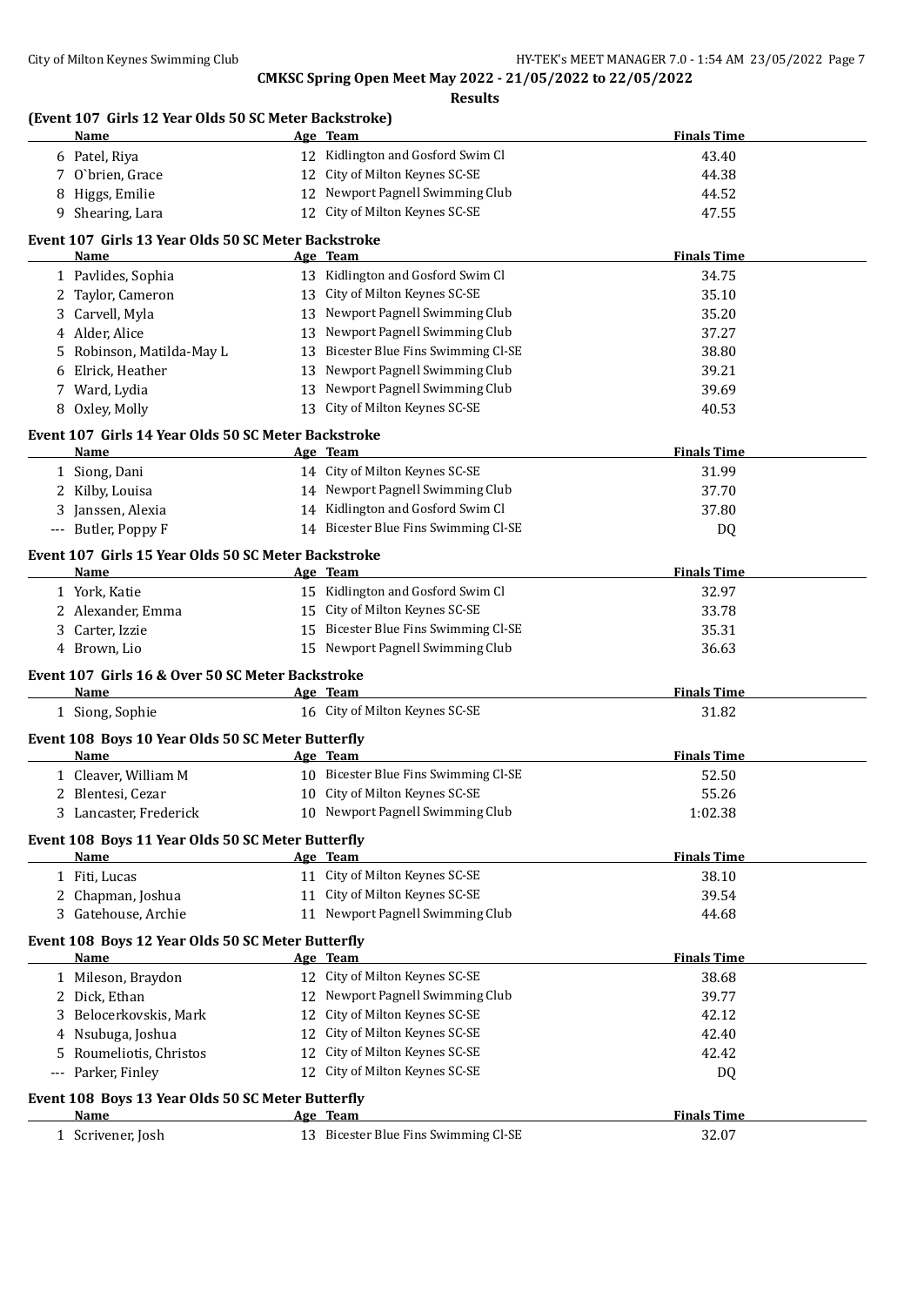**CMKSC Spring Open Meet May 2022 - 21/05/2022 to 22/05/2022**

**Results**

### (Event 107 Girls 12 Year Olds 50 SC Meter Backstroke)

| | Name | Age | Team | Finals Time |
|---|---|---|---|---|
| 6 | Patel, Riya | 12 | Kidlington and Gosford Swim Cl | 43.40 |
| 7 | O`brien, Grace | 12 | City of Milton Keynes SC-SE | 44.38 |
| 8 | Higgs, Emilie | 12 | Newport Pagnell Swimming Club | 44.52 |
| 9 | Shearing, Lara | 12 | City of Milton Keynes SC-SE | 47.55 |

### Event 107 Girls 13 Year Olds 50 SC Meter Backstroke

| | Name | Age | Team | Finals Time |
|---|---|---|---|---|
| 1 | Pavlides, Sophia | 13 | Kidlington and Gosford Swim Cl | 34.75 |
| 2 | Taylor, Cameron | 13 | City of Milton Keynes SC-SE | 35.10 |
| 3 | Carvell, Myla | 13 | Newport Pagnell Swimming Club | 35.20 |
| 4 | Alder, Alice | 13 | Newport Pagnell Swimming Club | 37.27 |
| 5 | Robinson, Matilda-May L | 13 | Bicester Blue Fins Swimming Cl-SE | 38.80 |
| 6 | Elrick, Heather | 13 | Newport Pagnell Swimming Club | 39.21 |
| 7 | Ward, Lydia | 13 | Newport Pagnell Swimming Club | 39.69 |
| 8 | Oxley, Molly | 13 | City of Milton Keynes SC-SE | 40.53 |

### Event 107 Girls 14 Year Olds 50 SC Meter Backstroke

| | Name | Age | Team | Finals Time |
|---|---|---|---|---|
| 1 | Siong, Dani | 14 | City of Milton Keynes SC-SE | 31.99 |
| 2 | Kilby, Louisa | 14 | Newport Pagnell Swimming Club | 37.70 |
| 3 | Janssen, Alexia | 14 | Kidlington and Gosford Swim Cl | 37.80 |
| --- | Butler, Poppy F | 14 | Bicester Blue Fins Swimming Cl-SE | DQ |

### Event 107 Girls 15 Year Olds 50 SC Meter Backstroke

| | Name | Age | Team | Finals Time |
|---|---|---|---|---|
| 1 | York, Katie | 15 | Kidlington and Gosford Swim Cl | 32.97 |
| 2 | Alexander, Emma | 15 | City of Milton Keynes SC-SE | 33.78 |
| 3 | Carter, Izzie | 15 | Bicester Blue Fins Swimming Cl-SE | 35.31 |
| 4 | Brown, Lio | 15 | Newport Pagnell Swimming Club | 36.63 |

### Event 107 Girls 16 & Over 50 SC Meter Backstroke

| | Name | Age | Team | Finals Time |
|---|---|---|---|---|
| 1 | Siong, Sophie | 16 | City of Milton Keynes SC-SE | 31.82 |

### Event 108 Boys 10 Year Olds 50 SC Meter Butterfly

| | Name | Age | Team | Finals Time |
|---|---|---|---|---|
| 1 | Cleaver, William M | 10 | Bicester Blue Fins Swimming Cl-SE | 52.50 |
| 2 | Blentesi, Cezar | 10 | City of Milton Keynes SC-SE | 55.26 |
| 3 | Lancaster, Frederick | 10 | Newport Pagnell Swimming Club | 1:02.38 |

### Event 108 Boys 11 Year Olds 50 SC Meter Butterfly

| | Name | Age | Team | Finals Time |
|---|---|---|---|---|
| 1 | Fiti, Lucas | 11 | City of Milton Keynes SC-SE | 38.10 |
| 2 | Chapman, Joshua | 11 | City of Milton Keynes SC-SE | 39.54 |
| 3 | Gatehouse, Archie | 11 | Newport Pagnell Swimming Club | 44.68 |

### Event 108 Boys 12 Year Olds 50 SC Meter Butterfly

| | Name | Age | Team | Finals Time |
|---|---|---|---|---|
| 1 | Mileson, Braydon | 12 | City of Milton Keynes SC-SE | 38.68 |
| 2 | Dick, Ethan | 12 | Newport Pagnell Swimming Club | 39.77 |
| 3 | Belocerkovskis, Mark | 12 | City of Milton Keynes SC-SE | 42.12 |
| 4 | Nsubuga, Joshua | 12 | City of Milton Keynes SC-SE | 42.40 |
| 5 | Roumeliotis, Christos | 12 | City of Milton Keynes SC-SE | 42.42 |
| --- | Parker, Finley | 12 | City of Milton Keynes SC-SE | DQ |

### Event 108 Boys 13 Year Olds 50 SC Meter Butterfly

| | Name | Age | Team | Finals Time |
|---|---|---|---|---|
| 1 | Scrivener, Josh | 13 | Bicester Blue Fins Swimming Cl-SE | 32.07 |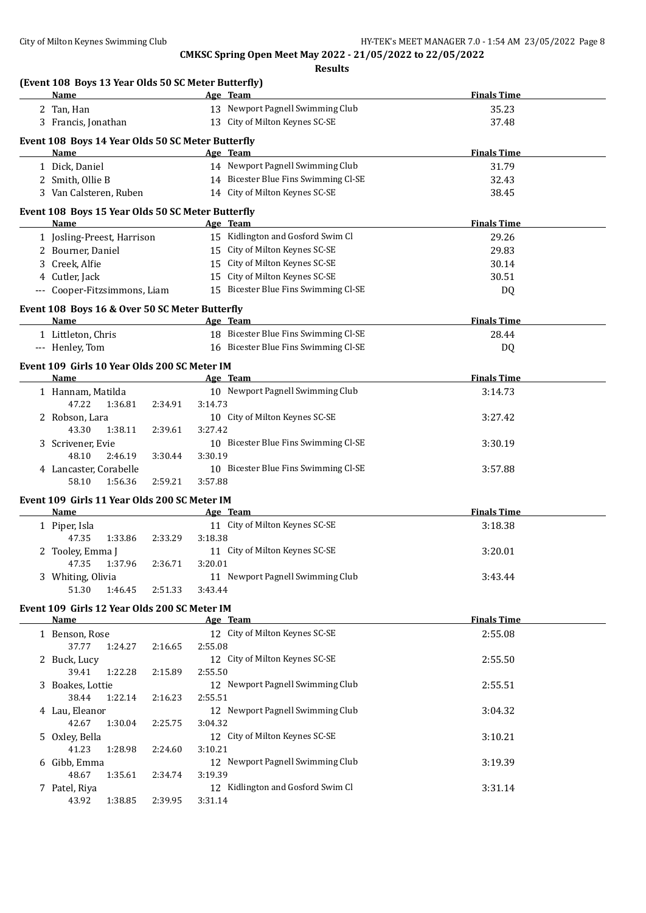**CMKSC Spring Open Meet May 2022 - 21/05/2022 to 22/05/2022**

**Results**

### (Event 108 Boys 13 Year Olds 50 SC Meter Butterfly)

| | Name | Age | Team | Finals Time |
|---|---|---|---|---|
| 2 | Tan, Han | 13 | Newport Pagnell Swimming Club | 35.23 |
| 3 | Francis, Jonathan | 13 | City of Milton Keynes SC-SE | 37.48 |

### Event 108 Boys 14 Year Olds 50 SC Meter Butterfly

| | Name | Age | Team | Finals Time |
|---|---|---|---|---|
| 1 | Dick, Daniel | 14 | Newport Pagnell Swimming Club | 31.79 |
| 2 | Smith, Ollie B | 14 | Bicester Blue Fins Swimming Cl-SE | 32.43 |
| 3 | Van Calsteren, Ruben | 14 | City of Milton Keynes SC-SE | 38.45 |

### Event 108 Boys 15 Year Olds 50 SC Meter Butterfly

| | Name | Age | Team | Finals Time |
|---|---|---|---|---|
| 1 | Josling-Preest, Harrison | 15 | Kidlington and Gosford Swim Cl | 29.26 |
| 2 | Bourner, Daniel | 15 | City of Milton Keynes SC-SE | 29.83 |
| 3 | Creek, Alfie | 15 | City of Milton Keynes SC-SE | 30.14 |
| 4 | Cutler, Jack | 15 | City of Milton Keynes SC-SE | 30.51 |
| --- | Cooper-Fitzsimmons, Liam | 15 | Bicester Blue Fins Swimming Cl-SE | DQ |

### Event 108 Boys 16 & Over 50 SC Meter Butterfly

| | Name | Age | Team | Finals Time |
|---|---|---|---|---|
| 1 | Littleton, Chris | 18 | Bicester Blue Fins Swimming Cl-SE | 28.44 |
| --- | Henley, Tom | 16 | Bicester Blue Fins Swimming Cl-SE | DQ |

### Event 109 Girls 10 Year Olds 200 SC Meter IM

| | Name | Age | Team | Finals Time |
|---|---|---|---|---|
| 1 | Hannam, Matilda | 10 | Newport Pagnell Swimming Club | 3:14.73 |
| | 47.22 1:36.81 2:34.91 3:14.73 | | | |
| 2 | Robson, Lara | 10 | City of Milton Keynes SC-SE | 3:27.42 |
| | 43.30 1:38.11 2:39.61 3:27.42 | | | |
| 3 | Scrivener, Evie | 10 | Bicester Blue Fins Swimming Cl-SE | 3:30.19 |
| | 48.10 2:46.19 3:30.44 3:30.19 | | | |
| 4 | Lancaster, Corabelle | 10 | Bicester Blue Fins Swimming Cl-SE | 3:57.88 |
| | 58.10 1:56.36 2:59.21 3:57.88 | | | |

### Event 109 Girls 11 Year Olds 200 SC Meter IM

| | Name | Age | Team | Finals Time |
|---|---|---|---|---|
| 1 | Piper, Isla | 11 | City of Milton Keynes SC-SE | 3:18.38 |
| | 47.35 1:33.86 2:33.29 3:18.38 | | | |
| 2 | Tooley, Emma J | 11 | City of Milton Keynes SC-SE | 3:20.01 |
| | 47.35 1:37.96 2:36.71 3:20.01 | | | |
| 3 | Whiting, Olivia | 11 | Newport Pagnell Swimming Club | 3:43.44 |
| | 51.30 1:46.45 2:51.33 3:43.44 | | | |

### Event 109 Girls 12 Year Olds 200 SC Meter IM

| | Name | Age | Team | Finals Time |
|---|---|---|---|---|
| 1 | Benson, Rose | 12 | City of Milton Keynes SC-SE | 2:55.08 |
| | 37.77 1:24.27 2:16.65 2:55.08 | | | |
| 2 | Buck, Lucy | 12 | City of Milton Keynes SC-SE | 2:55.50 |
| | 39.41 1:22.28 2:15.89 2:55.50 | | | |
| 3 | Boakes, Lottie | 12 | Newport Pagnell Swimming Club | 2:55.51 |
| | 38.44 1:22.14 2:16.23 2:55.51 | | | |
| 4 | Lau, Eleanor | 12 | Newport Pagnell Swimming Club | 3:04.32 |
| | 42.67 1:30.04 2:25.75 3:04.32 | | | |
| 5 | Oxley, Bella | 12 | City of Milton Keynes SC-SE | 3:10.21 |
| | 41.23 1:28.98 2:24.60 3:10.21 | | | |
| 6 | Gibb, Emma | 12 | Newport Pagnell Swimming Club | 3:19.39 |
| | 48.67 1:35.61 2:34.74 3:19.39 | | | |
| 7 | Patel, Riya | 12 | Kidlington and Gosford Swim Cl | 3:31.14 |
| | 43.92 1:38.85 2:39.95 3:31.14 | | | |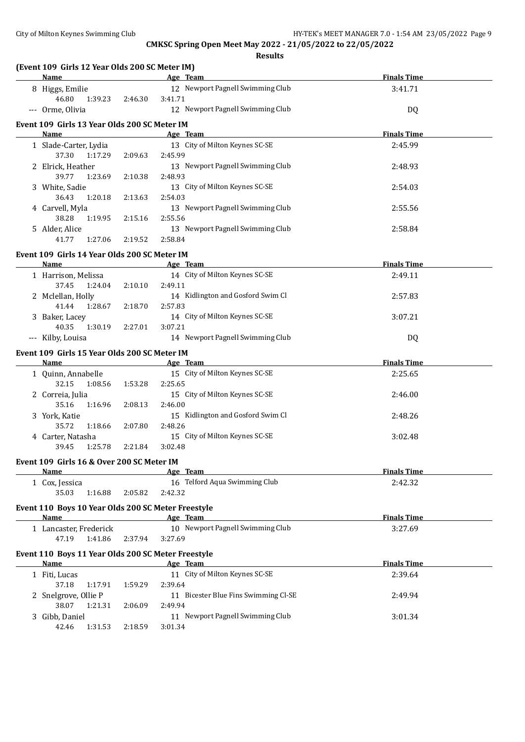# CMKSC Spring Open Meet May 2022 - 21/05/2022 to 22/05/2022

## Results

### (Event 109 Girls 12 Year Olds 200 SC Meter IM)

| Name | Age | Team | Finals Time |
|---|---|---|---|
| 8 Higgs, Emilie | 12 | Newport Pagnell Swimming Club | 3:41.71 |
| 46.80 1:39.23 2:46.30 3:41.71 | | | |
| --- Orme, Olivia | 12 | Newport Pagnell Swimming Club | DQ |

### Event 109 Girls 13 Year Olds 200 SC Meter IM

| Name | Age | Team | Finals Time |
|---|---|---|---|
| 1 Slade-Carter, Lydia | 13 | City of Milton Keynes SC-SE | 2:45.99 |
| 37.30 1:17.29 2:09.63 2:45.99 | | | |
| 2 Elrick, Heather | 13 | Newport Pagnell Swimming Club | 2:48.93 |
| 39.77 1:23.69 2:10.38 2:48.93 | | | |
| 3 White, Sadie | 13 | City of Milton Keynes SC-SE | 2:54.03 |
| 36.43 1:20.18 2:13.63 2:54.03 | | | |
| 4 Carvell, Myla | 13 | Newport Pagnell Swimming Club | 2:55.56 |
| 38.28 1:19.95 2:15.16 2:55.56 | | | |
| 5 Alder, Alice | 13 | Newport Pagnell Swimming Club | 2:58.84 |
| 41.77 1:27.06 2:19.52 2:58.84 | | | |

### Event 109 Girls 14 Year Olds 200 SC Meter IM

| Name | Age | Team | Finals Time |
|---|---|---|---|
| 1 Harrison, Melissa | 14 | City of Milton Keynes SC-SE | 2:49.11 |
| 37.45 1:24.04 2:10.10 2:49.11 | | | |
| 2 Mclellan, Holly | 14 | Kidlington and Gosford Swim Cl | 2:57.83 |
| 41.44 1:28.67 2:18.70 2:57.83 | | | |
| 3 Baker, Lacey | 14 | City of Milton Keynes SC-SE | 3:07.21 |
| 40.35 1:30.19 2:27.01 3:07.21 | | | |
| --- Kilby, Louisa | 14 | Newport Pagnell Swimming Club | DQ |

### Event 109 Girls 15 Year Olds 200 SC Meter IM

| Name | Age | Team | Finals Time |
|---|---|---|---|
| 1 Quinn, Annabelle | 15 | City of Milton Keynes SC-SE | 2:25.65 |
| 32.15 1:08.56 1:53.28 2:25.65 | | | |
| 2 Correia, Julia | 15 | City of Milton Keynes SC-SE | 2:46.00 |
| 35.16 1:16.96 2:08.13 2:46.00 | | | |
| 3 York, Katie | 15 | Kidlington and Gosford Swim Cl | 2:48.26 |
| 35.72 1:18.66 2:07.80 2:48.26 | | | |
| 4 Carter, Natasha | 15 | City of Milton Keynes SC-SE | 3:02.48 |
| 39.45 1:25.78 2:21.84 3:02.48 | | | |

### Event 109 Girls 16 & Over 200 SC Meter IM

| Name | Age | Team | Finals Time |
|---|---|---|---|
| 1 Cox, Jessica | 16 | Telford Aqua Swimming Club | 2:42.32 |
| 35.03 1:16.88 2:05.82 2:42.32 | | | |

### Event 110 Boys 10 Year Olds 200 SC Meter Freestyle

| Name | Age | Team | Finals Time |
|---|---|---|---|
| 1 Lancaster, Frederick | 10 | Newport Pagnell Swimming Club | 3:27.69 |
| 47.19 1:41.86 2:37.94 3:27.69 | | | |

### Event 110 Boys 11 Year Olds 200 SC Meter Freestyle

| Name | Age | Team | Finals Time |
|---|---|---|---|
| 1 Fiti, Lucas | 11 | City of Milton Keynes SC-SE | 2:39.64 |
| 37.18 1:17.91 1:59.29 2:39.64 | | | |
| 2 Snelgrove, Ollie P | 11 | Bicester Blue Fins Swimming Cl-SE | 2:49.94 |
| 38.07 1:21.31 2:06.09 2:49.94 | | | |
| 3 Gibb, Daniel | 11 | Newport Pagnell Swimming Club | 3:01.34 |
| 42.46 1:31.53 2:18.59 3:01.34 | | | |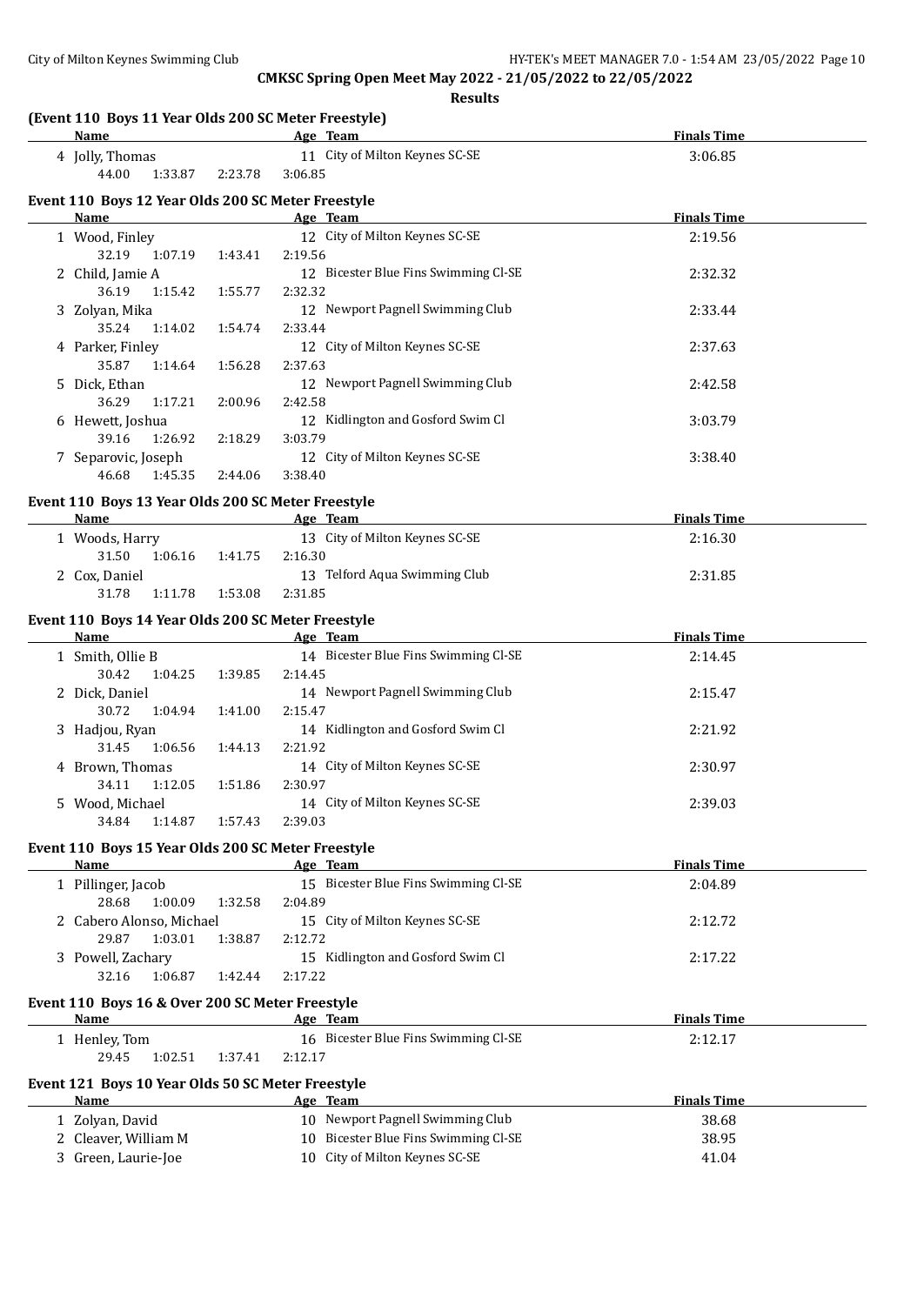**CMKSC Spring Open Meet May 2022 - 21/05/2022 to 22/05/2022**

**Results**

### (Event 110 Boys 11 Year Olds 200 SC Meter Freestyle)

| | Name | Age | Team | Finals Time |
|---|---|---|---|---|
| 4 | Jolly, Thomas | 11 | City of Milton Keynes SC-SE | 3:06.85 |
| | 44.00 1:33.87 2:23.78 3:06.85 | | | |

### Event 110 Boys 12 Year Olds 200 SC Meter Freestyle

| | Name | Age | Team | Finals Time |
|---|---|---|---|---|
| 1 | Wood, Finley | 12 | City of Milton Keynes SC-SE | 2:19.56 |
| | 32.19 1:07.19 1:43.41 2:19.56 | | | |
| 2 | Child, Jamie A | 12 | Bicester Blue Fins Swimming Cl-SE | 2:32.32 |
| | 36.19 1:15.42 1:55.77 2:32.32 | | | |
| 3 | Zolyan, Mika | 12 | Newport Pagnell Swimming Club | 2:33.44 |
| | 35.24 1:14.02 1:54.74 2:33.44 | | | |
| 4 | Parker, Finley | 12 | City of Milton Keynes SC-SE | 2:37.63 |
| | 35.87 1:14.64 1:56.28 2:37.63 | | | |
| 5 | Dick, Ethan | 12 | Newport Pagnell Swimming Club | 2:42.58 |
| | 36.29 1:17.21 2:00.96 2:42.58 | | | |
| 6 | Hewett, Joshua | 12 | Kidlington and Gosford Swim Cl | 3:03.79 |
| | 39.16 1:26.92 2:18.29 3:03.79 | | | |
| 7 | Separovic, Joseph | 12 | City of Milton Keynes SC-SE | 3:38.40 |
| | 46.68 1:45.35 2:44.06 3:38.40 | | | |

### Event 110 Boys 13 Year Olds 200 SC Meter Freestyle

| | Name | Age | Team | Finals Time |
|---|---|---|---|---|
| 1 | Woods, Harry | 13 | City of Milton Keynes SC-SE | 2:16.30 |
| | 31.50 1:06.16 1:41.75 2:16.30 | | | |
| 2 | Cox, Daniel | 13 | Telford Aqua Swimming Club | 2:31.85 |
| | 31.78 1:11.78 1:53.08 2:31.85 | | | |

### Event 110 Boys 14 Year Olds 200 SC Meter Freestyle

| | Name | Age | Team | Finals Time |
|---|---|---|---|---|
| 1 | Smith, Ollie B | 14 | Bicester Blue Fins Swimming Cl-SE | 2:14.45 |
| | 30.42 1:04.25 1:39.85 2:14.45 | | | |
| 2 | Dick, Daniel | 14 | Newport Pagnell Swimming Club | 2:15.47 |
| | 30.72 1:04.94 1:41.00 2:15.47 | | | |
| 3 | Hadjou, Ryan | 14 | Kidlington and Gosford Swim Cl | 2:21.92 |
| | 31.45 1:06.56 1:44.13 2:21.92 | | | |
| 4 | Brown, Thomas | 14 | City of Milton Keynes SC-SE | 2:30.97 |
| | 34.11 1:12.05 1:51.86 2:30.97 | | | |
| 5 | Wood, Michael | 14 | City of Milton Keynes SC-SE | 2:39.03 |
| | 34.84 1:14.87 1:57.43 2:39.03 | | | |

### Event 110 Boys 15 Year Olds 200 SC Meter Freestyle

| | Name | Age | Team | Finals Time |
|---|---|---|---|---|
| 1 | Pillinger, Jacob | 15 | Bicester Blue Fins Swimming Cl-SE | 2:04.89 |
| | 28.68 1:00.09 1:32.58 2:04.89 | | | |
| 2 | Cabero Alonso, Michael | 15 | City of Milton Keynes SC-SE | 2:12.72 |
| | 29.87 1:03.01 1:38.87 2:12.72 | | | |
| 3 | Powell, Zachary | 15 | Kidlington and Gosford Swim Cl | 2:17.22 |
| | 32.16 1:06.87 1:42.44 2:17.22 | | | |

### Event 110 Boys 16 & Over 200 SC Meter Freestyle

| | Name | Age | Team | Finals Time |
|---|---|---|---|---|
| 1 | Henley, Tom | 16 | Bicester Blue Fins Swimming Cl-SE | 2:12.17 |
| | 29.45 1:02.51 1:37.41 2:12.17 | | | |

### Event 121 Boys 10 Year Olds 50 SC Meter Freestyle

| | Name | Age | Team | Finals Time |
|---|---|---|---|---|
| 1 | Zolyan, David | 10 | Newport Pagnell Swimming Club | 38.68 |
| 2 | Cleaver, William M | 10 | Bicester Blue Fins Swimming Cl-SE | 38.95 |
| 3 | Green, Laurie-Joe | 10 | City of Milton Keynes SC-SE | 41.04 |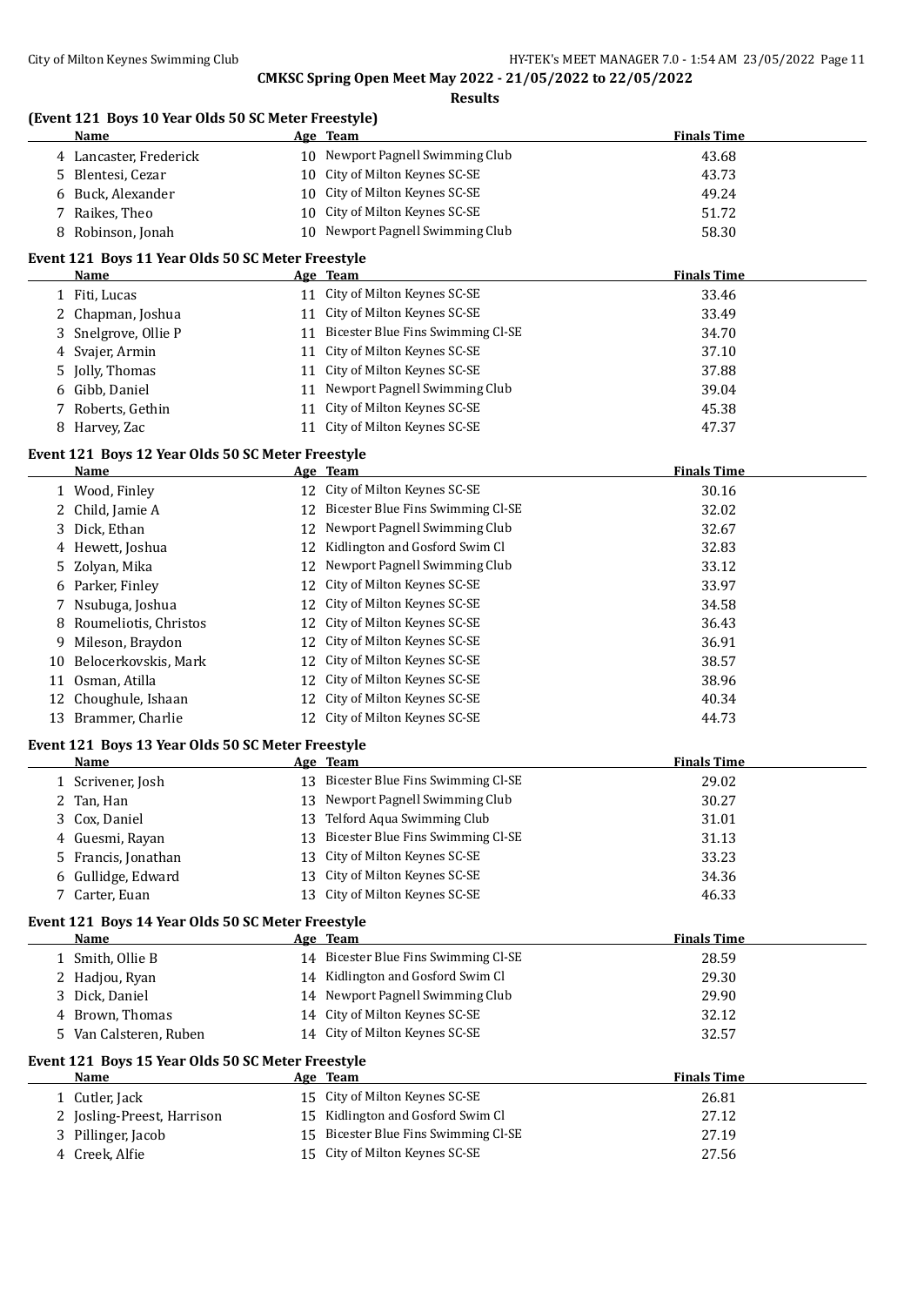**CMKSC Spring Open Meet May 2022 - 21/05/2022 to 22/05/2022**

**Results**

### (Event 121 Boys 10 Year Olds 50 SC Meter Freestyle)

| | Name | Age | Team | Finals Time |
|---|---|---|---|---|
| 4 | Lancaster, Frederick | 10 | Newport Pagnell Swimming Club | 43.68 |
| 5 | Blentesi, Cezar | 10 | City of Milton Keynes SC-SE | 43.73 |
| 6 | Buck, Alexander | 10 | City of Milton Keynes SC-SE | 49.24 |
| 7 | Raikes, Theo | 10 | City of Milton Keynes SC-SE | 51.72 |
| 8 | Robinson, Jonah | 10 | Newport Pagnell Swimming Club | 58.30 |

### Event 121 Boys 11 Year Olds 50 SC Meter Freestyle

| | Name | Age | Team | Finals Time |
|---|---|---|---|---|
| 1 | Fiti, Lucas | 11 | City of Milton Keynes SC-SE | 33.46 |
| 2 | Chapman, Joshua | 11 | City of Milton Keynes SC-SE | 33.49 |
| 3 | Snelgrove, Ollie P | 11 | Bicester Blue Fins Swimming Cl-SE | 34.70 |
| 4 | Svajer, Armin | 11 | City of Milton Keynes SC-SE | 37.10 |
| 5 | Jolly, Thomas | 11 | City of Milton Keynes SC-SE | 37.88 |
| 6 | Gibb, Daniel | 11 | Newport Pagnell Swimming Club | 39.04 |
| 7 | Roberts, Gethin | 11 | City of Milton Keynes SC-SE | 45.38 |
| 8 | Harvey, Zac | 11 | City of Milton Keynes SC-SE | 47.37 |

### Event 121 Boys 12 Year Olds 50 SC Meter Freestyle

| | Name | Age | Team | Finals Time |
|---|---|---|---|---|
| 1 | Wood, Finley | 12 | City of Milton Keynes SC-SE | 30.16 |
| 2 | Child, Jamie A | 12 | Bicester Blue Fins Swimming Cl-SE | 32.02 |
| 3 | Dick, Ethan | 12 | Newport Pagnell Swimming Club | 32.67 |
| 4 | Hewett, Joshua | 12 | Kidlington and Gosford Swim Cl | 32.83 |
| 5 | Zolyan, Mika | 12 | Newport Pagnell Swimming Club | 33.12 |
| 6 | Parker, Finley | 12 | City of Milton Keynes SC-SE | 33.97 |
| 7 | Nsubuga, Joshua | 12 | City of Milton Keynes SC-SE | 34.58 |
| 8 | Roumeliotis, Christos | 12 | City of Milton Keynes SC-SE | 36.43 |
| 9 | Mileson, Braydon | 12 | City of Milton Keynes SC-SE | 36.91 |
| 10 | Belocerkovskis, Mark | 12 | City of Milton Keynes SC-SE | 38.57 |
| 11 | Osman, Atilla | 12 | City of Milton Keynes SC-SE | 38.96 |
| 12 | Choughule, Ishaan | 12 | City of Milton Keynes SC-SE | 40.34 |
| 13 | Brammer, Charlie | 12 | City of Milton Keynes SC-SE | 44.73 |

### Event 121 Boys 13 Year Olds 50 SC Meter Freestyle

| | Name | Age | Team | Finals Time |
|---|---|---|---|---|
| 1 | Scrivener, Josh | 13 | Bicester Blue Fins Swimming Cl-SE | 29.02 |
| 2 | Tan, Han | 13 | Newport Pagnell Swimming Club | 30.27 |
| 3 | Cox, Daniel | 13 | Telford Aqua Swimming Club | 31.01 |
| 4 | Guesmi, Rayan | 13 | Bicester Blue Fins Swimming Cl-SE | 31.13 |
| 5 | Francis, Jonathan | 13 | City of Milton Keynes SC-SE | 33.23 |
| 6 | Gullidge, Edward | 13 | City of Milton Keynes SC-SE | 34.36 |
| 7 | Carter, Euan | 13 | City of Milton Keynes SC-SE | 46.33 |

### Event 121 Boys 14 Year Olds 50 SC Meter Freestyle

| | Name | Age | Team | Finals Time |
|---|---|---|---|---|
| 1 | Smith, Ollie B | 14 | Bicester Blue Fins Swimming Cl-SE | 28.59 |
| 2 | Hadjou, Ryan | 14 | Kidlington and Gosford Swim Cl | 29.30 |
| 3 | Dick, Daniel | 14 | Newport Pagnell Swimming Club | 29.90 |
| 4 | Brown, Thomas | 14 | City of Milton Keynes SC-SE | 32.12 |
| 5 | Van Calsteren, Ruben | 14 | City of Milton Keynes SC-SE | 32.57 |

### Event 121 Boys 15 Year Olds 50 SC Meter Freestyle

| | Name | Age | Team | Finals Time |
|---|---|---|---|---|
| 1 | Cutler, Jack | 15 | City of Milton Keynes SC-SE | 26.81 |
| 2 | Josling-Preest, Harrison | 15 | Kidlington and Gosford Swim Cl | 27.12 |
| 3 | Pillinger, Jacob | 15 | Bicester Blue Fins Swimming Cl-SE | 27.19 |
| 4 | Creek, Alfie | 15 | City of Milton Keynes SC-SE | 27.56 |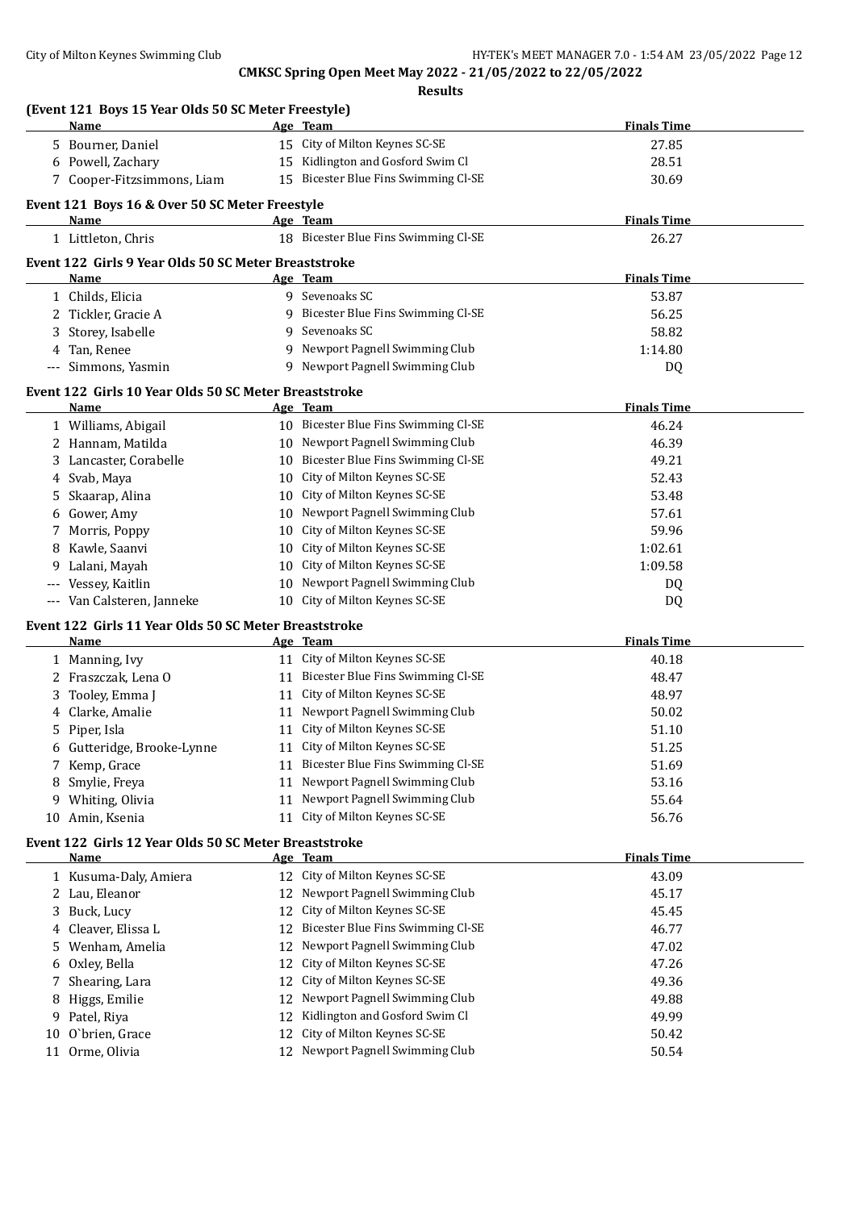## CMKSC Spring Open Meet May 2022 - 21/05/2022 to 22/05/2022

### Results

#### (Event 121 Boys 15 Year Olds 50 SC Meter Freestyle)

| | Name | Age | Team | Finals Time |
|---|---|---|---|---|
| 5 | Bourner, Daniel | 15 | City of Milton Keynes SC-SE | 27.85 |
| 6 | Powell, Zachary | 15 | Kidlington and Gosford Swim Cl | 28.51 |
| 7 | Cooper-Fitzsimmons, Liam | 15 | Bicester Blue Fins Swimming Cl-SE | 30.69 |

#### Event 121 Boys 16 & Over 50 SC Meter Freestyle

| | Name | Age | Team | Finals Time |
|---|---|---|---|---|
| 1 | Littleton, Chris | 18 | Bicester Blue Fins Swimming Cl-SE | 26.27 |

#### Event 122 Girls 9 Year Olds 50 SC Meter Breaststroke

| | Name | Age | Team | Finals Time |
|---|---|---|---|---|
| 1 | Childs, Elicia | 9 | Sevenoaks SC | 53.87 |
| 2 | Tickler, Gracie A | 9 | Bicester Blue Fins Swimming Cl-SE | 56.25 |
| 3 | Storey, Isabelle | 9 | Sevenoaks SC | 58.82 |
| 4 | Tan, Renee | 9 | Newport Pagnell Swimming Club | 1:14.80 |
| --- | Simmons, Yasmin | 9 | Newport Pagnell Swimming Club | DQ |

#### Event 122 Girls 10 Year Olds 50 SC Meter Breaststroke

| | Name | Age | Team | Finals Time |
|---|---|---|---|---|
| 1 | Williams, Abigail | 10 | Bicester Blue Fins Swimming Cl-SE | 46.24 |
| 2 | Hannam, Matilda | 10 | Newport Pagnell Swimming Club | 46.39 |
| 3 | Lancaster, Corabelle | 10 | Bicester Blue Fins Swimming Cl-SE | 49.21 |
| 4 | Svab, Maya | 10 | City of Milton Keynes SC-SE | 52.43 |
| 5 | Skaarap, Alina | 10 | City of Milton Keynes SC-SE | 53.48 |
| 6 | Gower, Amy | 10 | Newport Pagnell Swimming Club | 57.61 |
| 7 | Morris, Poppy | 10 | City of Milton Keynes SC-SE | 59.96 |
| 8 | Kawle, Saanvi | 10 | City of Milton Keynes SC-SE | 1:02.61 |
| 9 | Lalani, Mayah | 10 | City of Milton Keynes SC-SE | 1:09.58 |
| --- | Vessey, Kaitlin | 10 | Newport Pagnell Swimming Club | DQ |
| --- | Van Calsteren, Janneke | 10 | City of Milton Keynes SC-SE | DQ |

#### Event 122 Girls 11 Year Olds 50 SC Meter Breaststroke

| | Name | Age | Team | Finals Time |
|---|---|---|---|---|
| 1 | Manning, Ivy | 11 | City of Milton Keynes SC-SE | 40.18 |
| 2 | Fraszczak, Lena O | 11 | Bicester Blue Fins Swimming Cl-SE | 48.47 |
| 3 | Tooley, Emma J | 11 | City of Milton Keynes SC-SE | 48.97 |
| 4 | Clarke, Amalie | 11 | Newport Pagnell Swimming Club | 50.02 |
| 5 | Piper, Isla | 11 | City of Milton Keynes SC-SE | 51.10 |
| 6 | Gutteridge, Brooke-Lynne | 11 | City of Milton Keynes SC-SE | 51.25 |
| 7 | Kemp, Grace | 11 | Bicester Blue Fins Swimming Cl-SE | 51.69 |
| 8 | Smylie, Freya | 11 | Newport Pagnell Swimming Club | 53.16 |
| 9 | Whiting, Olivia | 11 | Newport Pagnell Swimming Club | 55.64 |
| 10 | Amin, Ksenia | 11 | City of Milton Keynes SC-SE | 56.76 |

#### Event 122 Girls 12 Year Olds 50 SC Meter Breaststroke

| | Name | Age | Team | Finals Time |
|---|---|---|---|---|
| 1 | Kusuma-Daly, Amiera | 12 | City of Milton Keynes SC-SE | 43.09 |
| 2 | Lau, Eleanor | 12 | Newport Pagnell Swimming Club | 45.17 |
| 3 | Buck, Lucy | 12 | City of Milton Keynes SC-SE | 45.45 |
| 4 | Cleaver, Elissa L | 12 | Bicester Blue Fins Swimming Cl-SE | 46.77 |
| 5 | Wenham, Amelia | 12 | Newport Pagnell Swimming Club | 47.02 |
| 6 | Oxley, Bella | 12 | City of Milton Keynes SC-SE | 47.26 |
| 7 | Shearing, Lara | 12 | City of Milton Keynes SC-SE | 49.36 |
| 8 | Higgs, Emilie | 12 | Newport Pagnell Swimming Club | 49.88 |
| 9 | Patel, Riya | 12 | Kidlington and Gosford Swim Cl | 49.99 |
| 10 | O`brien, Grace | 12 | City of Milton Keynes SC-SE | 50.42 |
| 11 | Orme, Olivia | 12 | Newport Pagnell Swimming Club | 50.54 |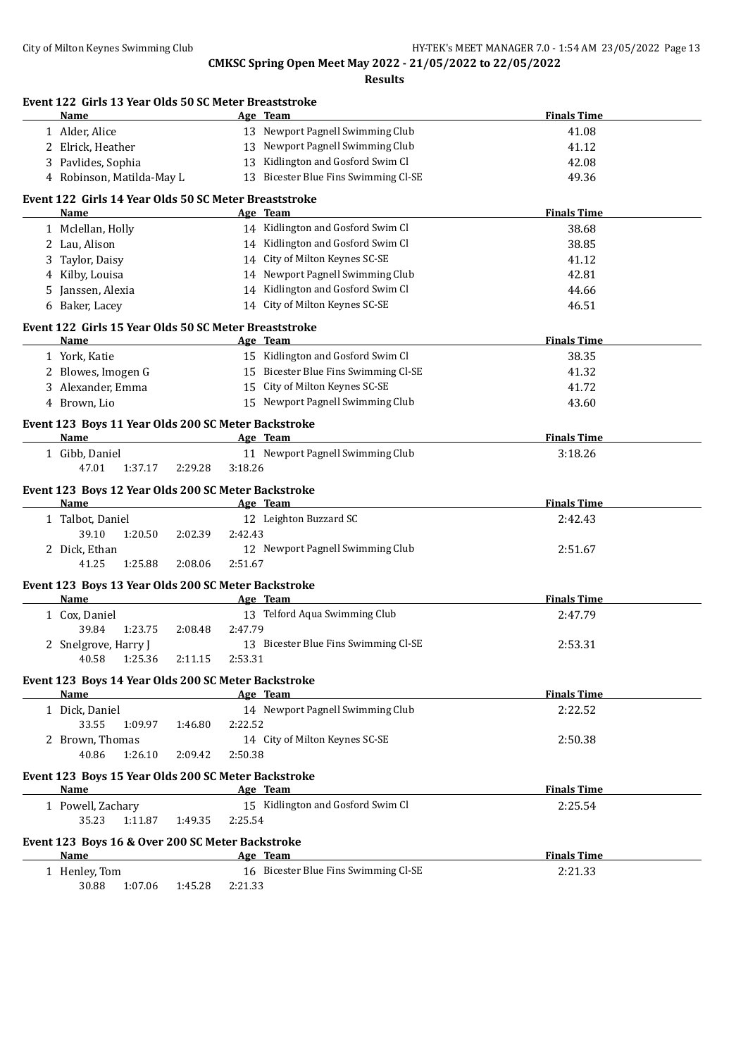**CMKSC Spring Open Meet May 2022 - 21/05/2022 to 22/05/2022**

**Results**

### Event 122 Girls 13 Year Olds 50 SC Meter Breaststroke

| | Name | Age | Team | Finals Time |
|---|---|---|---|---|
| 1 | Alder, Alice | 13 | Newport Pagnell Swimming Club | 41.08 |
| 2 | Elrick, Heather | 13 | Newport Pagnell Swimming Club | 41.12 |
| 3 | Pavlides, Sophia | 13 | Kidlington and Gosford Swim Cl | 42.08 |
| 4 | Robinson, Matilda-May L | 13 | Bicester Blue Fins Swimming Cl-SE | 49.36 |

### Event 122 Girls 14 Year Olds 50 SC Meter Breaststroke

| | Name | Age | Team | Finals Time |
|---|---|---|---|---|
| 1 | Mclellan, Holly | 14 | Kidlington and Gosford Swim Cl | 38.68 |
| 2 | Lau, Alison | 14 | Kidlington and Gosford Swim Cl | 38.85 |
| 3 | Taylor, Daisy | 14 | City of Milton Keynes SC-SE | 41.12 |
| 4 | Kilby, Louisa | 14 | Newport Pagnell Swimming Club | 42.81 |
| 5 | Janssen, Alexia | 14 | Kidlington and Gosford Swim Cl | 44.66 |
| 6 | Baker, Lacey | 14 | City of Milton Keynes SC-SE | 46.51 |

### Event 122 Girls 15 Year Olds 50 SC Meter Breaststroke

| | Name | Age | Team | Finals Time |
|---|---|---|---|---|
| 1 | York, Katie | 15 | Kidlington and Gosford Swim Cl | 38.35 |
| 2 | Blowes, Imogen G | 15 | Bicester Blue Fins Swimming Cl-SE | 41.32 |
| 3 | Alexander, Emma | 15 | City of Milton Keynes SC-SE | 41.72 |
| 4 | Brown, Lio | 15 | Newport Pagnell Swimming Club | 43.60 |

### Event 123 Boys 11 Year Olds 200 SC Meter Backstroke

| | Name | Age | Team | Finals Time |
|---|---|---|---|---|
| 1 | Gibb, Daniel | 11 | Newport Pagnell Swimming Club | 3:18.26 |
| | 47.01 1:37.17 2:29.28 3:18.26 | | | |

### Event 123 Boys 12 Year Olds 200 SC Meter Backstroke

| | Name | Age | Team | Finals Time |
|---|---|---|---|---|
| 1 | Talbot, Daniel | 12 | Leighton Buzzard SC | 2:42.43 |
| | 39.10 1:20.50 2:02.39 2:42.43 | | | |
| 2 | Dick, Ethan | 12 | Newport Pagnell Swimming Club | 2:51.67 |
| | 41.25 1:25.88 2:08.06 2:51.67 | | | |

### Event 123 Boys 13 Year Olds 200 SC Meter Backstroke

| | Name | Age | Team | Finals Time |
|---|---|---|---|---|
| 1 | Cox, Daniel | 13 | Telford Aqua Swimming Club | 2:47.79 |
| | 39.84 1:23.75 2:08.48 2:47.79 | | | |
| 2 | Snelgrove, Harry J | 13 | Bicester Blue Fins Swimming Cl-SE | 2:53.31 |
| | 40.58 1:25.36 2:11.15 2:53.31 | | | |

### Event 123 Boys 14 Year Olds 200 SC Meter Backstroke

| | Name | Age | Team | Finals Time |
|---|---|---|---|---|
| 1 | Dick, Daniel | 14 | Newport Pagnell Swimming Club | 2:22.52 |
| | 33.55 1:09.97 1:46.80 2:22.52 | | | |
| 2 | Brown, Thomas | 14 | City of Milton Keynes SC-SE | 2:50.38 |
| | 40.86 1:26.10 2:09.42 2:50.38 | | | |

### Event 123 Boys 15 Year Olds 200 SC Meter Backstroke

| | Name | Age | Team | Finals Time |
|---|---|---|---|---|
| 1 | Powell, Zachary | 15 | Kidlington and Gosford Swim Cl | 2:25.54 |
| | 35.23 1:11.87 1:49.35 2:25.54 | | | |

### Event 123 Boys 16 & Over 200 SC Meter Backstroke

| | Name | Age | Team | Finals Time |
|---|---|---|---|---|
| 1 | Henley, Tom | 16 | Bicester Blue Fins Swimming Cl-SE | 2:21.33 |
| | 30.88 1:07.06 1:45.28 2:21.33 | | | |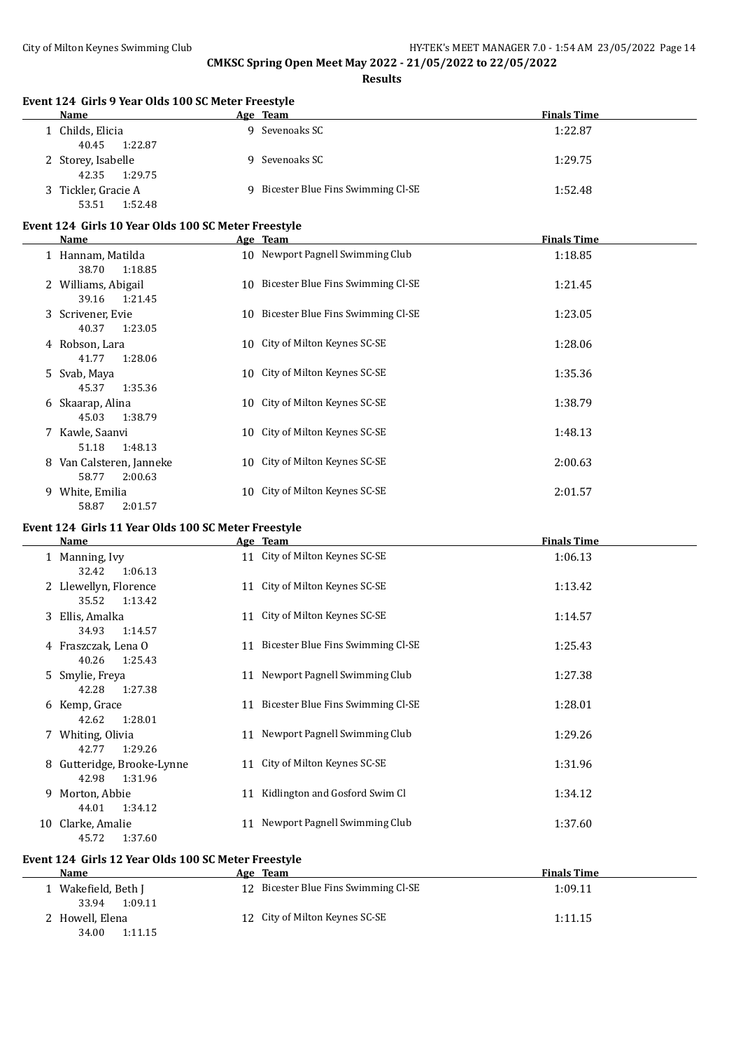**CMKSC Spring Open Meet May 2022 - 21/05/2022 to 22/05/2022**

**Results**

### Event 124 Girls 9 Year Olds 100 SC Meter Freestyle

| | Name | Age | Team | Finals Time |
|---|---|---|---|---|
| 1 | Childs, Elicia | 9 | Sevenoaks SC | 1:22.87 |
| | 40.45 1:22.87 | | | |
| 2 | Storey, Isabelle | 9 | Sevenoaks SC | 1:29.75 |
| | 42.35 1:29.75 | | | |
| 3 | Tickler, Gracie A | 9 | Bicester Blue Fins Swimming Cl-SE | 1:52.48 |
| | 53.51 1:52.48 | | | |

### Event 124 Girls 10 Year Olds 100 SC Meter Freestyle

| | Name | Age | Team | Finals Time |
|---|---|---|---|---|
| 1 | Hannam, Matilda | 10 | Newport Pagnell Swimming Club | 1:18.85 |
| | 38.70 1:18.85 | | | |
| 2 | Williams, Abigail | 10 | Bicester Blue Fins Swimming Cl-SE | 1:21.45 |
| | 39.16 1:21.45 | | | |
| 3 | Scrivener, Evie | 10 | Bicester Blue Fins Swimming Cl-SE | 1:23.05 |
| | 40.37 1:23.05 | | | |
| 4 | Robson, Lara | 10 | City of Milton Keynes SC-SE | 1:28.06 |
| | 41.77 1:28.06 | | | |
| 5 | Svab, Maya | 10 | City of Milton Keynes SC-SE | 1:35.36 |
| | 45.37 1:35.36 | | | |
| 6 | Skaarap, Alina | 10 | City of Milton Keynes SC-SE | 1:38.79 |
| | 45.03 1:38.79 | | | |
| 7 | Kawle, Saanvi | 10 | City of Milton Keynes SC-SE | 1:48.13 |
| | 51.18 1:48.13 | | | |
| 8 | Van Calsteren, Janneke | 10 | City of Milton Keynes SC-SE | 2:00.63 |
| | 58.77 2:00.63 | | | |
| 9 | White, Emilia | 10 | City of Milton Keynes SC-SE | 2:01.57 |
| | 58.87 2:01.57 | | | |

### Event 124 Girls 11 Year Olds 100 SC Meter Freestyle

| | Name | Age | Team | Finals Time |
|---|---|---|---|---|
| 1 | Manning, Ivy | 11 | City of Milton Keynes SC-SE | 1:06.13 |
| | 32.42 1:06.13 | | | |
| 2 | Llewellyn, Florence | 11 | City of Milton Keynes SC-SE | 1:13.42 |
| | 35.52 1:13.42 | | | |
| 3 | Ellis, Amalka | 11 | City of Milton Keynes SC-SE | 1:14.57 |
| | 34.93 1:14.57 | | | |
| 4 | Fraszczak, Lena O | 11 | Bicester Blue Fins Swimming Cl-SE | 1:25.43 |
| | 40.26 1:25.43 | | | |
| 5 | Smylie, Freya | 11 | Newport Pagnell Swimming Club | 1:27.38 |
| | 42.28 1:27.38 | | | |
| 6 | Kemp, Grace | 11 | Bicester Blue Fins Swimming Cl-SE | 1:28.01 |
| | 42.62 1:28.01 | | | |
| 7 | Whiting, Olivia | 11 | Newport Pagnell Swimming Club | 1:29.26 |
| | 42.77 1:29.26 | | | |
| 8 | Gutteridge, Brooke-Lynne | 11 | City of Milton Keynes SC-SE | 1:31.96 |
| | 42.98 1:31.96 | | | |
| 9 | Morton, Abbie | 11 | Kidlington and Gosford Swim Cl | 1:34.12 |
| | 44.01 1:34.12 | | | |
| 10 | Clarke, Amalie | 11 | Newport Pagnell Swimming Club | 1:37.60 |
| | 45.72 1:37.60 | | | |

### Event 124 Girls 12 Year Olds 100 SC Meter Freestyle

| | Name | Age | Team | Finals Time |
|---|---|---|---|---|
| 1 | Wakefield, Beth J | 12 | Bicester Blue Fins Swimming Cl-SE | 1:09.11 |
| | 33.94 1:09.11 | | | |
| 2 | Howell, Elena | 12 | City of Milton Keynes SC-SE | 1:11.15 |
| | 34.00 1:11.15 | | | |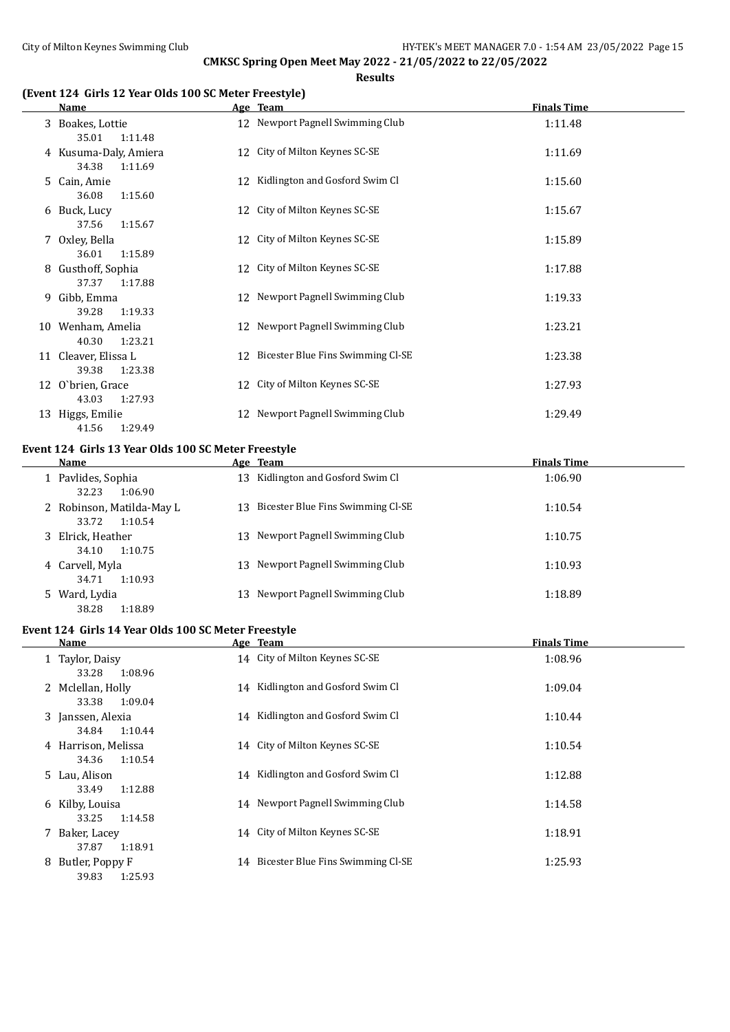**CMKSC Spring Open Meet May 2022 - 21/05/2022 to 22/05/2022**

**Results**

### (Event 124 Girls 12 Year Olds 100 SC Meter Freestyle)

| | Name | Age | Team | Finals Time |
|---|---|---|---|---|
| 3 | Boakes, Lottie | 12 | Newport Pagnell Swimming Club | 1:11.48 |
| | 35.01 1:11.48 | | | |
| 4 | Kusuma-Daly, Amiera | 12 | City of Milton Keynes SC-SE | 1:11.69 |
| | 34.38 1:11.69 | | | |
| 5 | Cain, Amie | 12 | Kidlington and Gosford Swim Cl | 1:15.60 |
| | 36.08 1:15.60 | | | |
| 6 | Buck, Lucy | 12 | City of Milton Keynes SC-SE | 1:15.67 |
| | 37.56 1:15.67 | | | |
| 7 | Oxley, Bella | 12 | City of Milton Keynes SC-SE | 1:15.89 |
| | 36.01 1:15.89 | | | |
| 8 | Gusthoff, Sophia | 12 | City of Milton Keynes SC-SE | 1:17.88 |
| | 37.37 1:17.88 | | | |
| 9 | Gibb, Emma | 12 | Newport Pagnell Swimming Club | 1:19.33 |
| | 39.28 1:19.33 | | | |
| 10 | Wenham, Amelia | 12 | Newport Pagnell Swimming Club | 1:23.21 |
| | 40.30 1:23.21 | | | |
| 11 | Cleaver, Elissa L | 12 | Bicester Blue Fins Swimming Cl-SE | 1:23.38 |
| | 39.38 1:23.38 | | | |
| 12 | O`brien, Grace | 12 | City of Milton Keynes SC-SE | 1:27.93 |
| | 43.03 1:27.93 | | | |
| 13 | Higgs, Emilie | 12 | Newport Pagnell Swimming Club | 1:29.49 |
| | 41.56 1:29.49 | | | |

### Event 124 Girls 13 Year Olds 100 SC Meter Freestyle

| | Name | Age | Team | Finals Time |
|---|---|---|---|---|
| 1 | Pavlides, Sophia | 13 | Kidlington and Gosford Swim Cl | 1:06.90 |
| | 32.23 1:06.90 | | | |
| 2 | Robinson, Matilda-May L | 13 | Bicester Blue Fins Swimming Cl-SE | 1:10.54 |
| | 33.72 1:10.54 | | | |
| 3 | Elrick, Heather | 13 | Newport Pagnell Swimming Club | 1:10.75 |
| | 34.10 1:10.75 | | | |
| 4 | Carvell, Myla | 13 | Newport Pagnell Swimming Club | 1:10.93 |
| | 34.71 1:10.93 | | | |
| 5 | Ward, Lydia | 13 | Newport Pagnell Swimming Club | 1:18.89 |
| | 38.28 1:18.89 | | | |

### Event 124 Girls 14 Year Olds 100 SC Meter Freestyle

| | Name | Age | Team | Finals Time |
|---|---|---|---|---|
| 1 | Taylor, Daisy | 14 | City of Milton Keynes SC-SE | 1:08.96 |
| | 33.28 1:08.96 | | | |
| 2 | Mclellan, Holly | 14 | Kidlington and Gosford Swim Cl | 1:09.04 |
| | 33.38 1:09.04 | | | |
| 3 | Janssen, Alexia | 14 | Kidlington and Gosford Swim Cl | 1:10.44 |
| | 34.84 1:10.44 | | | |
| 4 | Harrison, Melissa | 14 | City of Milton Keynes SC-SE | 1:10.54 |
| | 34.36 1:10.54 | | | |
| 5 | Lau, Alison | 14 | Kidlington and Gosford Swim Cl | 1:12.88 |
| | 33.49 1:12.88 | | | |
| 6 | Kilby, Louisa | 14 | Newport Pagnell Swimming Club | 1:14.58 |
| | 33.25 1:14.58 | | | |
| 7 | Baker, Lacey | 14 | City of Milton Keynes SC-SE | 1:18.91 |
| | 37.87 1:18.91 | | | |
| 8 | Butler, Poppy F | 14 | Bicester Blue Fins Swimming Cl-SE | 1:25.93 |
| | 39.83 1:25.93 | | | |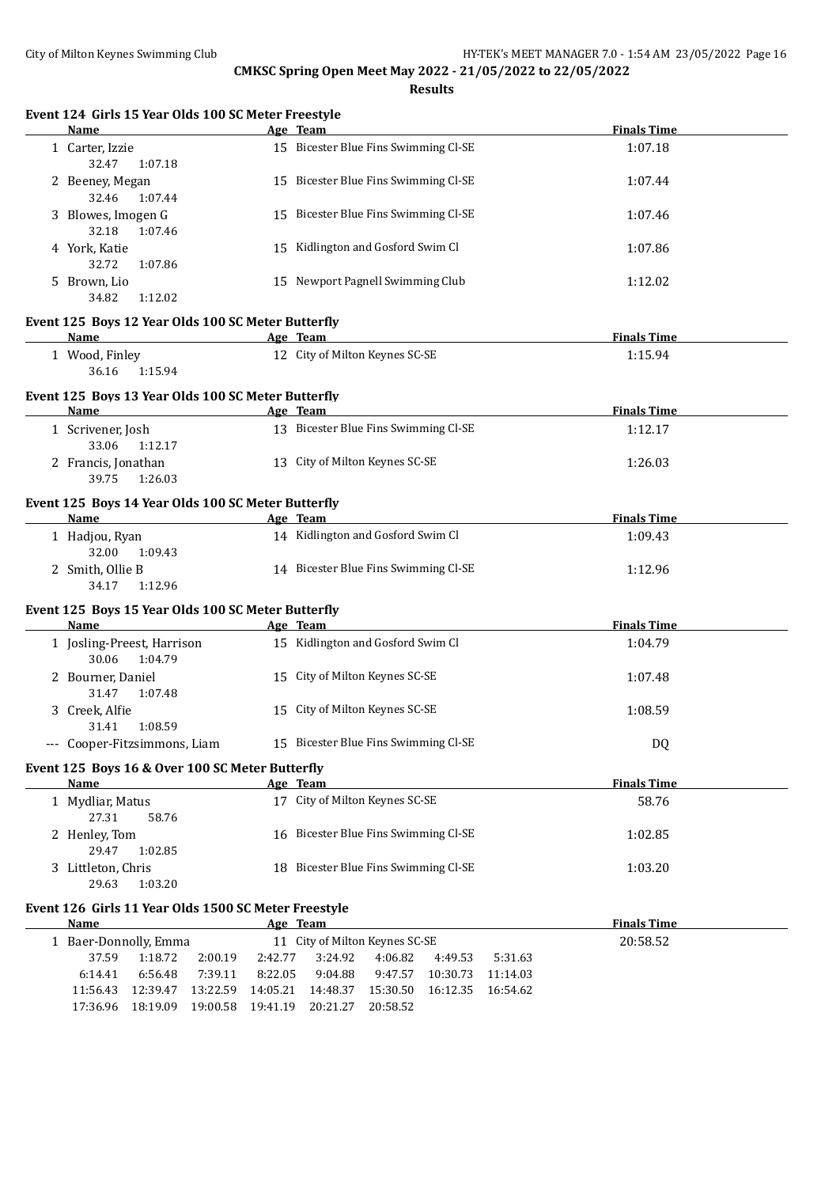**CMKSC Spring Open Meet May 2022 - 21/05/2022 to 22/05/2022**

**Results**

### Event 124 Girls 15 Year Olds 100 SC Meter Freestyle

| | Name | Age | Team | Finals Time |
|---|---|---|---|---|
| 1 | Carter, Izzie | 15 | Bicester Blue Fins Swimming Cl-SE | 1:07.18 |
| | 32.47 1:07.18 | | | |
| 2 | Beeney, Megan | 15 | Bicester Blue Fins Swimming Cl-SE | 1:07.44 |
| | 32.46 1:07.44 | | | |
| 3 | Blowes, Imogen G | 15 | Bicester Blue Fins Swimming Cl-SE | 1:07.46 |
| | 32.18 1:07.46 | | | |
| 4 | York, Katie | 15 | Kidlington and Gosford Swim Cl | 1:07.86 |
| | 32.72 1:07.86 | | | |
| 5 | Brown, Lio | 15 | Newport Pagnell Swimming Club | 1:12.02 |
| | 34.82 1:12.02 | | | |

### Event 125 Boys 12 Year Olds 100 SC Meter Butterfly

| | Name | Age | Team | Finals Time |
|---|---|---|---|---|
| 1 | Wood, Finley | 12 | City of Milton Keynes SC-SE | 1:15.94 |
| | 36.16 1:15.94 | | | |

### Event 125 Boys 13 Year Olds 100 SC Meter Butterfly

| | Name | Age | Team | Finals Time |
|---|---|---|---|---|
| 1 | Scrivener, Josh | 13 | Bicester Blue Fins Swimming Cl-SE | 1:12.17 |
| | 33.06 1:12.17 | | | |
| 2 | Francis, Jonathan | 13 | City of Milton Keynes SC-SE | 1:26.03 |
| | 39.75 1:26.03 | | | |

### Event 125 Boys 14 Year Olds 100 SC Meter Butterfly

| | Name | Age | Team | Finals Time |
|---|---|---|---|---|
| 1 | Hadjou, Ryan | 14 | Kidlington and Gosford Swim Cl | 1:09.43 |
| | 32.00 1:09.43 | | | |
| 2 | Smith, Ollie B | 14 | Bicester Blue Fins Swimming Cl-SE | 1:12.96 |
| | 34.17 1:12.96 | | | |

### Event 125 Boys 15 Year Olds 100 SC Meter Butterfly

| | Name | Age | Team | Finals Time |
|---|---|---|---|---|
| 1 | Josling-Preest, Harrison | 15 | Kidlington and Gosford Swim Cl | 1:04.79 |
| | 30.06 1:04.79 | | | |
| 2 | Bourner, Daniel | 15 | City of Milton Keynes SC-SE | 1:07.48 |
| | 31.47 1:07.48 | | | |
| 3 | Creek, Alfie | 15 | City of Milton Keynes SC-SE | 1:08.59 |
| | 31.41 1:08.59 | | | |
| --- | Cooper-Fitzsimmons, Liam | 15 | Bicester Blue Fins Swimming Cl-SE | DQ |

### Event 125 Boys 16 & Over 100 SC Meter Butterfly

| | Name | Age | Team | Finals Time |
|---|---|---|---|---|
| 1 | Mydliar, Matus | 17 | City of Milton Keynes SC-SE | 58.76 |
| | 27.31 58.76 | | | |
| 2 | Henley, Tom | 16 | Bicester Blue Fins Swimming Cl-SE | 1:02.85 |
| | 29.47 1:02.85 | | | |
| 3 | Littleton, Chris | 18 | Bicester Blue Fins Swimming Cl-SE | 1:03.20 |
| | 29.63 1:03.20 | | | |

### Event 126 Girls 11 Year Olds 1500 SC Meter Freestyle

| | Name | Age | Team | Finals Time |
|---|---|---|---|---|
| 1 | Baer-Donnolly, Emma | 11 | City of Milton Keynes SC-SE | 20:58.52 |

| | | | | | | | |
|---|---|---|---|---|---|---|---|
| 37.59 | 1:18.72 | 2:00.19 | 2:42.77 | 3:24.92 | 4:06.82 | 4:49.53 | 5:31.63 |
| 6:14.41 | 6:56.48 | 7:39.11 | 8:22.05 | 9:04.88 | 9:47.57 | 10:30.73 | 11:14.03 |
| 11:56.43 | 12:39.47 | 13:22.59 | 14:05.21 | 14:48.37 | 15:30.50 | 16:12.35 | 16:54.62 |
| 17:36.96 | 18:19.09 | 19:00.58 | 19:41.19 | 20:21.27 | 20:58.52 | | |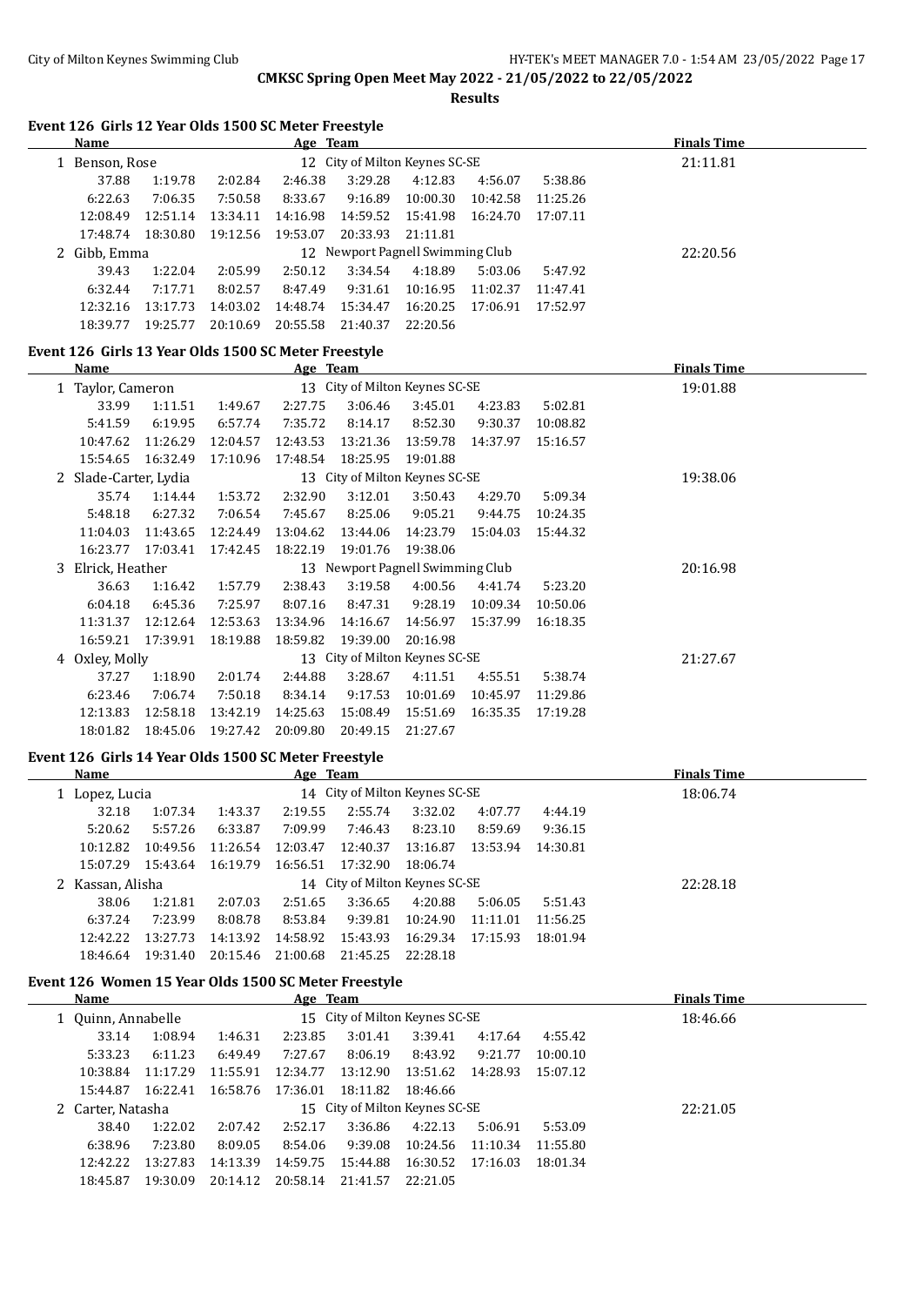**CMKSC Spring Open Meet May 2022 - 21/05/2022 to 22/05/2022**

**Results**

### Event 126 Girls 12 Year Olds 1500 SC Meter Freestyle

| Name | | | Age | Team | | | | Finals Time |
|---|---|---|---|---|---|---|---|---|
| 1 Benson, Rose | | | 12 | City of Milton Keynes SC-SE | | | | 21:11.81 |
| 37.88 | 1:19.78 | 2:02.84 | 2:46.38 | 3:29.28 | 4:12.83 | 4:56.07 | 5:38.86 | |
| 6:22.63 | 7:06.35 | 7:50.58 | 8:33.67 | 9:16.89 | 10:00.30 | 10:42.58 | 11:25.26 | |
| 12:08.49 | 12:51.14 | 13:34.11 | 14:16.98 | 14:59.52 | 15:41.98 | 16:24.70 | 17:07.11 | |
| 17:48.74 | 18:30.80 | 19:12.56 | 19:53.07 | 20:33.93 | 21:11.81 | | | |
| 2 Gibb, Emma | | | 12 | Newport Pagnell Swimming Club | | | | 22:20.56 |
| 39.43 | 1:22.04 | 2:05.99 | 2:50.12 | 3:34.54 | 4:18.89 | 5:03.06 | 5:47.92 | |
| 6:32.44 | 7:17.71 | 8:02.57 | 8:47.49 | 9:31.61 | 10:16.95 | 11:02.37 | 11:47.41 | |
| 12:32.16 | 13:17.73 | 14:03.02 | 14:48.74 | 15:34.47 | 16:20.25 | 17:06.91 | 17:52.97 | |
| 18:39.77 | 19:25.77 | 20:10.69 | 20:55.58 | 21:40.37 | 22:20.56 | | | |

### Event 126 Girls 13 Year Olds 1500 SC Meter Freestyle

| Name | | | Age | Team | | | | Finals Time |
|---|---|---|---|---|---|---|---|---|
| 1 Taylor, Cameron | | | 13 | City of Milton Keynes SC-SE | | | | 19:01.88 |
| 33.99 | 1:11.51 | 1:49.67 | 2:27.75 | 3:06.46 | 3:45.01 | 4:23.83 | 5:02.81 | |
| 5:41.59 | 6:19.95 | 6:57.74 | 7:35.72 | 8:14.17 | 8:52.30 | 9:30.37 | 10:08.82 | |
| 10:47.62 | 11:26.29 | 12:04.57 | 12:43.53 | 13:21.36 | 13:59.78 | 14:37.97 | 15:16.57 | |
| 15:54.65 | 16:32.49 | 17:10.96 | 17:48.54 | 18:25.95 | 19:01.88 | | | |
| 2 Slade-Carter, Lydia | | | 13 | City of Milton Keynes SC-SE | | | | 19:38.06 |
| 35.74 | 1:14.44 | 1:53.72 | 2:32.90 | 3:12.01 | 3:50.43 | 4:29.70 | 5:09.34 | |
| 5:48.18 | 6:27.32 | 7:06.54 | 7:45.67 | 8:25.06 | 9:05.21 | 9:44.75 | 10:24.35 | |
| 11:04.03 | 11:43.65 | 12:24.49 | 13:04.62 | 13:44.06 | 14:23.79 | 15:04.03 | 15:44.32 | |
| 16:23.77 | 17:03.41 | 17:42.45 | 18:22.19 | 19:01.76 | 19:38.06 | | | |
| 3 Elrick, Heather | | | 13 | Newport Pagnell Swimming Club | | | | 20:16.98 |
| 36.63 | 1:16.42 | 1:57.79 | 2:38.43 | 3:19.58 | 4:00.56 | 4:41.74 | 5:23.20 | |
| 6:04.18 | 6:45.36 | 7:25.97 | 8:07.16 | 8:47.31 | 9:28.19 | 10:09.34 | 10:50.06 | |
| 11:31.37 | 12:12.64 | 12:53.63 | 13:34.96 | 14:16.67 | 14:56.97 | 15:37.99 | 16:18.35 | |
| 16:59.21 | 17:39.91 | 18:19.88 | 18:59.82 | 19:39.00 | 20:16.98 | | | |
| 4 Oxley, Molly | | | 13 | City of Milton Keynes SC-SE | | | | 21:27.67 |
| 37.27 | 1:18.90 | 2:01.74 | 2:44.88 | 3:28.67 | 4:11.51 | 4:55.51 | 5:38.74 | |
| 6:23.46 | 7:06.74 | 7:50.18 | 8:34.14 | 9:17.53 | 10:01.69 | 10:45.97 | 11:29.86 | |
| 12:13.83 | 12:58.18 | 13:42.19 | 14:25.63 | 15:08.49 | 15:51.69 | 16:35.35 | 17:19.28 | |
| 18:01.82 | 18:45.06 | 19:27.42 | 20:09.80 | 20:49.15 | 21:27.67 | | | |

### Event 126 Girls 14 Year Olds 1500 SC Meter Freestyle

| Name | | | Age | Team | | | | Finals Time |
|---|---|---|---|---|---|---|---|---|
| 1 Lopez, Lucia | | | 14 | City of Milton Keynes SC-SE | | | | 18:06.74 |
| 32.18 | 1:07.34 | 1:43.37 | 2:19.55 | 2:55.74 | 3:32.02 | 4:07.77 | 4:44.19 | |
| 5:20.62 | 5:57.26 | 6:33.87 | 7:09.99 | 7:46.43 | 8:23.10 | 8:59.69 | 9:36.15 | |
| 10:12.82 | 10:49.56 | 11:26.54 | 12:03.47 | 12:40.37 | 13:16.87 | 13:53.94 | 14:30.81 | |
| 15:07.29 | 15:43.64 | 16:19.79 | 16:56.51 | 17:32.90 | 18:06.74 | | | |
| 2 Kassan, Alisha | | | 14 | City of Milton Keynes SC-SE | | | | 22:28.18 |
| 38.06 | 1:21.81 | 2:07.03 | 2:51.65 | 3:36.65 | 4:20.88 | 5:06.05 | 5:51.43 | |
| 6:37.24 | 7:23.99 | 8:08.78 | 8:53.84 | 9:39.81 | 10:24.90 | 11:11.01 | 11:56.25 | |
| 12:42.22 | 13:27.73 | 14:13.92 | 14:58.92 | 15:43.93 | 16:29.34 | 17:15.93 | 18:01.94 | |
| 18:46.64 | 19:31.40 | 20:15.46 | 21:00.68 | 21:45.25 | 22:28.18 | | | |

### Event 126 Women 15 Year Olds 1500 SC Meter Freestyle

| Name | | | Age | Team | | | | Finals Time |
|---|---|---|---|---|---|---|---|---|
| 1 Quinn, Annabelle | | | 15 | City of Milton Keynes SC-SE | | | | 18:46.66 |
| 33.14 | 1:08.94 | 1:46.31 | 2:23.85 | 3:01.41 | 3:39.41 | 4:17.64 | 4:55.42 | |
| 5:33.23 | 6:11.23 | 6:49.49 | 7:27.67 | 8:06.19 | 8:43.92 | 9:21.77 | 10:00.10 | |
| 10:38.84 | 11:17.29 | 11:55.91 | 12:34.77 | 13:12.90 | 13:51.62 | 14:28.93 | 15:07.12 | |
| 15:44.87 | 16:22.41 | 16:58.76 | 17:36.01 | 18:11.82 | 18:46.66 | | | |
| 2 Carter, Natasha | | | 15 | City of Milton Keynes SC-SE | | | | 22:21.05 |
| 38.40 | 1:22.02 | 2:07.42 | 2:52.17 | 3:36.86 | 4:22.13 | 5:06.91 | 5:53.09 | |
| 6:38.96 | 7:23.80 | 8:09.05 | 8:54.06 | 9:39.08 | 10:24.56 | 11:10.34 | 11:55.80 | |
| 12:42.22 | 13:27.83 | 14:13.39 | 14:59.75 | 15:44.88 | 16:30.52 | 17:16.03 | 18:01.34 | |
| 18:45.87 | 19:30.09 | 20:14.12 | 20:58.14 | 21:41.57 | 22:21.05 | | | |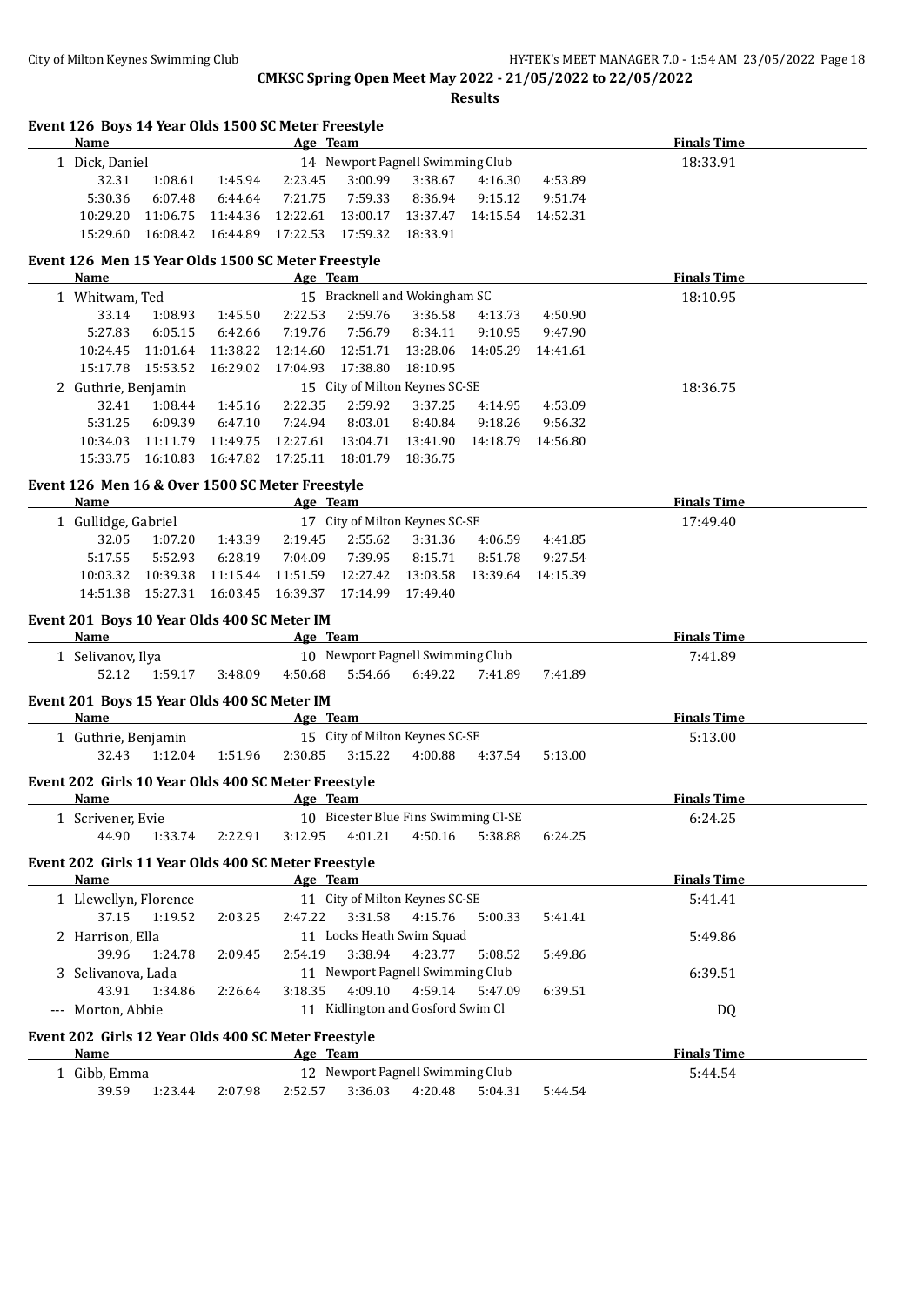**CMKSC Spring Open Meet May 2022 - 21/05/2022 to 22/05/2022**

**Results**

### Event 126 Boys 14 Year Olds 1500 SC Meter Freestyle

| Name | Age | Team | Finals Time |
|---|---|---|---|
| 1 Dick, Daniel | 14 | Newport Pagnell Swimming Club | 18:33.91 |

32.31 1:08.61 1:45.94 2:23.45 3:00.99 3:38.67 4:16.30 4:53.89
5:30.36 6:07.48 6:44.64 7:21.75 7:59.33 8:36.94 9:15.12 9:51.74
10:29.20 11:06.75 11:44.36 12:22.61 13:00.17 13:37.47 14:15.54 14:52.31
15:29.60 16:08.42 16:44.89 17:22.53 17:59.32 18:33.91

### Event 126 Men 15 Year Olds 1500 SC Meter Freestyle

| Name | Age | Team | Finals Time |
|---|---|---|---|
| 1 Whitwam, Ted | 15 | Bracknell and Wokingham SC | 18:10.95 |

33.14 1:08.93 1:45.50 2:22.53 2:59.76 3:36.58 4:13.73 4:50.90
5:27.83 6:05.15 6:42.66 7:19.76 7:56.79 8:34.11 9:10.95 9:47.90
10:24.45 11:01.64 11:38.22 12:14.60 12:51.71 13:28.06 14:05.29 14:41.61
15:17.78 15:53.52 16:29.02 17:04.93 17:38.80 18:10.95

| Name | Age | Team | Finals Time |
|---|---|---|---|
| 2 Guthrie, Benjamin | 15 | City of Milton Keynes SC-SE | 18:36.75 |

32.41 1:08.44 1:45.16 2:22.35 2:59.92 3:37.25 4:14.95 4:53.09
5:31.25 6:09.39 6:47.10 7:24.94 8:03.01 8:40.84 9:18.26 9:56.32
10:34.03 11:11.79 11:49.75 12:27.61 13:04.71 13:41.90 14:18.79 14:56.80
15:33.75 16:10.83 16:47.82 17:25.11 18:01.79 18:36.75

### Event 126 Men 16 & Over 1500 SC Meter Freestyle

| Name | Age | Team | Finals Time |
|---|---|---|---|
| 1 Gullidge, Gabriel | 17 | City of Milton Keynes SC-SE | 17:49.40 |

32.05 1:07.20 1:43.39 2:19.45 2:55.62 3:31.36 4:06.59 4:41.85
5:17.55 5:52.93 6:28.19 7:04.09 7:39.95 8:15.71 8:51.78 9:27.54
10:03.32 10:39.38 11:15.44 11:51.59 12:27.42 13:03.58 13:39.64 14:15.39
14:51.38 15:27.31 16:03.45 16:39.37 17:14.99 17:49.40

### Event 201 Boys 10 Year Olds 400 SC Meter IM

| Name | Age | Team | Finals Time |
|---|---|---|---|
| 1 Selivanov, Ilya | 10 | Newport Pagnell Swimming Club | 7:41.89 |

52.12 1:59.17 3:48.09 4:50.68 5:54.66 6:49.22 7:41.89 7:41.89

### Event 201 Boys 15 Year Olds 400 SC Meter IM

| Name | Age | Team | Finals Time |
|---|---|---|---|
| 1 Guthrie, Benjamin | 15 | City of Milton Keynes SC-SE | 5:13.00 |

32.43 1:12.04 1:51.96 2:30.85 3:15.22 4:00.88 4:37.54 5:13.00

### Event 202 Girls 10 Year Olds 400 SC Meter Freestyle

| Name | Age | Team | Finals Time |
|---|---|---|---|
| 1 Scrivener, Evie | 10 | Bicester Blue Fins Swimming Cl-SE | 6:24.25 |

44.90 1:33.74 2:22.91 3:12.95 4:01.21 4:50.16 5:38.88 6:24.25

### Event 202 Girls 11 Year Olds 400 SC Meter Freestyle

| Name | Age | Team | Finals Time |
|---|---|---|---|
| 1 Llewellyn, Florence | 11 | City of Milton Keynes SC-SE | 5:41.41 |

37.15 1:19.52 2:03.25 2:47.22 3:31.58 4:15.76 5:00.33 5:41.41

| Name | Age | Team | Finals Time |
|---|---|---|---|
| 2 Harrison, Ella | 11 | Locks Heath Swim Squad | 5:49.86 |

39.96 1:24.78 2:09.45 2:54.19 3:38.94 4:23.77 5:08.52 5:49.86

| Name | Age | Team | Finals Time |
|---|---|---|---|
| 3 Selivanova, Lada | 11 | Newport Pagnell Swimming Club | 6:39.51 |

43.91 1:34.86 2:26.64 3:18.35 4:09.10 4:59.14 5:47.09 6:39.51

| Name | Age | Team | Finals Time |
|---|---|---|---|
| --- Morton, Abbie | 11 | Kidlington and Gosford Swim Cl | DQ |

### Event 202 Girls 12 Year Olds 400 SC Meter Freestyle

| Name | Age | Team | Finals Time |
|---|---|---|---|
| 1 Gibb, Emma | 12 | Newport Pagnell Swimming Club | 5:44.54 |

39.59 1:23.44 2:07.98 2:52.57 3:36.03 4:20.48 5:04.31 5:44.54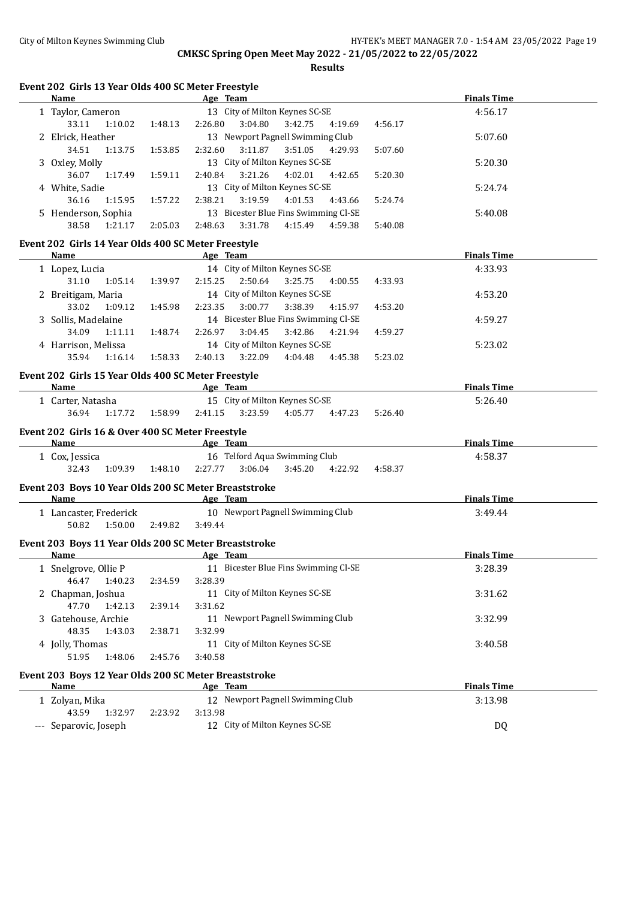**CMKSC Spring Open Meet May 2022 - 21/05/2022 to 22/05/2022**

**Results**

### Event 202 Girls 13 Year Olds 400 SC Meter Freestyle

| | Name | Age | Team | Finals Time |
|---|---|---|---|---|
| 1 | Taylor, Cameron | 13 | City of Milton Keynes SC-SE | 4:56.17 |
| | 33.11 1:10.02 1:48.13 2:26.80 3:04.80 3:42.75 4:19.69 4:56.17 | | | |
| 2 | Elrick, Heather | 13 | Newport Pagnell Swimming Club | 5:07.60 |
| | 34.51 1:13.75 1:53.85 2:32.60 3:11.87 3:51.05 4:29.93 5:07.60 | | | |
| 3 | Oxley, Molly | 13 | City of Milton Keynes SC-SE | 5:20.30 |
| | 36.07 1:17.49 1:59.11 2:40.84 3:21.26 4:02.01 4:42.65 5:20.30 | | | |
| 4 | White, Sadie | 13 | City of Milton Keynes SC-SE | 5:24.74 |
| | 36.16 1:15.95 1:57.22 2:38.21 3:19.59 4:01.53 4:43.66 5:24.74 | | | |
| 5 | Henderson, Sophia | 13 | Bicester Blue Fins Swimming Cl-SE | 5:40.08 |
| | 38.58 1:21.17 2:05.03 2:48.63 3:31.78 4:15.49 4:59.38 5:40.08 | | | |

### Event 202 Girls 14 Year Olds 400 SC Meter Freestyle

| | Name | Age | Team | Finals Time |
|---|---|---|---|---|
| 1 | Lopez, Lucia | 14 | City of Milton Keynes SC-SE | 4:33.93 |
| | 31.10 1:05.14 1:39.97 2:15.25 2:50.64 3:25.75 4:00.55 4:33.93 | | | |
| 2 | Breitigam, Maria | 14 | City of Milton Keynes SC-SE | 4:53.20 |
| | 33.02 1:09.12 1:45.98 2:23.35 3:00.77 3:38.39 4:15.97 4:53.20 | | | |
| 3 | Sollis, Madelaine | 14 | Bicester Blue Fins Swimming Cl-SE | 4:59.27 |
| | 34.09 1:11.11 1:48.74 2:26.97 3:04.45 3:42.86 4:21.94 4:59.27 | | | |
| 4 | Harrison, Melissa | 14 | City of Milton Keynes SC-SE | 5:23.02 |
| | 35.94 1:16.14 1:58.33 2:40.13 3:22.09 4:04.48 4:45.38 5:23.02 | | | |

### Event 202 Girls 15 Year Olds 400 SC Meter Freestyle

| | Name | Age | Team | Finals Time |
|---|---|---|---|---|
| 1 | Carter, Natasha | 15 | City of Milton Keynes SC-SE | 5:26.40 |
| | 36.94 1:17.72 1:58.99 2:41.15 3:23.59 4:05.77 4:47.23 5:26.40 | | | |

### Event 202 Girls 16 & Over 400 SC Meter Freestyle

| | Name | Age | Team | Finals Time |
|---|---|---|---|---|
| 1 | Cox, Jessica | 16 | Telford Aqua Swimming Club | 4:58.37 |
| | 32.43 1:09.39 1:48.10 2:27.77 3:06.04 3:45.20 4:22.92 4:58.37 | | | |

### Event 203 Boys 10 Year Olds 200 SC Meter Breaststroke

| | Name | Age | Team | Finals Time |
|---|---|---|---|---|
| 1 | Lancaster, Frederick | 10 | Newport Pagnell Swimming Club | 3:49.44 |
| | 50.82 1:50.00 2:49.82 3:49.44 | | | |

### Event 203 Boys 11 Year Olds 200 SC Meter Breaststroke

| | Name | Age | Team | Finals Time |
|---|---|---|---|---|
| 1 | Snelgrove, Ollie P | 11 | Bicester Blue Fins Swimming Cl-SE | 3:28.39 |
| | 46.47 1:40.23 2:34.59 3:28.39 | | | |
| 2 | Chapman, Joshua | 11 | City of Milton Keynes SC-SE | 3:31.62 |
| | 47.70 1:42.13 2:39.14 3:31.62 | | | |
| 3 | Gatehouse, Archie | 11 | Newport Pagnell Swimming Club | 3:32.99 |
| | 48.35 1:43.03 2:38.71 3:32.99 | | | |
| 4 | Jolly, Thomas | 11 | City of Milton Keynes SC-SE | 3:40.58 |
| | 51.95 1:48.06 2:45.76 3:40.58 | | | |

### Event 203 Boys 12 Year Olds 200 SC Meter Breaststroke

| | Name | Age | Team | Finals Time |
|---|---|---|---|---|
| 1 | Zolyan, Mika | 12 | Newport Pagnell Swimming Club | 3:13.98 |
| | 43.59 1:32.97 2:23.92 3:13.98 | | | |
| --- | Separovic, Joseph | 12 | City of Milton Keynes SC-SE | DQ |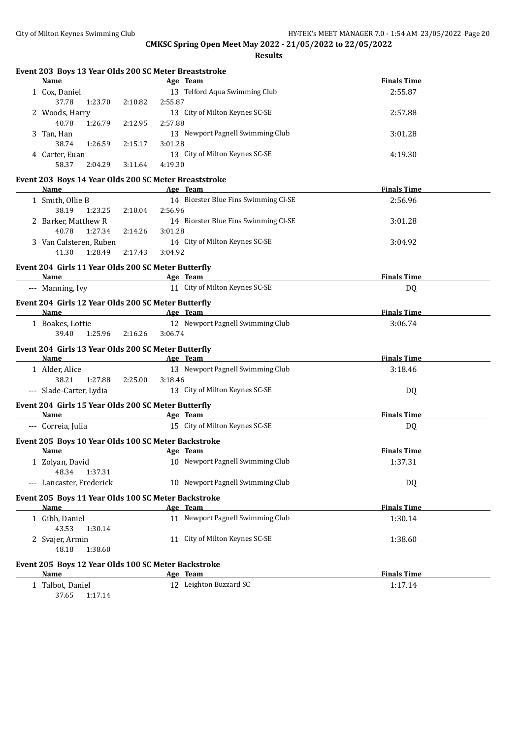# CMKSC Spring Open Meet May 2022 - 21/05/2022 to 22/05/2022

## Results

### Event 203 Boys 13 Year Olds 200 SC Meter Breaststroke

| Name | Age | Team | Finals Time |
|---|---|---|---|
| 1 Cox, Daniel | 13 | Telford Aqua Swimming Club | 2:55.87 |
| 37.78 1:23.70 2:10.82 2:55.87 | | | |
| 2 Woods, Harry | 13 | City of Milton Keynes SC-SE | 2:57.88 |
| 40.78 1:26.79 2:12.95 2:57.88 | | | |
| 3 Tan, Han | 13 | Newport Pagnell Swimming Club | 3:01.28 |
| 38.74 1:26.59 2:15.17 3:01.28 | | | |
| 4 Carter, Euan | 13 | City of Milton Keynes SC-SE | 4:19.30 |
| 58.37 2:04.29 3:11.64 4:19.30 | | | |

### Event 203 Boys 14 Year Olds 200 SC Meter Breaststroke

| Name | Age | Team | Finals Time |
|---|---|---|---|
| 1 Smith, Ollie B | 14 | Bicester Blue Fins Swimming Cl-SE | 2:56.96 |
| 38.19 1:23.25 2:10.04 2:56.96 | | | |
| 2 Barker, Matthew R | 14 | Bicester Blue Fins Swimming Cl-SE | 3:01.28 |
| 40.78 1:27.34 2:14.26 3:01.28 | | | |
| 3 Van Calsteren, Ruben | 14 | City of Milton Keynes SC-SE | 3:04.92 |
| 41.30 1:28.49 2:17.43 3:04.92 | | | |

### Event 204 Girls 11 Year Olds 200 SC Meter Butterfly

| Name | Age | Team | Finals Time |
|---|---|---|---|
| --- Manning, Ivy | 11 | City of Milton Keynes SC-SE | DQ |

### Event 204 Girls 12 Year Olds 200 SC Meter Butterfly

| Name | Age | Team | Finals Time |
|---|---|---|---|
| 1 Boakes, Lottie | 12 | Newport Pagnell Swimming Club | 3:06.74 |
| 39.40 1:25.96 2:16.26 3:06.74 | | | |

### Event 204 Girls 13 Year Olds 200 SC Meter Butterfly

| Name | Age | Team | Finals Time |
|---|---|---|---|
| 1 Alder, Alice | 13 | Newport Pagnell Swimming Club | 3:18.46 |
| 38.21 1:27.88 2:25.00 3:18.46 | | | |
| --- Slade-Carter, Lydia | 13 | City of Milton Keynes SC-SE | DQ |

### Event 204 Girls 15 Year Olds 200 SC Meter Butterfly

| Name | Age | Team | Finals Time |
|---|---|---|---|
| --- Correia, Julia | 15 | City of Milton Keynes SC-SE | DQ |

### Event 205 Boys 10 Year Olds 100 SC Meter Backstroke

| Name | Age | Team | Finals Time |
|---|---|---|---|
| 1 Zolyan, David | 10 | Newport Pagnell Swimming Club | 1:37.31 |
| 48.34 1:37.31 | | | |
| --- Lancaster, Frederick | 10 | Newport Pagnell Swimming Club | DQ |

### Event 205 Boys 11 Year Olds 100 SC Meter Backstroke

| Name | Age | Team | Finals Time |
|---|---|---|---|
| 1 Gibb, Daniel | 11 | Newport Pagnell Swimming Club | 1:30.14 |
| 43.53 1:30.14 | | | |
| 2 Svajer, Armin | 11 | City of Milton Keynes SC-SE | 1:38.60 |
| 48.18 1:38.60 | | | |

### Event 205 Boys 12 Year Olds 100 SC Meter Backstroke

| Name | Age | Team | Finals Time |
|---|---|---|---|
| 1 Talbot, Daniel | 12 | Leighton Buzzard SC | 1:17.14 |
| 37.65 1:17.14 | | | |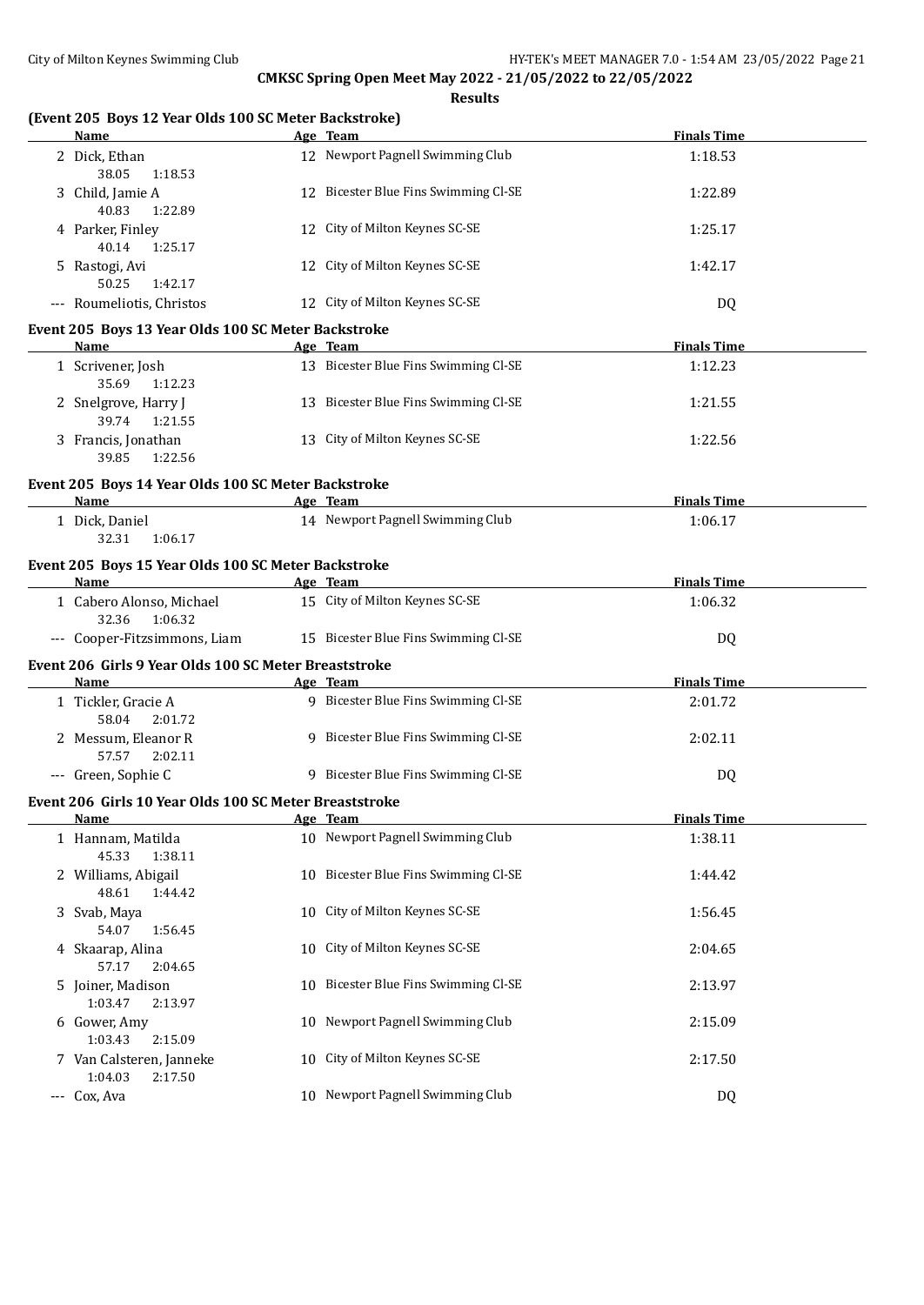**CMKSC Spring Open Meet May 2022 - 21/05/2022 to 22/05/2022**

**Results**

### (Event 205 Boys 12 Year Olds 100 SC Meter Backstroke)

| | Name | Age | Team | Finals Time |
|---|---|---|---|---|
| 2 | Dick, Ethan | 12 | Newport Pagnell Swimming Club | 1:18.53 |
| | 38.05 1:18.53 | | | |
| 3 | Child, Jamie A | 12 | Bicester Blue Fins Swimming Cl-SE | 1:22.89 |
| | 40.83 1:22.89 | | | |
| 4 | Parker, Finley | 12 | City of Milton Keynes SC-SE | 1:25.17 |
| | 40.14 1:25.17 | | | |
| 5 | Rastogi, Avi | 12 | City of Milton Keynes SC-SE | 1:42.17 |
| | 50.25 1:42.17 | | | |
| --- | Roumeliotis, Christos | 12 | City of Milton Keynes SC-SE | DQ |

### Event 205 Boys 13 Year Olds 100 SC Meter Backstroke

| | Name | Age | Team | Finals Time |
|---|---|---|---|---|
| 1 | Scrivener, Josh | 13 | Bicester Blue Fins Swimming Cl-SE | 1:12.23 |
| | 35.69 1:12.23 | | | |
| 2 | Snelgrove, Harry J | 13 | Bicester Blue Fins Swimming Cl-SE | 1:21.55 |
| | 39.74 1:21.55 | | | |
| 3 | Francis, Jonathan | 13 | City of Milton Keynes SC-SE | 1:22.56 |
| | 39.85 1:22.56 | | | |

### Event 205 Boys 14 Year Olds 100 SC Meter Backstroke

| | Name | Age | Team | Finals Time |
|---|---|---|---|---|
| 1 | Dick, Daniel | 14 | Newport Pagnell Swimming Club | 1:06.17 |
| | 32.31 1:06.17 | | | |

### Event 205 Boys 15 Year Olds 100 SC Meter Backstroke

| | Name | Age | Team | Finals Time |
|---|---|---|---|---|
| 1 | Cabero Alonso, Michael | 15 | City of Milton Keynes SC-SE | 1:06.32 |
| | 32.36 1:06.32 | | | |
| --- | Cooper-Fitzsimmons, Liam | 15 | Bicester Blue Fins Swimming Cl-SE | DQ |

### Event 206 Girls 9 Year Olds 100 SC Meter Breaststroke

| | Name | Age | Team | Finals Time |
|---|---|---|---|---|
| 1 | Tickler, Gracie A | 9 | Bicester Blue Fins Swimming Cl-SE | 2:01.72 |
| | 58.04 2:01.72 | | | |
| 2 | Messum, Eleanor R | 9 | Bicester Blue Fins Swimming Cl-SE | 2:02.11 |
| | 57.57 2:02.11 | | | |
| --- | Green, Sophie C | 9 | Bicester Blue Fins Swimming Cl-SE | DQ |

### Event 206 Girls 10 Year Olds 100 SC Meter Breaststroke

| | Name | Age | Team | Finals Time |
|---|---|---|---|---|
| 1 | Hannam, Matilda | 10 | Newport Pagnell Swimming Club | 1:38.11 |
| | 45.33 1:38.11 | | | |
| 2 | Williams, Abigail | 10 | Bicester Blue Fins Swimming Cl-SE | 1:44.42 |
| | 48.61 1:44.42 | | | |
| 3 | Svab, Maya | 10 | City of Milton Keynes SC-SE | 1:56.45 |
| | 54.07 1:56.45 | | | |
| 4 | Skaarap, Alina | 10 | City of Milton Keynes SC-SE | 2:04.65 |
| | 57.17 2:04.65 | | | |
| 5 | Joiner, Madison | 10 | Bicester Blue Fins Swimming Cl-SE | 2:13.97 |
| | 1:03.47 2:13.97 | | | |
| 6 | Gower, Amy | 10 | Newport Pagnell Swimming Club | 2:15.09 |
| | 1:03.43 2:15.09 | | | |
| 7 | Van Calsteren, Janneke | 10 | City of Milton Keynes SC-SE | 2:17.50 |
| | 1:04.03 2:17.50 | | | |
| --- | Cox, Ava | 10 | Newport Pagnell Swimming Club | DQ |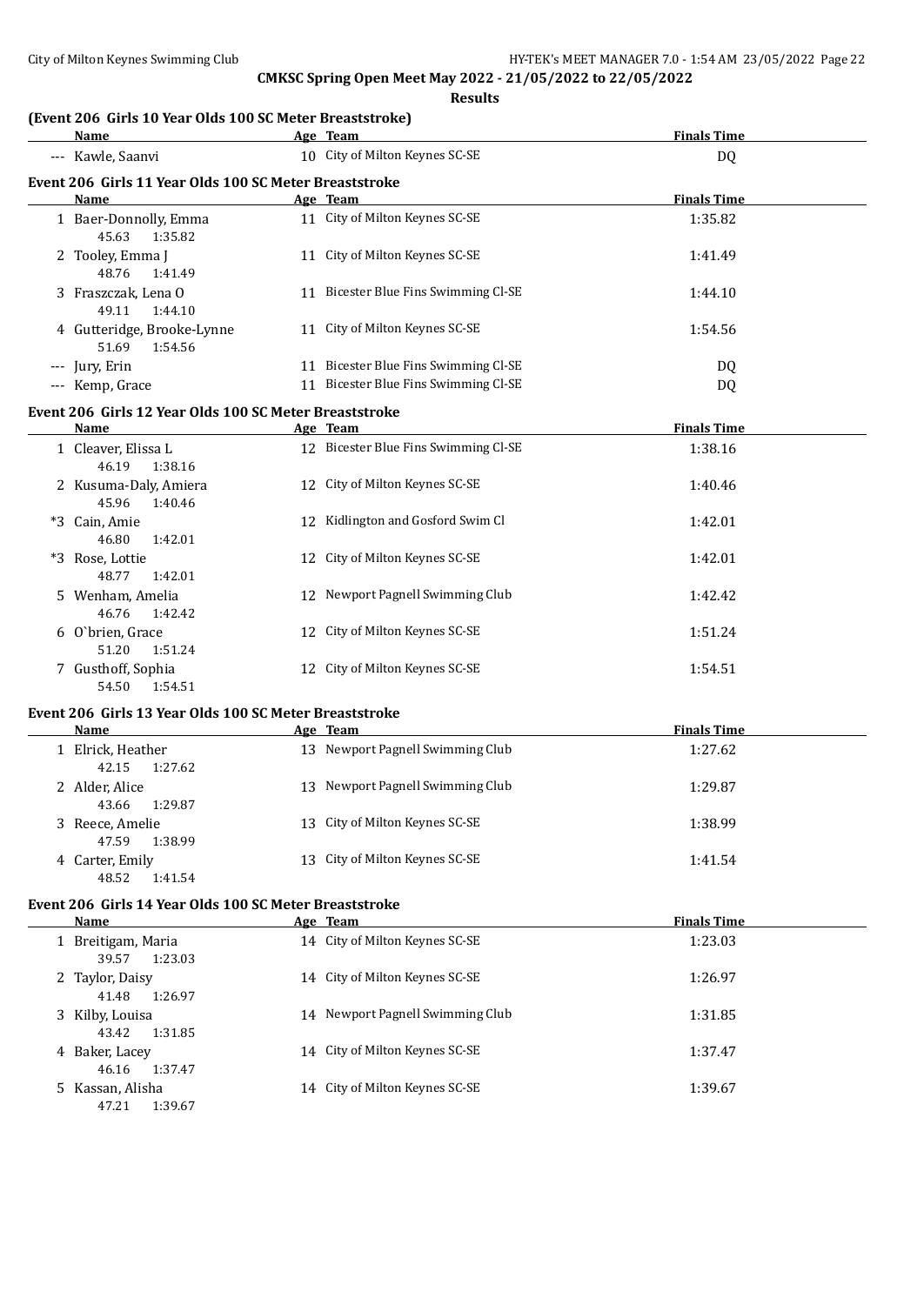**CMKSC Spring Open Meet May 2022 - 21/05/2022 to 22/05/2022**

**Results**

### (Event 206 Girls 10 Year Olds 100 SC Meter Breaststroke)

| | Name | Age | Team | Finals Time |
|---|---|---|---|---|
| --- | Kawle, Saanvi | 10 | City of Milton Keynes SC-SE | DQ |

### Event 206 Girls 11 Year Olds 100 SC Meter Breaststroke

| | Name | Age | Team | Finals Time |
|---|---|---|---|---|
| 1 | Baer-Donnolly, Emma | 11 | City of Milton Keynes SC-SE | 1:35.82 |
| | 45.63 1:35.82 | | | |
| 2 | Tooley, Emma J | 11 | City of Milton Keynes SC-SE | 1:41.49 |
| | 48.76 1:41.49 | | | |
| 3 | Fraszczak, Lena O | 11 | Bicester Blue Fins Swimming Cl-SE | 1:44.10 |
| | 49.11 1:44.10 | | | |
| 4 | Gutteridge, Brooke-Lynne | 11 | City of Milton Keynes SC-SE | 1:54.56 |
| | 51.69 1:54.56 | | | |
| --- | Jury, Erin | 11 | Bicester Blue Fins Swimming Cl-SE | DQ |
| --- | Kemp, Grace | 11 | Bicester Blue Fins Swimming Cl-SE | DQ |

### Event 206 Girls 12 Year Olds 100 SC Meter Breaststroke

| | Name | Age | Team | Finals Time |
|---|---|---|---|---|
| 1 | Cleaver, Elissa L | 12 | Bicester Blue Fins Swimming Cl-SE | 1:38.16 |
| | 46.19 1:38.16 | | | |
| 2 | Kusuma-Daly, Amiera | 12 | City of Milton Keynes SC-SE | 1:40.46 |
| | 45.96 1:40.46 | | | |
| *3 | Cain, Amie | 12 | Kidlington and Gosford Swim Cl | 1:42.01 |
| | 46.80 1:42.01 | | | |
| *3 | Rose, Lottie | 12 | City of Milton Keynes SC-SE | 1:42.01 |
| | 48.77 1:42.01 | | | |
| 5 | Wenham, Amelia | 12 | Newport Pagnell Swimming Club | 1:42.42 |
| | 46.76 1:42.42 | | | |
| 6 | O`brien, Grace | 12 | City of Milton Keynes SC-SE | 1:51.24 |
| | 51.20 1:51.24 | | | |
| 7 | Gusthoff, Sophia | 12 | City of Milton Keynes SC-SE | 1:54.51 |
| | 54.50 1:54.51 | | | |

### Event 206 Girls 13 Year Olds 100 SC Meter Breaststroke

| | Name | Age | Team | Finals Time |
|---|---|---|---|---|
| 1 | Elrick, Heather | 13 | Newport Pagnell Swimming Club | 1:27.62 |
| | 42.15 1:27.62 | | | |
| 2 | Alder, Alice | 13 | Newport Pagnell Swimming Club | 1:29.87 |
| | 43.66 1:29.87 | | | |
| 3 | Reece, Amelie | 13 | City of Milton Keynes SC-SE | 1:38.99 |
| | 47.59 1:38.99 | | | |
| 4 | Carter, Emily | 13 | City of Milton Keynes SC-SE | 1:41.54 |
| | 48.52 1:41.54 | | | |

### Event 206 Girls 14 Year Olds 100 SC Meter Breaststroke

| | Name | Age | Team | Finals Time |
|---|---|---|---|---|
| 1 | Breitigam, Maria | 14 | City of Milton Keynes SC-SE | 1:23.03 |
| | 39.57 1:23.03 | | | |
| 2 | Taylor, Daisy | 14 | City of Milton Keynes SC-SE | 1:26.97 |
| | 41.48 1:26.97 | | | |
| 3 | Kilby, Louisa | 14 | Newport Pagnell Swimming Club | 1:31.85 |
| | 43.42 1:31.85 | | | |
| 4 | Baker, Lacey | 14 | City of Milton Keynes SC-SE | 1:37.47 |
| | 46.16 1:37.47 | | | |
| 5 | Kassan, Alisha | 14 | City of Milton Keynes SC-SE | 1:39.67 |
| | 47.21 1:39.67 | | | |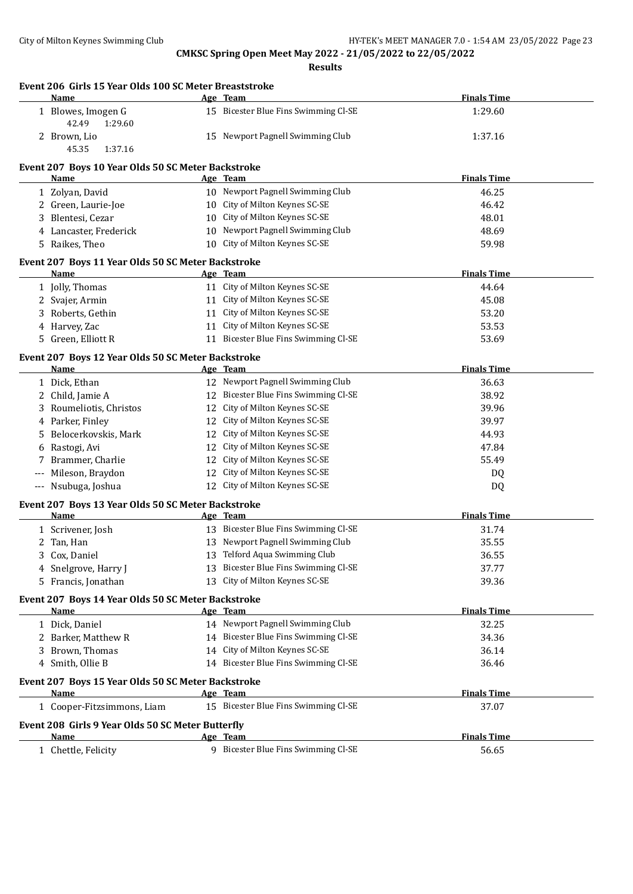**CMKSC Spring Open Meet May 2022 - 21/05/2022 to 22/05/2022**

**Results**

### Event 206 Girls 15 Year Olds 100 SC Meter Breaststroke

| Name | Age | Team | Finals Time |
|---|---|---|---|
| 1 Blowes, Imogen G | 15 | Bicester Blue Fins Swimming Cl-SE | 1:29.60 |
| 42.49 1:29.60 | | | |
| 2 Brown, Lio | 15 | Newport Pagnell Swimming Club | 1:37.16 |
| 45.35 1:37.16 | | | |

### Event 207 Boys 10 Year Olds 50 SC Meter Backstroke

| Name | Age | Team | Finals Time |
|---|---|---|---|
| 1 Zolyan, David | 10 | Newport Pagnell Swimming Club | 46.25 |
| 2 Green, Laurie-Joe | 10 | City of Milton Keynes SC-SE | 46.42 |
| 3 Blentesi, Cezar | 10 | City of Milton Keynes SC-SE | 48.01 |
| 4 Lancaster, Frederick | 10 | Newport Pagnell Swimming Club | 48.69 |
| 5 Raikes, Theo | 10 | City of Milton Keynes SC-SE | 59.98 |

### Event 207 Boys 11 Year Olds 50 SC Meter Backstroke

| Name | Age | Team | Finals Time |
|---|---|---|---|
| 1 Jolly, Thomas | 11 | City of Milton Keynes SC-SE | 44.64 |
| 2 Svajer, Armin | 11 | City of Milton Keynes SC-SE | 45.08 |
| 3 Roberts, Gethin | 11 | City of Milton Keynes SC-SE | 53.20 |
| 4 Harvey, Zac | 11 | City of Milton Keynes SC-SE | 53.53 |
| 5 Green, Elliott R | 11 | Bicester Blue Fins Swimming Cl-SE | 53.69 |

### Event 207 Boys 12 Year Olds 50 SC Meter Backstroke

| Name | Age | Team | Finals Time |
|---|---|---|---|
| 1 Dick, Ethan | 12 | Newport Pagnell Swimming Club | 36.63 |
| 2 Child, Jamie A | 12 | Bicester Blue Fins Swimming Cl-SE | 38.92 |
| 3 Roumeliotis, Christos | 12 | City of Milton Keynes SC-SE | 39.96 |
| 4 Parker, Finley | 12 | City of Milton Keynes SC-SE | 39.97 |
| 5 Belocerkovskis, Mark | 12 | City of Milton Keynes SC-SE | 44.93 |
| 6 Rastogi, Avi | 12 | City of Milton Keynes SC-SE | 47.84 |
| 7 Brammer, Charlie | 12 | City of Milton Keynes SC-SE | 55.49 |
| --- Mileson, Braydon | 12 | City of Milton Keynes SC-SE | DQ |
| --- Nsubuga, Joshua | 12 | City of Milton Keynes SC-SE | DQ |

### Event 207 Boys 13 Year Olds 50 SC Meter Backstroke

| Name | Age | Team | Finals Time |
|---|---|---|---|
| 1 Scrivener, Josh | 13 | Bicester Blue Fins Swimming Cl-SE | 31.74 |
| 2 Tan, Han | 13 | Newport Pagnell Swimming Club | 35.55 |
| 3 Cox, Daniel | 13 | Telford Aqua Swimming Club | 36.55 |
| 4 Snelgrove, Harry J | 13 | Bicester Blue Fins Swimming Cl-SE | 37.77 |
| 5 Francis, Jonathan | 13 | City of Milton Keynes SC-SE | 39.36 |

### Event 207 Boys 14 Year Olds 50 SC Meter Backstroke

| Name | Age | Team | Finals Time |
|---|---|---|---|
| 1 Dick, Daniel | 14 | Newport Pagnell Swimming Club | 32.25 |
| 2 Barker, Matthew R | 14 | Bicester Blue Fins Swimming Cl-SE | 34.36 |
| 3 Brown, Thomas | 14 | City of Milton Keynes SC-SE | 36.14 |
| 4 Smith, Ollie B | 14 | Bicester Blue Fins Swimming Cl-SE | 36.46 |

### Event 207 Boys 15 Year Olds 50 SC Meter Backstroke

| Name | Age | Team | Finals Time |
|---|---|---|---|
| 1 Cooper-Fitzsimmons, Liam | 15 | Bicester Blue Fins Swimming Cl-SE | 37.07 |

### Event 208 Girls 9 Year Olds 50 SC Meter Butterfly

| Name | Age | Team | Finals Time |
|---|---|---|---|
| 1 Chettle, Felicity | 9 | Bicester Blue Fins Swimming Cl-SE | 56.65 |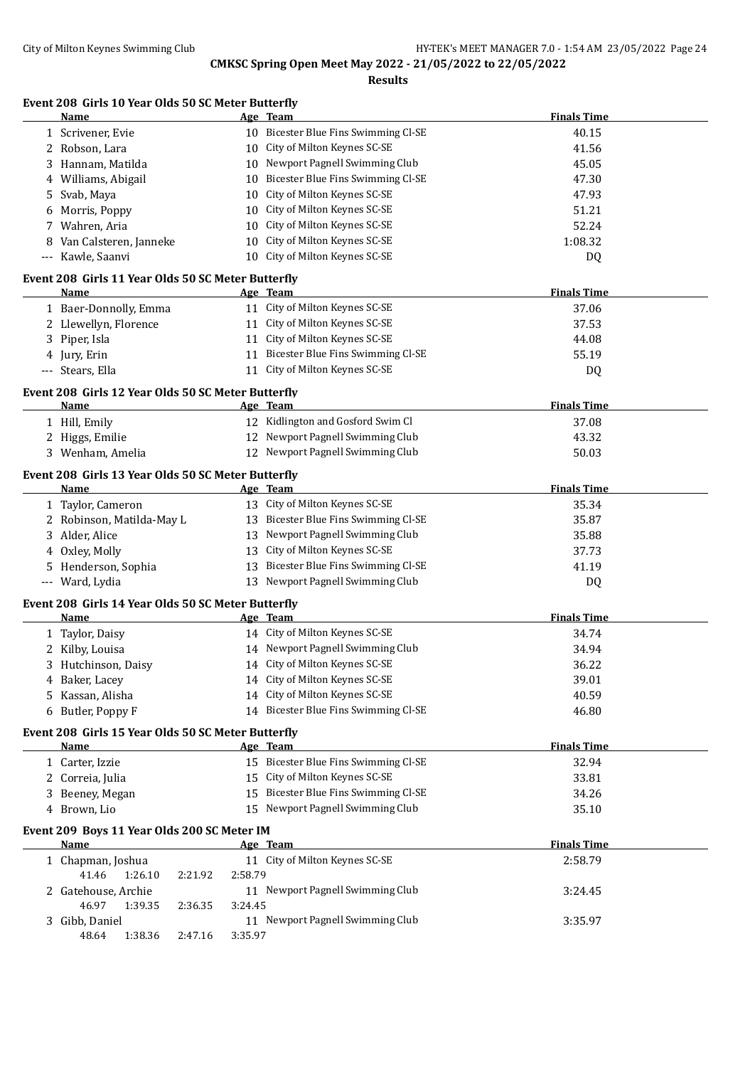# CMKSC Spring Open Meet May 2022 - 21/05/2022 to 22/05/2022

## Results

### Event 208 Girls 10 Year Olds 50 SC Meter Butterfly

| | Name | Age | Team | Finals Time |
|---|---|---|---|---|
| 1 | Scrivener, Evie | 10 | Bicester Blue Fins Swimming Cl-SE | 40.15 |
| 2 | Robson, Lara | 10 | City of Milton Keynes SC-SE | 41.56 |
| 3 | Hannam, Matilda | 10 | Newport Pagnell Swimming Club | 45.05 |
| 4 | Williams, Abigail | 10 | Bicester Blue Fins Swimming Cl-SE | 47.30 |
| 5 | Svab, Maya | 10 | City of Milton Keynes SC-SE | 47.93 |
| 6 | Morris, Poppy | 10 | City of Milton Keynes SC-SE | 51.21 |
| 7 | Wahren, Aria | 10 | City of Milton Keynes SC-SE | 52.24 |
| 8 | Van Calsteren, Janneke | 10 | City of Milton Keynes SC-SE | 1:08.32 |
| --- | Kawle, Saanvi | 10 | City of Milton Keynes SC-SE | DQ |

### Event 208 Girls 11 Year Olds 50 SC Meter Butterfly

| | Name | Age | Team | Finals Time |
|---|---|---|---|---|
| 1 | Baer-Donnolly, Emma | 11 | City of Milton Keynes SC-SE | 37.06 |
| 2 | Llewellyn, Florence | 11 | City of Milton Keynes SC-SE | 37.53 |
| 3 | Piper, Isla | 11 | City of Milton Keynes SC-SE | 44.08 |
| 4 | Jury, Erin | 11 | Bicester Blue Fins Swimming Cl-SE | 55.19 |
| --- | Stears, Ella | 11 | City of Milton Keynes SC-SE | DQ |

### Event 208 Girls 12 Year Olds 50 SC Meter Butterfly

| | Name | Age | Team | Finals Time |
|---|---|---|---|---|
| 1 | Hill, Emily | 12 | Kidlington and Gosford Swim Cl | 37.08 |
| 2 | Higgs, Emilie | 12 | Newport Pagnell Swimming Club | 43.32 |
| 3 | Wenham, Amelia | 12 | Newport Pagnell Swimming Club | 50.03 |

### Event 208 Girls 13 Year Olds 50 SC Meter Butterfly

| | Name | Age | Team | Finals Time |
|---|---|---|---|---|
| 1 | Taylor, Cameron | 13 | City of Milton Keynes SC-SE | 35.34 |
| 2 | Robinson, Matilda-May L | 13 | Bicester Blue Fins Swimming Cl-SE | 35.87 |
| 3 | Alder, Alice | 13 | Newport Pagnell Swimming Club | 35.88 |
| 4 | Oxley, Molly | 13 | City of Milton Keynes SC-SE | 37.73 |
| 5 | Henderson, Sophia | 13 | Bicester Blue Fins Swimming Cl-SE | 41.19 |
| --- | Ward, Lydia | 13 | Newport Pagnell Swimming Club | DQ |

### Event 208 Girls 14 Year Olds 50 SC Meter Butterfly

| | Name | Age | Team | Finals Time |
|---|---|---|---|---|
| 1 | Taylor, Daisy | 14 | City of Milton Keynes SC-SE | 34.74 |
| 2 | Kilby, Louisa | 14 | Newport Pagnell Swimming Club | 34.94 |
| 3 | Hutchinson, Daisy | 14 | City of Milton Keynes SC-SE | 36.22 |
| 4 | Baker, Lacey | 14 | City of Milton Keynes SC-SE | 39.01 |
| 5 | Kassan, Alisha | 14 | City of Milton Keynes SC-SE | 40.59 |
| 6 | Butler, Poppy F | 14 | Bicester Blue Fins Swimming Cl-SE | 46.80 |

### Event 208 Girls 15 Year Olds 50 SC Meter Butterfly

| | Name | Age | Team | Finals Time |
|---|---|---|---|---|
| 1 | Carter, Izzie | 15 | Bicester Blue Fins Swimming Cl-SE | 32.94 |
| 2 | Correia, Julia | 15 | City of Milton Keynes SC-SE | 33.81 |
| 3 | Beeney, Megan | 15 | Bicester Blue Fins Swimming Cl-SE | 34.26 |
| 4 | Brown, Lio | 15 | Newport Pagnell Swimming Club | 35.10 |

### Event 209 Boys 11 Year Olds 200 SC Meter IM

| | Name | Age | Team | Finals Time |
|---|---|---|---|---|
| 1 | Chapman, Joshua | 11 | City of Milton Keynes SC-SE | 2:58.79 |
| | 41.46 1:26.10 2:21.92 2:58.79 | | | |
| 2 | Gatehouse, Archie | 11 | Newport Pagnell Swimming Club | 3:24.45 |
| | 46.97 1:39.35 2:36.35 3:24.45 | | | |
| 3 | Gibb, Daniel | 11 | Newport Pagnell Swimming Club | 3:35.97 |
| | 48.64 1:38.36 2:47.16 3:35.97 | | | |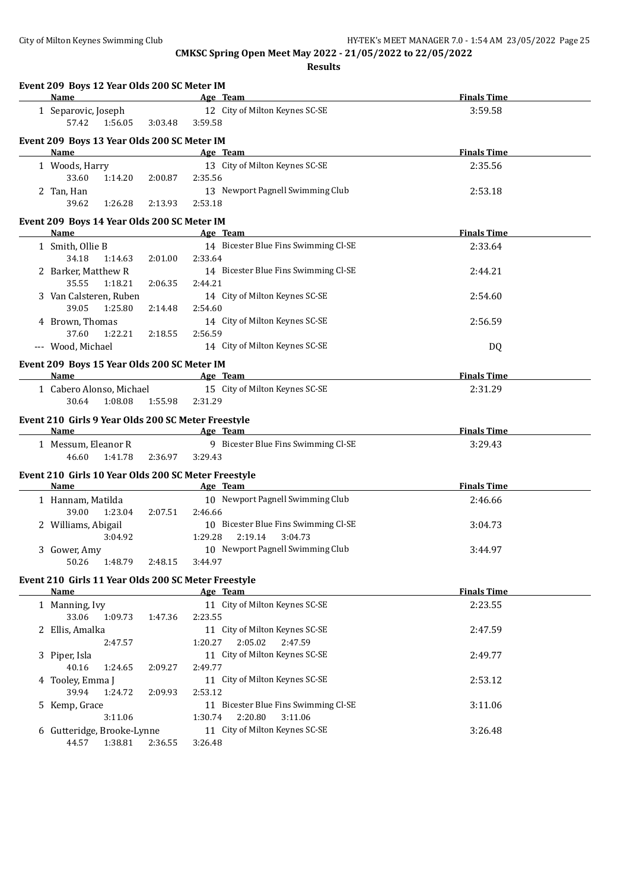**CMKSC Spring Open Meet May 2022 - 21/05/2022 to 22/05/2022**

**Results**

### Event 209 Boys 12 Year Olds 200 SC Meter IM

| | Name | Age | Team | Finals Time |
|---|---|---|---|---|
| 1 | Separovic, Joseph | 12 | City of Milton Keynes SC-SE | 3:59.58 |
| | 57.42 1:56.05 3:03.48 3:59.58 | | | |

### Event 209 Boys 13 Year Olds 200 SC Meter IM

| | Name | Age | Team | Finals Time |
|---|---|---|---|---|
| 1 | Woods, Harry | 13 | City of Milton Keynes SC-SE | 2:35.56 |
| | 33.60 1:14.20 2:00.87 2:35.56 | | | |
| 2 | Tan, Han | 13 | Newport Pagnell Swimming Club | 2:53.18 |
| | 39.62 1:26.28 2:13.93 2:53.18 | | | |

### Event 209 Boys 14 Year Olds 200 SC Meter IM

| | Name | Age | Team | Finals Time |
|---|---|---|---|---|
| 1 | Smith, Ollie B | 14 | Bicester Blue Fins Swimming Cl-SE | 2:33.64 |
| | 34.18 1:14.63 2:01.00 2:33.64 | | | |
| 2 | Barker, Matthew R | 14 | Bicester Blue Fins Swimming Cl-SE | 2:44.21 |
| | 35.55 1:18.21 2:06.35 2:44.21 | | | |
| 3 | Van Calsteren, Ruben | 14 | City of Milton Keynes SC-SE | 2:54.60 |
| | 39.05 1:25.80 2:14.48 2:54.60 | | | |
| 4 | Brown, Thomas | 14 | City of Milton Keynes SC-SE | 2:56.59 |
| | 37.60 1:22.21 2:18.55 2:56.59 | | | |
| --- | Wood, Michael | 14 | City of Milton Keynes SC-SE | DQ |

### Event 209 Boys 15 Year Olds 200 SC Meter IM

| | Name | Age | Team | Finals Time |
|---|---|---|---|---|
| 1 | Cabero Alonso, Michael | 15 | City of Milton Keynes SC-SE | 2:31.29 |
| | 30.64 1:08.08 1:55.98 2:31.29 | | | |

### Event 210 Girls 9 Year Olds 200 SC Meter Freestyle

| | Name | Age | Team | Finals Time |
|---|---|---|---|---|
| 1 | Messum, Eleanor R | 9 | Bicester Blue Fins Swimming Cl-SE | 3:29.43 |
| | 46.60 1:41.78 2:36.97 3:29.43 | | | |

### Event 210 Girls 10 Year Olds 200 SC Meter Freestyle

| | Name | Age | Team | Finals Time |
|---|---|---|---|---|
| 1 | Hannam, Matilda | 10 | Newport Pagnell Swimming Club | 2:46.66 |
| | 39.00 1:23.04 2:07.51 2:46.66 | | | |
| 2 | Williams, Abigail | 10 | Bicester Blue Fins Swimming Cl-SE | 3:04.73 |
| | 3:04.92 1:29.28 2:19.14 3:04.73 | | | |
| 3 | Gower, Amy | 10 | Newport Pagnell Swimming Club | 3:44.97 |
| | 50.26 1:48.79 2:48.15 3:44.97 | | | |

### Event 210 Girls 11 Year Olds 200 SC Meter Freestyle

| | Name | Age | Team | Finals Time |
|---|---|---|---|---|
| 1 | Manning, Ivy | 11 | City of Milton Keynes SC-SE | 2:23.55 |
| | 33.06 1:09.73 1:47.36 2:23.55 | | | |
| 2 | Ellis, Amalka | 11 | City of Milton Keynes SC-SE | 2:47.59 |
| | 2:47.57 1:20.27 2:05.02 2:47.59 | | | |
| 3 | Piper, Isla | 11 | City of Milton Keynes SC-SE | 2:49.77 |
| | 40.16 1:24.65 2:09.27 2:49.77 | | | |
| 4 | Tooley, Emma J | 11 | City of Milton Keynes SC-SE | 2:53.12 |
| | 39.94 1:24.72 2:09.93 2:53.12 | | | |
| 5 | Kemp, Grace | 11 | Bicester Blue Fins Swimming Cl-SE | 3:11.06 |
| | 3:11.06 1:30.74 2:20.80 3:11.06 | | | |
| 6 | Gutteridge, Brooke-Lynne | 11 | City of Milton Keynes SC-SE | 3:26.48 |
| | 44.57 1:38.81 2:36.55 3:26.48 | | | |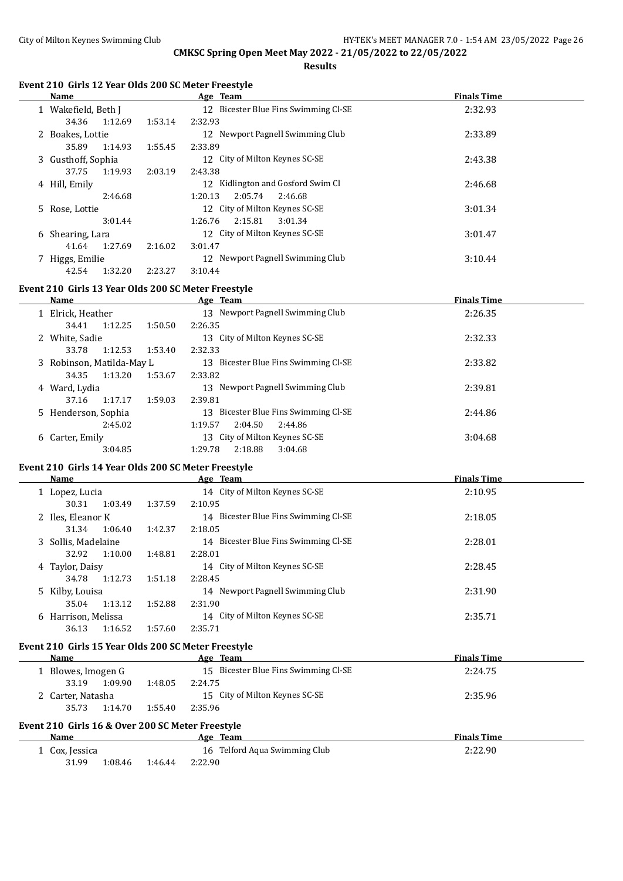# CMKSC Spring Open Meet May 2022 - 21/05/2022 to 22/05/2022

## Results

### Event 210 Girls 12 Year Olds 200 SC Meter Freestyle

| | Name | Age | Team | Finals Time |
|---|---|---|---|---|
| 1 | Wakefield, Beth J | 12 | Bicester Blue Fins Swimming Cl-SE | 2:32.93 |
| | 34.36 1:12.69 1:53.14 2:32.93 | | | |
| 2 | Boakes, Lottie | 12 | Newport Pagnell Swimming Club | 2:33.89 |
| | 35.89 1:14.93 1:55.45 2:33.89 | | | |
| 3 | Gusthoff, Sophia | 12 | City of Milton Keynes SC-SE | 2:43.38 |
| | 37.75 1:19.93 2:03.19 2:43.38 | | | |
| 4 | Hill, Emily | 12 | Kidlington and Gosford Swim Cl | 2:46.68 |
| | 2:46.68 1:20.13 2:05.74 2:46.68 | | | |
| 5 | Rose, Lottie | 12 | City of Milton Keynes SC-SE | 3:01.34 |
| | 3:01.44 1:26.76 2:15.81 3:01.34 | | | |
| 6 | Shearing, Lara | 12 | City of Milton Keynes SC-SE | 3:01.47 |
| | 41.64 1:27.69 2:16.02 3:01.47 | | | |
| 7 | Higgs, Emilie | 12 | Newport Pagnell Swimming Club | 3:10.44 |
| | 42.54 1:32.20 2:23.27 3:10.44 | | | |

### Event 210 Girls 13 Year Olds 200 SC Meter Freestyle

| | Name | Age | Team | Finals Time |
|---|---|---|---|---|
| 1 | Elrick, Heather | 13 | Newport Pagnell Swimming Club | 2:26.35 |
| | 34.41 1:12.25 1:50.50 2:26.35 | | | |
| 2 | White, Sadie | 13 | City of Milton Keynes SC-SE | 2:32.33 |
| | 33.78 1:12.53 1:53.40 2:32.33 | | | |
| 3 | Robinson, Matilda-May L | 13 | Bicester Blue Fins Swimming Cl-SE | 2:33.82 |
| | 34.35 1:13.20 1:53.67 2:33.82 | | | |
| 4 | Ward, Lydia | 13 | Newport Pagnell Swimming Club | 2:39.81 |
| | 37.16 1:17.17 1:59.03 2:39.81 | | | |
| 5 | Henderson, Sophia | 13 | Bicester Blue Fins Swimming Cl-SE | 2:44.86 |
| | 2:45.02 1:19.57 2:04.50 2:44.86 | | | |
| 6 | Carter, Emily | 13 | City of Milton Keynes SC-SE | 3:04.68 |
| | 3:04.85 1:29.78 2:18.88 3:04.68 | | | |

### Event 210 Girls 14 Year Olds 200 SC Meter Freestyle

| | Name | Age | Team | Finals Time |
|---|---|---|---|---|
| 1 | Lopez, Lucia | 14 | City of Milton Keynes SC-SE | 2:10.95 |
| | 30.31 1:03.49 1:37.59 2:10.95 | | | |
| 2 | Iles, Eleanor K | 14 | Bicester Blue Fins Swimming Cl-SE | 2:18.05 |
| | 31.34 1:06.40 1:42.37 2:18.05 | | | |
| 3 | Sollis, Madelaine | 14 | Bicester Blue Fins Swimming Cl-SE | 2:28.01 |
| | 32.92 1:10.00 1:48.81 2:28.01 | | | |
| 4 | Taylor, Daisy | 14 | City of Milton Keynes SC-SE | 2:28.45 |
| | 34.78 1:12.73 1:51.18 2:28.45 | | | |
| 5 | Kilby, Louisa | 14 | Newport Pagnell Swimming Club | 2:31.90 |
| | 35.04 1:13.12 1:52.88 2:31.90 | | | |
| 6 | Harrison, Melissa | 14 | City of Milton Keynes SC-SE | 2:35.71 |
| | 36.13 1:16.52 1:57.60 2:35.71 | | | |

### Event 210 Girls 15 Year Olds 200 SC Meter Freestyle

| | Name | Age | Team | Finals Time |
|---|---|---|---|---|
| 1 | Blowes, Imogen G | 15 | Bicester Blue Fins Swimming Cl-SE | 2:24.75 |
| | 33.19 1:09.90 1:48.05 2:24.75 | | | |
| 2 | Carter, Natasha | 15 | City of Milton Keynes SC-SE | 2:35.96 |
| | 35.73 1:14.70 1:55.40 2:35.96 | | | |

### Event 210 Girls 16 & Over 200 SC Meter Freestyle

| | Name | Age | Team | Finals Time |
|---|---|---|---|---|
| 1 | Cox, Jessica | 16 | Telford Aqua Swimming Club | 2:22.90 |
| | 31.99 1:08.46 1:46.44 2:22.90 | | | |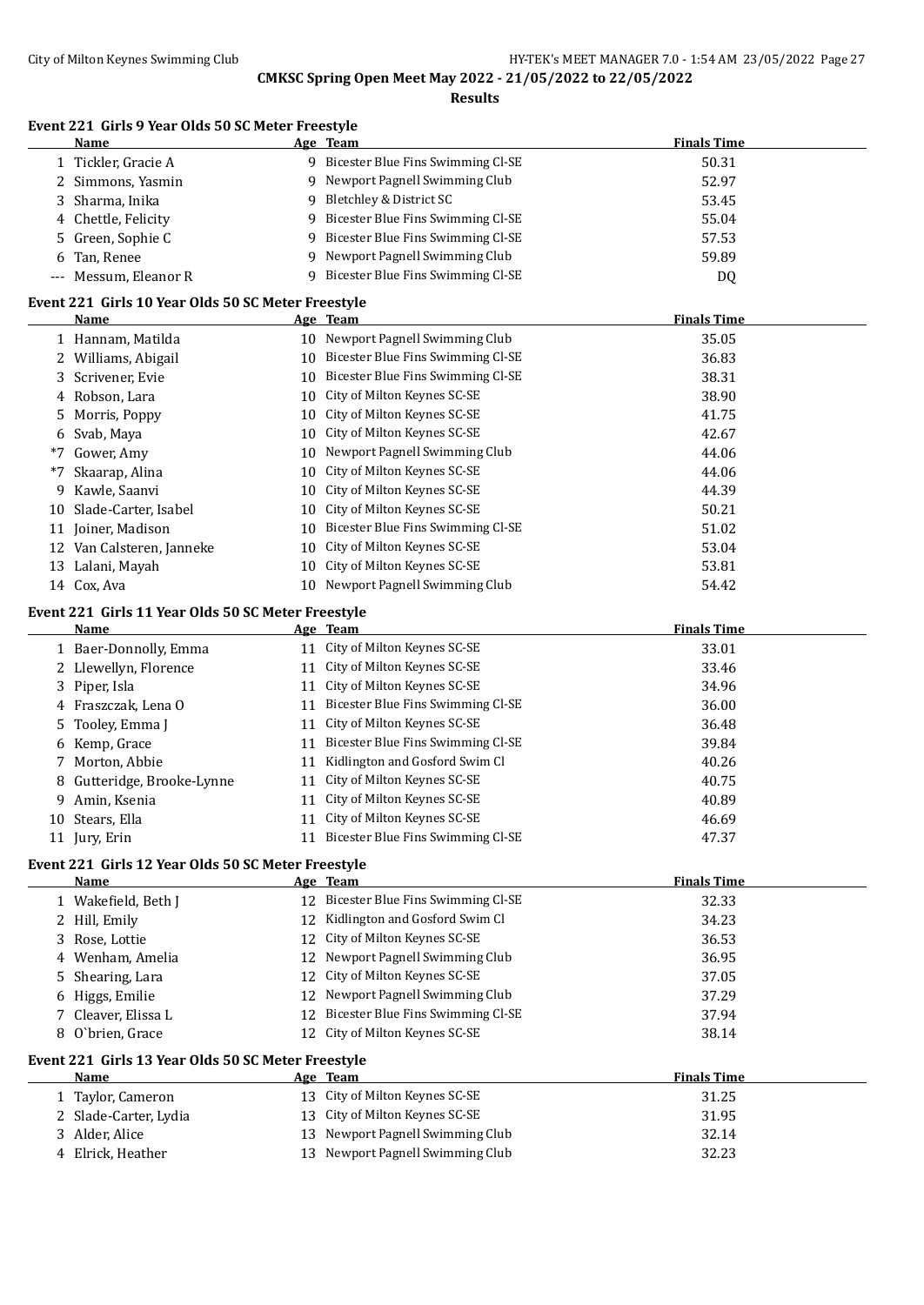**CMKSC Spring Open Meet May 2022 - 21/05/2022 to 22/05/2022**

**Results**

### Event 221 Girls 9 Year Olds 50 SC Meter Freestyle

| | Name | Age | Team | Finals Time |
|---|---|---|---|---|
| 1 | Tickler, Gracie A | 9 | Bicester Blue Fins Swimming Cl-SE | 50.31 |
| 2 | Simmons, Yasmin | 9 | Newport Pagnell Swimming Club | 52.97 |
| 3 | Sharma, Inika | 9 | Bletchley & District SC | 53.45 |
| 4 | Chettle, Felicity | 9 | Bicester Blue Fins Swimming Cl-SE | 55.04 |
| 5 | Green, Sophie C | 9 | Bicester Blue Fins Swimming Cl-SE | 57.53 |
| 6 | Tan, Renee | 9 | Newport Pagnell Swimming Club | 59.89 |
| --- | Messum, Eleanor R | 9 | Bicester Blue Fins Swimming Cl-SE | DQ |

### Event 221 Girls 10 Year Olds 50 SC Meter Freestyle

| | Name | Age | Team | Finals Time |
|---|---|---|---|---|
| 1 | Hannam, Matilda | 10 | Newport Pagnell Swimming Club | 35.05 |
| 2 | Williams, Abigail | 10 | Bicester Blue Fins Swimming Cl-SE | 36.83 |
| 3 | Scrivener, Evie | 10 | Bicester Blue Fins Swimming Cl-SE | 38.31 |
| 4 | Robson, Lara | 10 | City of Milton Keynes SC-SE | 38.90 |
| 5 | Morris, Poppy | 10 | City of Milton Keynes SC-SE | 41.75 |
| 6 | Svab, Maya | 10 | City of Milton Keynes SC-SE | 42.67 |
| *7 | Gower, Amy | 10 | Newport Pagnell Swimming Club | 44.06 |
| *7 | Skaarap, Alina | 10 | City of Milton Keynes SC-SE | 44.06 |
| 9 | Kawle, Saanvi | 10 | City of Milton Keynes SC-SE | 44.39 |
| 10 | Slade-Carter, Isabel | 10 | City of Milton Keynes SC-SE | 50.21 |
| 11 | Joiner, Madison | 10 | Bicester Blue Fins Swimming Cl-SE | 51.02 |
| 12 | Van Calsteren, Janneke | 10 | City of Milton Keynes SC-SE | 53.04 |
| 13 | Lalani, Mayah | 10 | City of Milton Keynes SC-SE | 53.81 |
| 14 | Cox, Ava | 10 | Newport Pagnell Swimming Club | 54.42 |

### Event 221 Girls 11 Year Olds 50 SC Meter Freestyle

| | Name | Age | Team | Finals Time |
|---|---|---|---|---|
| 1 | Baer-Donnolly, Emma | 11 | City of Milton Keynes SC-SE | 33.01 |
| 2 | Llewellyn, Florence | 11 | City of Milton Keynes SC-SE | 33.46 |
| 3 | Piper, Isla | 11 | City of Milton Keynes SC-SE | 34.96 |
| 4 | Fraszczak, Lena O | 11 | Bicester Blue Fins Swimming Cl-SE | 36.00 |
| 5 | Tooley, Emma J | 11 | City of Milton Keynes SC-SE | 36.48 |
| 6 | Kemp, Grace | 11 | Bicester Blue Fins Swimming Cl-SE | 39.84 |
| 7 | Morton, Abbie | 11 | Kidlington and Gosford Swim Cl | 40.26 |
| 8 | Gutteridge, Brooke-Lynne | 11 | City of Milton Keynes SC-SE | 40.75 |
| 9 | Amin, Ksenia | 11 | City of Milton Keynes SC-SE | 40.89 |
| 10 | Stears, Ella | 11 | City of Milton Keynes SC-SE | 46.69 |
| 11 | Jury, Erin | 11 | Bicester Blue Fins Swimming Cl-SE | 47.37 |

### Event 221 Girls 12 Year Olds 50 SC Meter Freestyle

| | Name | Age | Team | Finals Time |
|---|---|---|---|---|
| 1 | Wakefield, Beth J | 12 | Bicester Blue Fins Swimming Cl-SE | 32.33 |
| 2 | Hill, Emily | 12 | Kidlington and Gosford Swim Cl | 34.23 |
| 3 | Rose, Lottie | 12 | City of Milton Keynes SC-SE | 36.53 |
| 4 | Wenham, Amelia | 12 | Newport Pagnell Swimming Club | 36.95 |
| 5 | Shearing, Lara | 12 | City of Milton Keynes SC-SE | 37.05 |
| 6 | Higgs, Emilie | 12 | Newport Pagnell Swimming Club | 37.29 |
| 7 | Cleaver, Elissa L | 12 | Bicester Blue Fins Swimming Cl-SE | 37.94 |
| 8 | O`brien, Grace | 12 | City of Milton Keynes SC-SE | 38.14 |

### Event 221 Girls 13 Year Olds 50 SC Meter Freestyle

| | Name | Age | Team | Finals Time |
|---|---|---|---|---|
| 1 | Taylor, Cameron | 13 | City of Milton Keynes SC-SE | 31.25 |
| 2 | Slade-Carter, Lydia | 13 | City of Milton Keynes SC-SE | 31.95 |
| 3 | Alder, Alice | 13 | Newport Pagnell Swimming Club | 32.14 |
| 4 | Elrick, Heather | 13 | Newport Pagnell Swimming Club | 32.23 |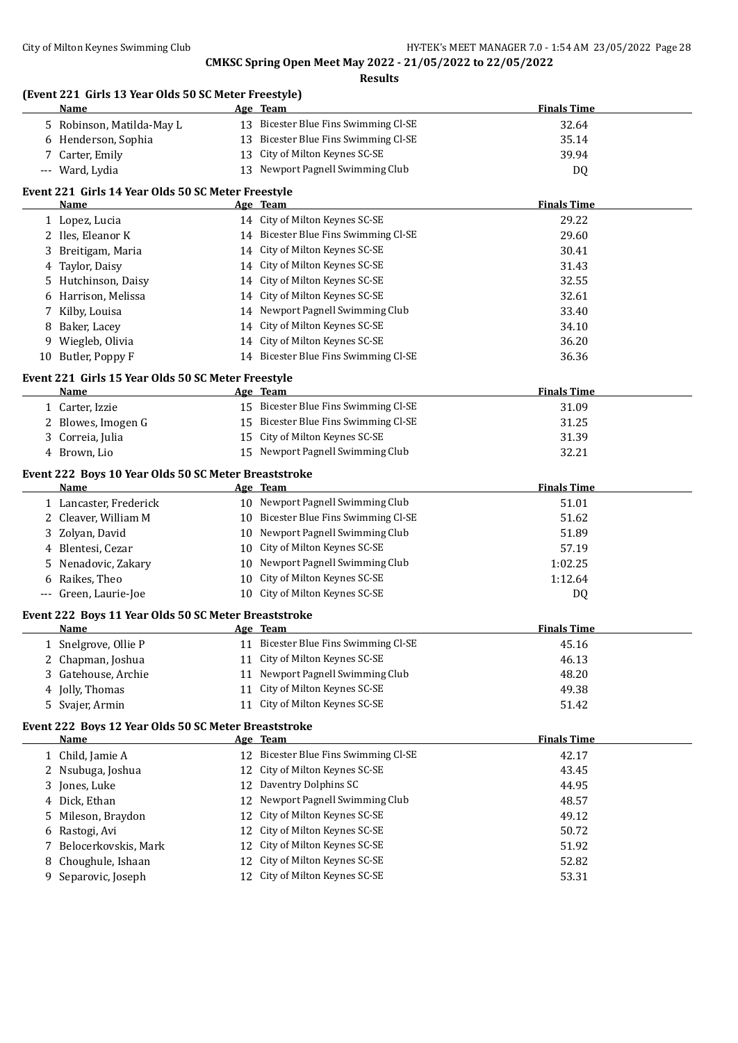# CMKSC Spring Open Meet May 2022 - 21/05/2022 to 22/05/2022

## Results

### (Event 221 Girls 13 Year Olds 50 SC Meter Freestyle)

| | Name | Age | Team | Finals Time |
|---|---|---|---|---|
| 5 | Robinson, Matilda-May L | 13 | Bicester Blue Fins Swimming Cl-SE | 32.64 |
| 6 | Henderson, Sophia | 13 | Bicester Blue Fins Swimming Cl-SE | 35.14 |
| 7 | Carter, Emily | 13 | City of Milton Keynes SC-SE | 39.94 |
| --- | Ward, Lydia | 13 | Newport Pagnell Swimming Club | DQ |

### Event 221 Girls 14 Year Olds 50 SC Meter Freestyle

| | Name | Age | Team | Finals Time |
|---|---|---|---|---|
| 1 | Lopez, Lucia | 14 | City of Milton Keynes SC-SE | 29.22 |
| 2 | Iles, Eleanor K | 14 | Bicester Blue Fins Swimming Cl-SE | 29.60 |
| 3 | Breitigam, Maria | 14 | City of Milton Keynes SC-SE | 30.41 |
| 4 | Taylor, Daisy | 14 | City of Milton Keynes SC-SE | 31.43 |
| 5 | Hutchinson, Daisy | 14 | City of Milton Keynes SC-SE | 32.55 |
| 6 | Harrison, Melissa | 14 | City of Milton Keynes SC-SE | 32.61 |
| 7 | Kilby, Louisa | 14 | Newport Pagnell Swimming Club | 33.40 |
| 8 | Baker, Lacey | 14 | City of Milton Keynes SC-SE | 34.10 |
| 9 | Wiegleb, Olivia | 14 | City of Milton Keynes SC-SE | 36.20 |
| 10 | Butler, Poppy F | 14 | Bicester Blue Fins Swimming Cl-SE | 36.36 |

### Event 221 Girls 15 Year Olds 50 SC Meter Freestyle

| | Name | Age | Team | Finals Time |
|---|---|---|---|---|
| 1 | Carter, Izzie | 15 | Bicester Blue Fins Swimming Cl-SE | 31.09 |
| 2 | Blowes, Imogen G | 15 | Bicester Blue Fins Swimming Cl-SE | 31.25 |
| 3 | Correia, Julia | 15 | City of Milton Keynes SC-SE | 31.39 |
| 4 | Brown, Lio | 15 | Newport Pagnell Swimming Club | 32.21 |

### Event 222 Boys 10 Year Olds 50 SC Meter Breaststroke

| | Name | Age | Team | Finals Time |
|---|---|---|---|---|
| 1 | Lancaster, Frederick | 10 | Newport Pagnell Swimming Club | 51.01 |
| 2 | Cleaver, William M | 10 | Bicester Blue Fins Swimming Cl-SE | 51.62 |
| 3 | Zolyan, David | 10 | Newport Pagnell Swimming Club | 51.89 |
| 4 | Blentesi, Cezar | 10 | City of Milton Keynes SC-SE | 57.19 |
| 5 | Nenadovic, Zakary | 10 | Newport Pagnell Swimming Club | 1:02.25 |
| 6 | Raikes, Theo | 10 | City of Milton Keynes SC-SE | 1:12.64 |
| --- | Green, Laurie-Joe | 10 | City of Milton Keynes SC-SE | DQ |

### Event 222 Boys 11 Year Olds 50 SC Meter Breaststroke

| | Name | Age | Team | Finals Time |
|---|---|---|---|---|
| 1 | Snelgrove, Ollie P | 11 | Bicester Blue Fins Swimming Cl-SE | 45.16 |
| 2 | Chapman, Joshua | 11 | City of Milton Keynes SC-SE | 46.13 |
| 3 | Gatehouse, Archie | 11 | Newport Pagnell Swimming Club | 48.20 |
| 4 | Jolly, Thomas | 11 | City of Milton Keynes SC-SE | 49.38 |
| 5 | Svajer, Armin | 11 | City of Milton Keynes SC-SE | 51.42 |

### Event 222 Boys 12 Year Olds 50 SC Meter Breaststroke

| | Name | Age | Team | Finals Time |
|---|---|---|---|---|
| 1 | Child, Jamie A | 12 | Bicester Blue Fins Swimming Cl-SE | 42.17 |
| 2 | Nsubuga, Joshua | 12 | City of Milton Keynes SC-SE | 43.45 |
| 3 | Jones, Luke | 12 | Daventry Dolphins SC | 44.95 |
| 4 | Dick, Ethan | 12 | Newport Pagnell Swimming Club | 48.57 |
| 5 | Mileson, Braydon | 12 | City of Milton Keynes SC-SE | 49.12 |
| 6 | Rastogi, Avi | 12 | City of Milton Keynes SC-SE | 50.72 |
| 7 | Belocerkovskis, Mark | 12 | City of Milton Keynes SC-SE | 51.92 |
| 8 | Choughule, Ishaan | 12 | City of Milton Keynes SC-SE | 52.82 |
| 9 | Separovic, Joseph | 12 | City of Milton Keynes SC-SE | 53.31 |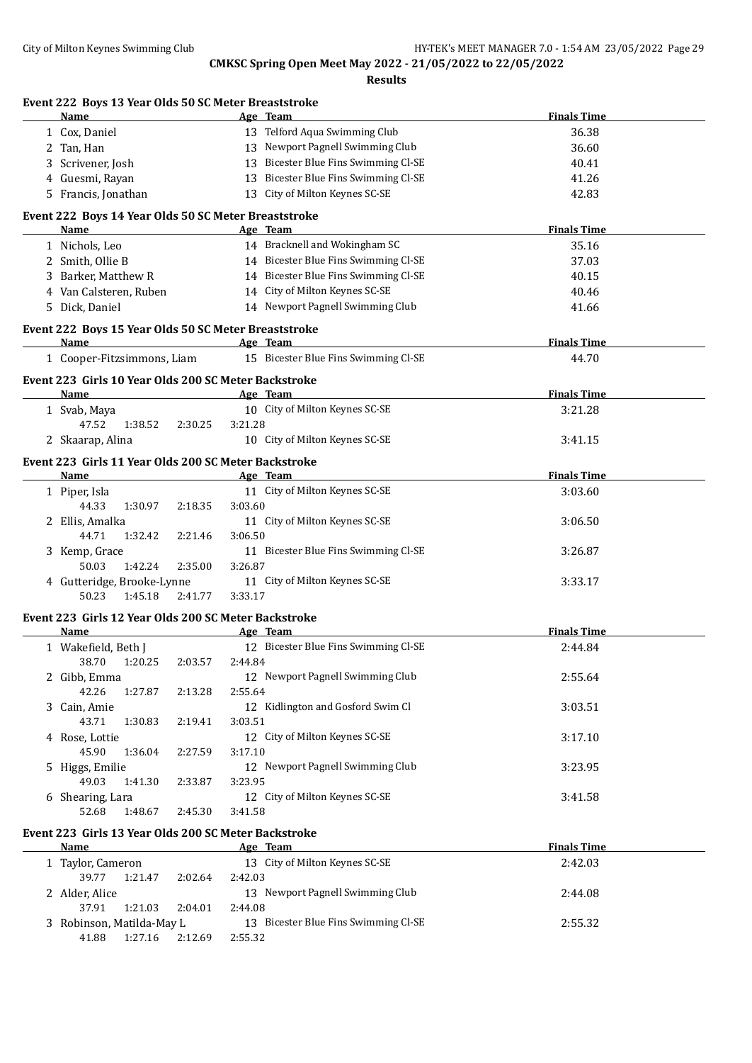**CMKSC Spring Open Meet May 2022 - 21/05/2022 to 22/05/2022**

**Results**

### Event 222 Boys 13 Year Olds 50 SC Meter Breaststroke

| | Name | Age | Team | Finals Time |
|---|---|---|---|---|
| 1 | Cox, Daniel | 13 | Telford Aqua Swimming Club | 36.38 |
| 2 | Tan, Han | 13 | Newport Pagnell Swimming Club | 36.60 |
| 3 | Scrivener, Josh | 13 | Bicester Blue Fins Swimming Cl-SE | 40.41 |
| 4 | Guesmi, Rayan | 13 | Bicester Blue Fins Swimming Cl-SE | 41.26 |
| 5 | Francis, Jonathan | 13 | City of Milton Keynes SC-SE | 42.83 |

### Event 222 Boys 14 Year Olds 50 SC Meter Breaststroke

| | Name | Age | Team | Finals Time |
|---|---|---|---|---|
| 1 | Nichols, Leo | 14 | Bracknell and Wokingham SC | 35.16 |
| 2 | Smith, Ollie B | 14 | Bicester Blue Fins Swimming Cl-SE | 37.03 |
| 3 | Barker, Matthew R | 14 | Bicester Blue Fins Swimming Cl-SE | 40.15 |
| 4 | Van Calsteren, Ruben | 14 | City of Milton Keynes SC-SE | 40.46 |
| 5 | Dick, Daniel | 14 | Newport Pagnell Swimming Club | 41.66 |

### Event 222 Boys 15 Year Olds 50 SC Meter Breaststroke

| | Name | Age | Team | Finals Time |
|---|---|---|---|---|
| 1 | Cooper-Fitzsimmons, Liam | 15 | Bicester Blue Fins Swimming Cl-SE | 44.70 |

### Event 223 Girls 10 Year Olds 200 SC Meter Backstroke

| | Name | Age | Team | Finals Time |
|---|---|---|---|---|
| 1 | Svab, Maya | 10 | City of Milton Keynes SC-SE | 3:21.28 |
| | 47.52 1:38.52 2:30.25 3:21.28 | | | |
| 2 | Skaarap, Alina | 10 | City of Milton Keynes SC-SE | 3:41.15 |

### Event 223 Girls 11 Year Olds 200 SC Meter Backstroke

| | Name | Age | Team | Finals Time |
|---|---|---|---|---|
| 1 | Piper, Isla | 11 | City of Milton Keynes SC-SE | 3:03.60 |
| | 44.33 1:30.97 2:18.35 3:03.60 | | | |
| 2 | Ellis, Amalka | 11 | City of Milton Keynes SC-SE | 3:06.50 |
| | 44.71 1:32.42 2:21.46 3:06.50 | | | |
| 3 | Kemp, Grace | 11 | Bicester Blue Fins Swimming Cl-SE | 3:26.87 |
| | 50.03 1:42.24 2:35.00 3:26.87 | | | |
| 4 | Gutteridge, Brooke-Lynne | 11 | City of Milton Keynes SC-SE | 3:33.17 |
| | 50.23 1:45.18 2:41.77 3:33.17 | | | |

### Event 223 Girls 12 Year Olds 200 SC Meter Backstroke

| | Name | Age | Team | Finals Time |
|---|---|---|---|---|
| 1 | Wakefield, Beth J | 12 | Bicester Blue Fins Swimming Cl-SE | 2:44.84 |
| | 38.70 1:20.25 2:03.57 2:44.84 | | | |
| 2 | Gibb, Emma | 12 | Newport Pagnell Swimming Club | 2:55.64 |
| | 42.26 1:27.87 2:13.28 2:55.64 | | | |
| 3 | Cain, Amie | 12 | Kidlington and Gosford Swim Cl | 3:03.51 |
| | 43.71 1:30.83 2:19.41 3:03.51 | | | |
| 4 | Rose, Lottie | 12 | City of Milton Keynes SC-SE | 3:17.10 |
| | 45.90 1:36.04 2:27.59 3:17.10 | | | |
| 5 | Higgs, Emilie | 12 | Newport Pagnell Swimming Club | 3:23.95 |
| | 49.03 1:41.30 2:33.87 3:23.95 | | | |
| 6 | Shearing, Lara | 12 | City of Milton Keynes SC-SE | 3:41.58 |
| | 52.68 1:48.67 2:45.30 3:41.58 | | | |

### Event 223 Girls 13 Year Olds 200 SC Meter Backstroke

| | Name | Age | Team | Finals Time |
|---|---|---|---|---|
| 1 | Taylor, Cameron | 13 | City of Milton Keynes SC-SE | 2:42.03 |
| | 39.77 1:21.47 2:02.64 2:42.03 | | | |
| 2 | Alder, Alice | 13 | Newport Pagnell Swimming Club | 2:44.08 |
| | 37.91 1:21.03 2:04.01 2:44.08 | | | |
| 3 | Robinson, Matilda-May L | 13 | Bicester Blue Fins Swimming Cl-SE | 2:55.32 |
| | 41.88 1:27.16 2:12.69 2:55.32 | | | |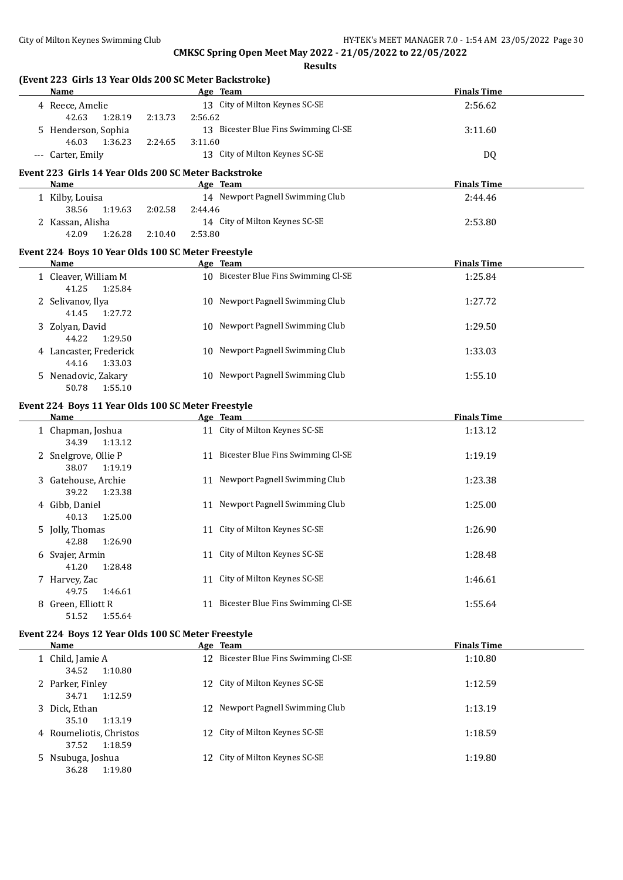**CMKSC Spring Open Meet May 2022 - 21/05/2022 to 22/05/2022**

**Results**

### (Event 223 Girls 13 Year Olds 200 SC Meter Backstroke)

| | Name | Age | Team | Finals Time |
|---|---|---|---|---|
| 4 | Reece, Amelie | 13 | City of Milton Keynes SC-SE | 2:56.62 |
| | 42.63 1:28.19 2:13.73 2:56.62 | | | |
| 5 | Henderson, Sophia | 13 | Bicester Blue Fins Swimming Cl-SE | 3:11.60 |
| | 46.03 1:36.23 2:24.65 3:11.60 | | | |
| --- | Carter, Emily | 13 | City of Milton Keynes SC-SE | DQ |

### Event 223 Girls 14 Year Olds 200 SC Meter Backstroke

| | Name | Age | Team | Finals Time |
|---|---|---|---|---|
| 1 | Kilby, Louisa | 14 | Newport Pagnell Swimming Club | 2:44.46 |
| | 38.56 1:19.63 2:02.58 2:44.46 | | | |
| 2 | Kassan, Alisha | 14 | City of Milton Keynes SC-SE | 2:53.80 |
| | 42.09 1:26.28 2:10.40 2:53.80 | | | |

### Event 224 Boys 10 Year Olds 100 SC Meter Freestyle

| | Name | Age | Team | Finals Time |
|---|---|---|---|---|
| 1 | Cleaver, William M | 10 | Bicester Blue Fins Swimming Cl-SE | 1:25.84 |
| | 41.25 1:25.84 | | | |
| 2 | Selivanov, Ilya | 10 | Newport Pagnell Swimming Club | 1:27.72 |
| | 41.45 1:27.72 | | | |
| 3 | Zolyan, David | 10 | Newport Pagnell Swimming Club | 1:29.50 |
| | 44.22 1:29.50 | | | |
| 4 | Lancaster, Frederick | 10 | Newport Pagnell Swimming Club | 1:33.03 |
| | 44.16 1:33.03 | | | |
| 5 | Nenadovic, Zakary | 10 | Newport Pagnell Swimming Club | 1:55.10 |
| | 50.78 1:55.10 | | | |

### Event 224 Boys 11 Year Olds 100 SC Meter Freestyle

| | Name | Age | Team | Finals Time |
|---|---|---|---|---|
| 1 | Chapman, Joshua | 11 | City of Milton Keynes SC-SE | 1:13.12 |
| | 34.39 1:13.12 | | | |
| 2 | Snelgrove, Ollie P | 11 | Bicester Blue Fins Swimming Cl-SE | 1:19.19 |
| | 38.07 1:19.19 | | | |
| 3 | Gatehouse, Archie | 11 | Newport Pagnell Swimming Club | 1:23.38 |
| | 39.22 1:23.38 | | | |
| 4 | Gibb, Daniel | 11 | Newport Pagnell Swimming Club | 1:25.00 |
| | 40.13 1:25.00 | | | |
| 5 | Jolly, Thomas | 11 | City of Milton Keynes SC-SE | 1:26.90 |
| | 42.88 1:26.90 | | | |
| 6 | Svajer, Armin | 11 | City of Milton Keynes SC-SE | 1:28.48 |
| | 41.20 1:28.48 | | | |
| 7 | Harvey, Zac | 11 | City of Milton Keynes SC-SE | 1:46.61 |
| | 49.75 1:46.61 | | | |
| 8 | Green, Elliott R | 11 | Bicester Blue Fins Swimming Cl-SE | 1:55.64 |
| | 51.52 1:55.64 | | | |

### Event 224 Boys 12 Year Olds 100 SC Meter Freestyle

| | Name | Age | Team | Finals Time |
|---|---|---|---|---|
| 1 | Child, Jamie A | 12 | Bicester Blue Fins Swimming Cl-SE | 1:10.80 |
| | 34.52 1:10.80 | | | |
| 2 | Parker, Finley | 12 | City of Milton Keynes SC-SE | 1:12.59 |
| | 34.71 1:12.59 | | | |
| 3 | Dick, Ethan | 12 | Newport Pagnell Swimming Club | 1:13.19 |
| | 35.10 1:13.19 | | | |
| 4 | Roumeliotis, Christos | 12 | City of Milton Keynes SC-SE | 1:18.59 |
| | 37.52 1:18.59 | | | |
| 5 | Nsubuga, Joshua | 12 | City of Milton Keynes SC-SE | 1:19.80 |
| | 36.28 1:19.80 | | | |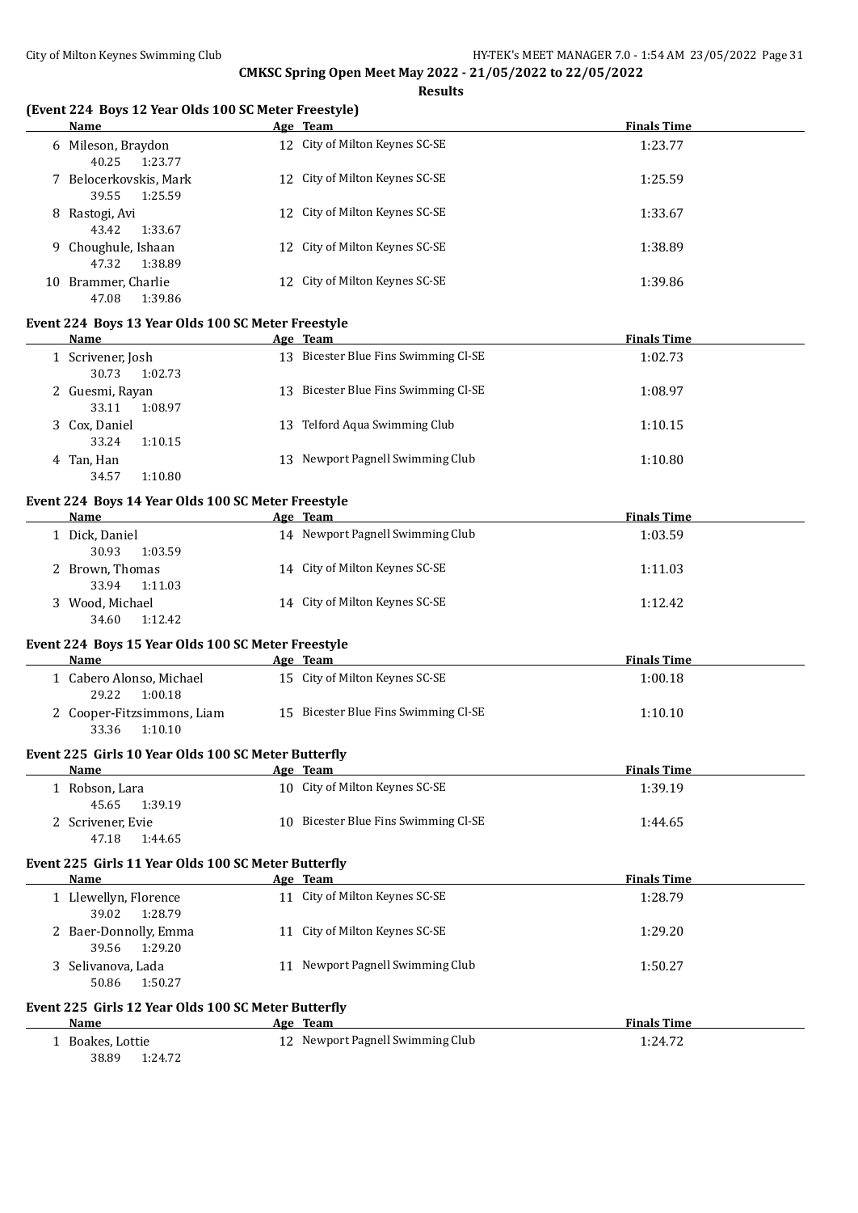**CMKSC Spring Open Meet May 2022 - 21/05/2022 to 22/05/2022**

**Results**

### (Event 224 Boys 12 Year Olds 100 SC Meter Freestyle)

| | Name | Age | Team | Finals Time |
|---|---|---|---|---|
| 6 | Mileson, Braydon | 12 | City of Milton Keynes SC-SE | 1:23.77 |
| | 40.25 1:23.77 | | | |
| 7 | Belocerkovskis, Mark | 12 | City of Milton Keynes SC-SE | 1:25.59 |
| | 39.55 1:25.59 | | | |
| 8 | Rastogi, Avi | 12 | City of Milton Keynes SC-SE | 1:33.67 |
| | 43.42 1:33.67 | | | |
| 9 | Choughule, Ishaan | 12 | City of Milton Keynes SC-SE | 1:38.89 |
| | 47.32 1:38.89 | | | |
| 10 | Brammer, Charlie | 12 | City of Milton Keynes SC-SE | 1:39.86 |
| | 47.08 1:39.86 | | | |

### Event 224 Boys 13 Year Olds 100 SC Meter Freestyle

| | Name | Age | Team | Finals Time |
|---|---|---|---|---|
| 1 | Scrivener, Josh | 13 | Bicester Blue Fins Swimming Cl-SE | 1:02.73 |
| | 30.73 1:02.73 | | | |
| 2 | Guesmi, Rayan | 13 | Bicester Blue Fins Swimming Cl-SE | 1:08.97 |
| | 33.11 1:08.97 | | | |
| 3 | Cox, Daniel | 13 | Telford Aqua Swimming Club | 1:10.15 |
| | 33.24 1:10.15 | | | |
| 4 | Tan, Han | 13 | Newport Pagnell Swimming Club | 1:10.80 |
| | 34.57 1:10.80 | | | |

### Event 224 Boys 14 Year Olds 100 SC Meter Freestyle

| | Name | Age | Team | Finals Time |
|---|---|---|---|---|
| 1 | Dick, Daniel | 14 | Newport Pagnell Swimming Club | 1:03.59 |
| | 30.93 1:03.59 | | | |
| 2 | Brown, Thomas | 14 | City of Milton Keynes SC-SE | 1:11.03 |
| | 33.94 1:11.03 | | | |
| 3 | Wood, Michael | 14 | City of Milton Keynes SC-SE | 1:12.42 |
| | 34.60 1:12.42 | | | |

### Event 224 Boys 15 Year Olds 100 SC Meter Freestyle

| | Name | Age | Team | Finals Time |
|---|---|---|---|---|
| 1 | Cabero Alonso, Michael | 15 | City of Milton Keynes SC-SE | 1:00.18 |
| | 29.22 1:00.18 | | | |
| 2 | Cooper-Fitzsimmons, Liam | 15 | Bicester Blue Fins Swimming Cl-SE | 1:10.10 |
| | 33.36 1:10.10 | | | |

### Event 225 Girls 10 Year Olds 100 SC Meter Butterfly

| | Name | Age | Team | Finals Time |
|---|---|---|---|---|
| 1 | Robson, Lara | 10 | City of Milton Keynes SC-SE | 1:39.19 |
| | 45.65 1:39.19 | | | |
| 2 | Scrivener, Evie | 10 | Bicester Blue Fins Swimming Cl-SE | 1:44.65 |
| | 47.18 1:44.65 | | | |

### Event 225 Girls 11 Year Olds 100 SC Meter Butterfly

| | Name | Age | Team | Finals Time |
|---|---|---|---|---|
| 1 | Llewellyn, Florence | 11 | City of Milton Keynes SC-SE | 1:28.79 |
| | 39.02 1:28.79 | | | |
| 2 | Baer-Donnolly, Emma | 11 | City of Milton Keynes SC-SE | 1:29.20 |
| | 39.56 1:29.20 | | | |
| 3 | Selivanova, Lada | 11 | Newport Pagnell Swimming Club | 1:50.27 |
| | 50.86 1:50.27 | | | |

### Event 225 Girls 12 Year Olds 100 SC Meter Butterfly

| | Name | Age | Team | Finals Time |
|---|---|---|---|---|
| 1 | Boakes, Lottie | 12 | Newport Pagnell Swimming Club | 1:24.72 |
| | 38.89 1:24.72 | | | |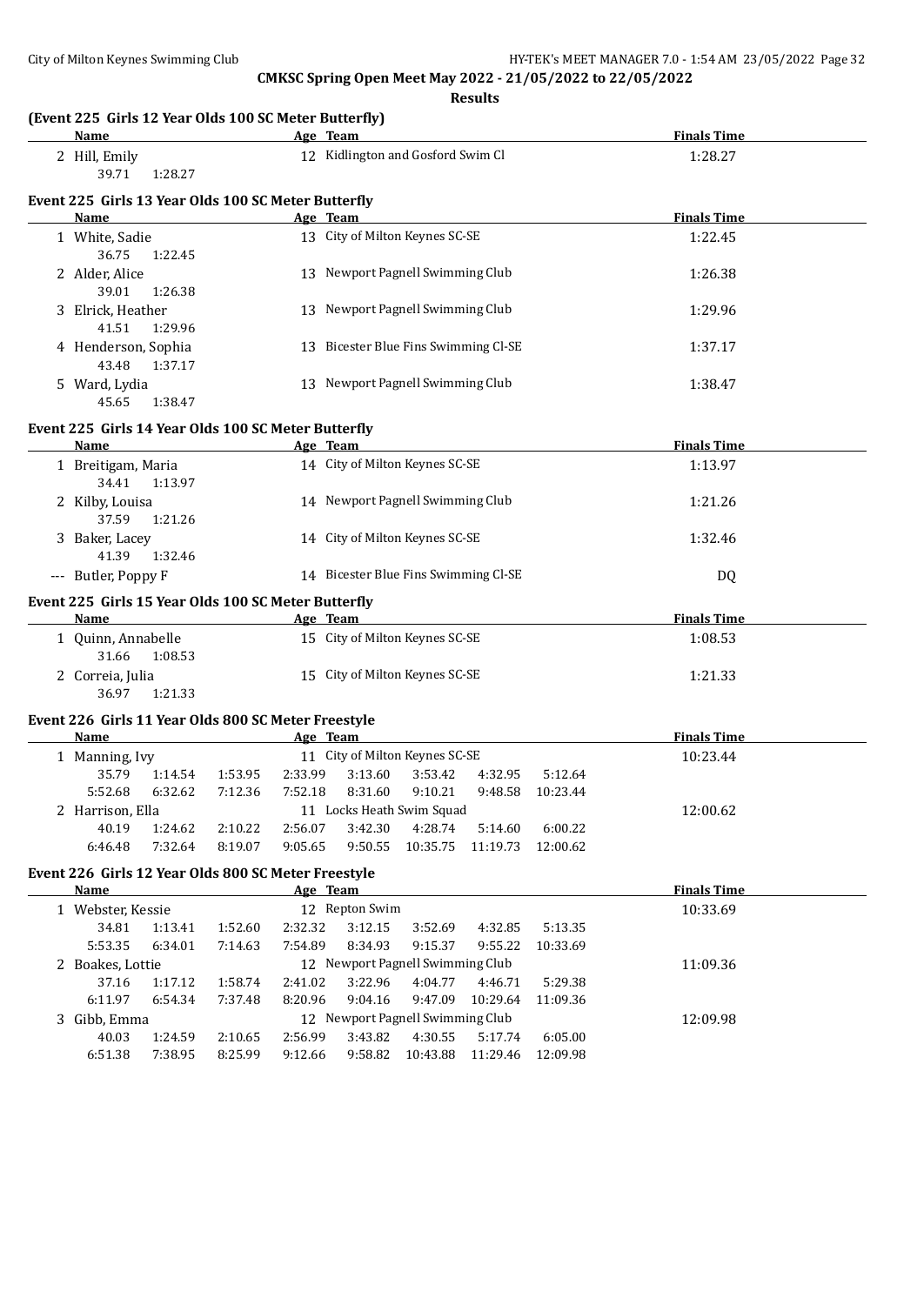**CMKSC Spring Open Meet May 2022 - 21/05/2022 to 22/05/2022**

**Results**

### (Event 225 Girls 12 Year Olds 100 SC Meter Butterfly)

| | Name | Age | Team | Finals Time |
|---|---|---|---|---|
| 2 | Hill, Emily | 12 | Kidlington and Gosford Swim Cl | 1:28.27 |
| | 39.71 1:28.27 | | | |

### Event 225 Girls 13 Year Olds 100 SC Meter Butterfly

| | Name | Age | Team | Finals Time |
|---|---|---|---|---|
| 1 | White, Sadie | 13 | City of Milton Keynes SC-SE | 1:22.45 |
| | 36.75 1:22.45 | | | |
| 2 | Alder, Alice | 13 | Newport Pagnell Swimming Club | 1:26.38 |
| | 39.01 1:26.38 | | | |
| 3 | Elrick, Heather | 13 | Newport Pagnell Swimming Club | 1:29.96 |
| | 41.51 1:29.96 | | | |
| 4 | Henderson, Sophia | 13 | Bicester Blue Fins Swimming Cl-SE | 1:37.17 |
| | 43.48 1:37.17 | | | |
| 5 | Ward, Lydia | 13 | Newport Pagnell Swimming Club | 1:38.47 |
| | 45.65 1:38.47 | | | |

### Event 225 Girls 14 Year Olds 100 SC Meter Butterfly

| | Name | Age | Team | Finals Time |
|---|---|---|---|---|
| 1 | Breitigam, Maria | 14 | City of Milton Keynes SC-SE | 1:13.97 |
| | 34.41 1:13.97 | | | |
| 2 | Kilby, Louisa | 14 | Newport Pagnell Swimming Club | 1:21.26 |
| | 37.59 1:21.26 | | | |
| 3 | Baker, Lacey | 14 | City of Milton Keynes SC-SE | 1:32.46 |
| | 41.39 1:32.46 | | | |
| --- | Butler, Poppy F | 14 | Bicester Blue Fins Swimming Cl-SE | DQ |

### Event 225 Girls 15 Year Olds 100 SC Meter Butterfly

| | Name | Age | Team | Finals Time |
|---|---|---|---|---|
| 1 | Quinn, Annabelle | 15 | City of Milton Keynes SC-SE | 1:08.53 |
| | 31.66 1:08.53 | | | |
| 2 | Correia, Julia | 15 | City of Milton Keynes SC-SE | 1:21.33 |
| | 36.97 1:21.33 | | | |

### Event 226 Girls 11 Year Olds 800 SC Meter Freestyle

| | Name | Age | Team | Finals Time |
|---|---|---|---|---|
| 1 | Manning, Ivy | 11 | City of Milton Keynes SC-SE | 10:23.44 |
| | 35.79 1:14.54 1:53.95 2:33.99 3:13.60 3:53.42 4:32.95 5:12.64 | | | |
| | 5:52.68 6:32.62 7:12.36 7:52.18 8:31.60 9:10.21 9:48.58 10:23.44 | | | |
| 2 | Harrison, Ella | 11 | Locks Heath Swim Squad | 12:00.62 |
| | 40.19 1:24.62 2:10.22 2:56.07 3:42.30 4:28.74 5:14.60 6:00.22 | | | |
| | 6:46.48 7:32.64 8:19.07 9:05.65 9:50.55 10:35.75 11:19.73 12:00.62 | | | |

### Event 226 Girls 12 Year Olds 800 SC Meter Freestyle

| | Name | Age | Team | Finals Time |
|---|---|---|---|---|
| 1 | Webster, Kessie | 12 | Repton Swim | 10:33.69 |
| | 34.81 1:13.41 1:52.60 2:32.32 3:12.15 3:52.69 4:32.85 5:13.35 | | | |
| | 5:53.35 6:34.01 7:14.63 7:54.89 8:34.93 9:15.37 9:55.22 10:33.69 | | | |
| 2 | Boakes, Lottie | 12 | Newport Pagnell Swimming Club | 11:09.36 |
| | 37.16 1:17.12 1:58.74 2:41.02 3:22.96 4:04.77 4:46.71 5:29.38 | | | |
| | 6:11.97 6:54.34 7:37.48 8:20.96 9:04.16 9:47.09 10:29.64 11:09.36 | | | |
| 3 | Gibb, Emma | 12 | Newport Pagnell Swimming Club | 12:09.98 |
| | 40.03 1:24.59 2:10.65 2:56.99 3:43.82 4:30.55 5:17.74 6:05.00 | | | |
| | 6:51.38 7:38.95 8:25.99 9:12.66 9:58.82 10:43.88 11:29.46 12:09.98 | | | |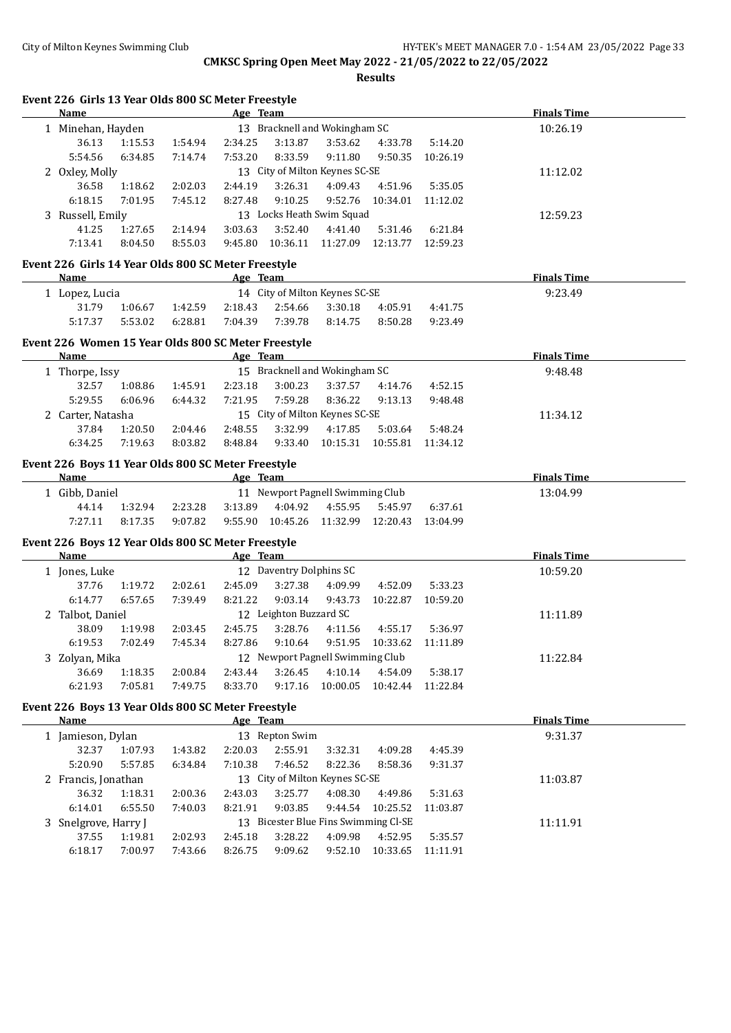# CMKSC Spring Open Meet May 2022 - 21/05/2022 to 22/05/2022

## Results

### Event 226 Girls 13 Year Olds 800 SC Meter Freestyle

| Name | Age | Team | Finals Time |
|---|---|---|---|
| 1 Minehan, Hayden | 13 | Bracknell and Wokingham SC | 10:26.19 |

36.13 1:15.53 1:54.94 2:34.25 3:13.87 3:53.62 4:33.78 5:14.20
5:54.56 6:34.85 7:14.74 7:53.20 8:33.59 9:11.80 9:50.35 10:26.19

| Name | Age | Team | Finals Time |
|---|---|---|---|
| 2 Oxley, Molly | 13 | City of Milton Keynes SC-SE | 11:12.02 |

36.58 1:18.62 2:02.03 2:44.19 3:26.31 4:09.43 4:51.96 5:35.05
6:18.15 7:01.95 7:45.12 8:27.48 9:10.25 9:52.76 10:34.01 11:12.02

| Name | Age | Team | Finals Time |
|---|---|---|---|
| 3 Russell, Emily | 13 | Locks Heath Swim Squad | 12:59.23 |

41.25 1:27.65 2:14.94 3:03.63 3:52.40 4:41.40 5:31.46 6:21.84
7:13.41 8:04.50 8:55.03 9:45.80 10:36.11 11:27.09 12:13.77 12:59.23

### Event 226 Girls 14 Year Olds 800 SC Meter Freestyle

| Name | Age | Team | Finals Time |
|---|---|---|---|
| 1 Lopez, Lucia | 14 | City of Milton Keynes SC-SE | 9:23.49 |

31.79 1:06.67 1:42.59 2:18.43 2:54.66 3:30.18 4:05.91 4:41.75
5:17.37 5:53.02 6:28.81 7:04.39 7:39.78 8:14.75 8:50.28 9:23.49

### Event 226 Women 15 Year Olds 800 SC Meter Freestyle

| Name | Age | Team | Finals Time |
|---|---|---|---|
| 1 Thorpe, Issy | 15 | Bracknell and Wokingham SC | 9:48.48 |

32.57 1:08.86 1:45.91 2:23.18 3:00.23 3:37.57 4:14.76 4:52.15
5:29.55 6:06.96 6:44.32 7:21.95 7:59.28 8:36.22 9:13.13 9:48.48

| Name | Age | Team | Finals Time |
|---|---|---|---|
| 2 Carter, Natasha | 15 | City of Milton Keynes SC-SE | 11:34.12 |

37.84 1:20.50 2:04.46 2:48.55 3:32.99 4:17.85 5:03.64 5:48.24
6:34.25 7:19.63 8:03.82 8:48.84 9:33.40 10:15.31 10:55.81 11:34.12

### Event 226 Boys 11 Year Olds 800 SC Meter Freestyle

| Name | Age | Team | Finals Time |
|---|---|---|---|
| 1 Gibb, Daniel | 11 | Newport Pagnell Swimming Club | 13:04.99 |

44.14 1:32.94 2:23.28 3:13.89 4:04.92 4:55.95 5:45.97 6:37.61
7:27.11 8:17.35 9:07.82 9:55.90 10:45.26 11:32.99 12:20.43 13:04.99

### Event 226 Boys 12 Year Olds 800 SC Meter Freestyle

| Name | Age | Team | Finals Time |
|---|---|---|---|
| 1 Jones, Luke | 12 | Daventry Dolphins SC | 10:59.20 |

37.76 1:19.72 2:02.61 2:45.09 3:27.38 4:09.99 4:52.09 5:33.23
6:14.77 6:57.65 7:39.49 8:21.22 9:03.14 9:43.73 10:22.87 10:59.20

| Name | Age | Team | Finals Time |
|---|---|---|---|
| 2 Talbot, Daniel | 12 | Leighton Buzzard SC | 11:11.89 |

38.09 1:19.98 2:03.45 2:45.75 3:28.76 4:11.56 4:55.17 5:36.97
6:19.53 7:02.49 7:45.34 8:27.86 9:10.64 9:51.95 10:33.62 11:11.89

| Name | Age | Team | Finals Time |
|---|---|---|---|
| 3 Zolyan, Mika | 12 | Newport Pagnell Swimming Club | 11:22.84 |

36.69 1:18.35 2:00.84 2:43.44 3:26.45 4:10.14 4:54.09 5:38.17
6:21.93 7:05.81 7:49.75 8:33.70 9:17.16 10:00.05 10:42.44 11:22.84

### Event 226 Boys 13 Year Olds 800 SC Meter Freestyle

| Name | Age | Team | Finals Time |
|---|---|---|---|
| 1 Jamieson, Dylan | 13 | Repton Swim | 9:31.37 |

32.37 1:07.93 1:43.82 2:20.03 2:55.91 3:32.31 4:09.28 4:45.39
5:20.90 5:57.85 6:34.84 7:10.38 7:46.52 8:22.36 8:58.36 9:31.37

| Name | Age | Team | Finals Time |
|---|---|---|---|
| 2 Francis, Jonathan | 13 | City of Milton Keynes SC-SE | 11:03.87 |

36.32 1:18.31 2:00.36 2:43.03 3:25.77 4:08.30 4:49.86 5:31.63
6:14.01 6:55.50 7:40.03 8:21.91 9:03.85 9:44.54 10:25.52 11:03.87

| Name | Age | Team | Finals Time |
|---|---|---|---|
| 3 Snelgrove, Harry J | 13 | Bicester Blue Fins Swimming Cl-SE | 11:11.91 |

37.55 1:19.81 2:02.93 2:45.18 3:28.22 4:09.98 4:52.95 5:35.57
6:18.17 7:00.97 7:43.66 8:26.75 9:09.62 9:52.10 10:33.65 11:11.91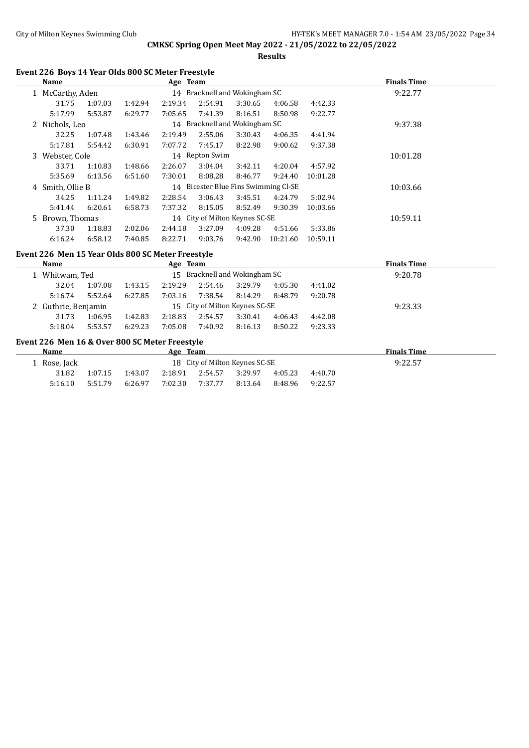**CMKSC Spring Open Meet May 2022 - 21/05/2022 to 22/05/2022**

**Results**

### Event 226 Boys 14 Year Olds 800 SC Meter Freestyle

| Name | Age | Team | Finals Time |
|---|---|---|---|
| 1 McCarthy, Aden | 14 | Bracknell and Wokingham SC | 9:22.77 |
| 31.75, 1:07.03, 1:42.94, 2:19.34, 2:54.91, 3:30.65, 4:06.58, 4:42.33 | | | |
| 5:17.99, 5:53.87, 6:29.77, 7:05.65, 7:41.39, 8:16.51, 8:50.98, 9:22.77 | | | |
| 2 Nichols, Leo | 14 | Bracknell and Wokingham SC | 9:37.38 |
| 32.25, 1:07.48, 1:43.46, 2:19.49, 2:55.06, 3:30.43, 4:06.35, 4:41.94 | | | |
| 5:17.81, 5:54.42, 6:30.91, 7:07.72, 7:45.17, 8:22.98, 9:00.62, 9:37.38 | | | |
| 3 Webster, Cole | 14 | Repton Swim | 10:01.28 |
| 33.71, 1:10.83, 1:48.66, 2:26.07, 3:04.04, 3:42.11, 4:20.04, 4:57.92 | | | |
| 5:35.69, 6:13.56, 6:51.60, 7:30.01, 8:08.28, 8:46.77, 9:24.40, 10:01.28 | | | |
| 4 Smith, Ollie B | 14 | Bicester Blue Fins Swimming Cl-SE | 10:03.66 |
| 34.25, 1:11.24, 1:49.82, 2:28.54, 3:06.43, 3:45.51, 4:24.79, 5:02.94 | | | |
| 5:41.44, 6:20.61, 6:58.73, 7:37.32, 8:15.05, 8:52.49, 9:30.39, 10:03.66 | | | |
| 5 Brown, Thomas | 14 | City of Milton Keynes SC-SE | 10:59.11 |
| 37.30, 1:18.83, 2:02.06, 2:44.18, 3:27.09, 4:09.28, 4:51.66, 5:33.86 | | | |
| 6:16.24, 6:58.12, 7:40.85, 8:22.71, 9:03.76, 9:42.90, 10:21.60, 10:59.11 | | | |

### Event 226 Men 15 Year Olds 800 SC Meter Freestyle

| Name | Age | Team | Finals Time |
|---|---|---|---|
| 1 Whitwam, Ted | 15 | Bracknell and Wokingham SC | 9:20.78 |
| 32.04, 1:07.08, 1:43.15, 2:19.29, 2:54.46, 3:29.79, 4:05.30, 4:41.02 | | | |
| 5:16.74, 5:52.64, 6:27.85, 7:03.16, 7:38.54, 8:14.29, 8:48.79, 9:20.78 | | | |
| 2 Guthrie, Benjamin | 15 | City of Milton Keynes SC-SE | 9:23.33 |
| 31.73, 1:06.95, 1:42.83, 2:18.83, 2:54.57, 3:30.41, 4:06.43, 4:42.08 | | | |
| 5:18.04, 5:53.57, 6:29.23, 7:05.08, 7:40.92, 8:16.13, 8:50.22, 9:23.33 | | | |

### Event 226 Men 16 & Over 800 SC Meter Freestyle

| Name | Age | Team | Finals Time |
|---|---|---|---|
| 1 Rose, Jack | 18 | City of Milton Keynes SC-SE | 9:22.57 |
| 31.82, 1:07.15, 1:43.07, 2:18.91, 2:54.57, 3:29.97, 4:05.23, 4:40.70 | | | |
| 5:16.10, 5:51.79, 6:26.97, 7:02.30, 7:37.77, 8:13.64, 8:48.96, 9:22.57 | | | |